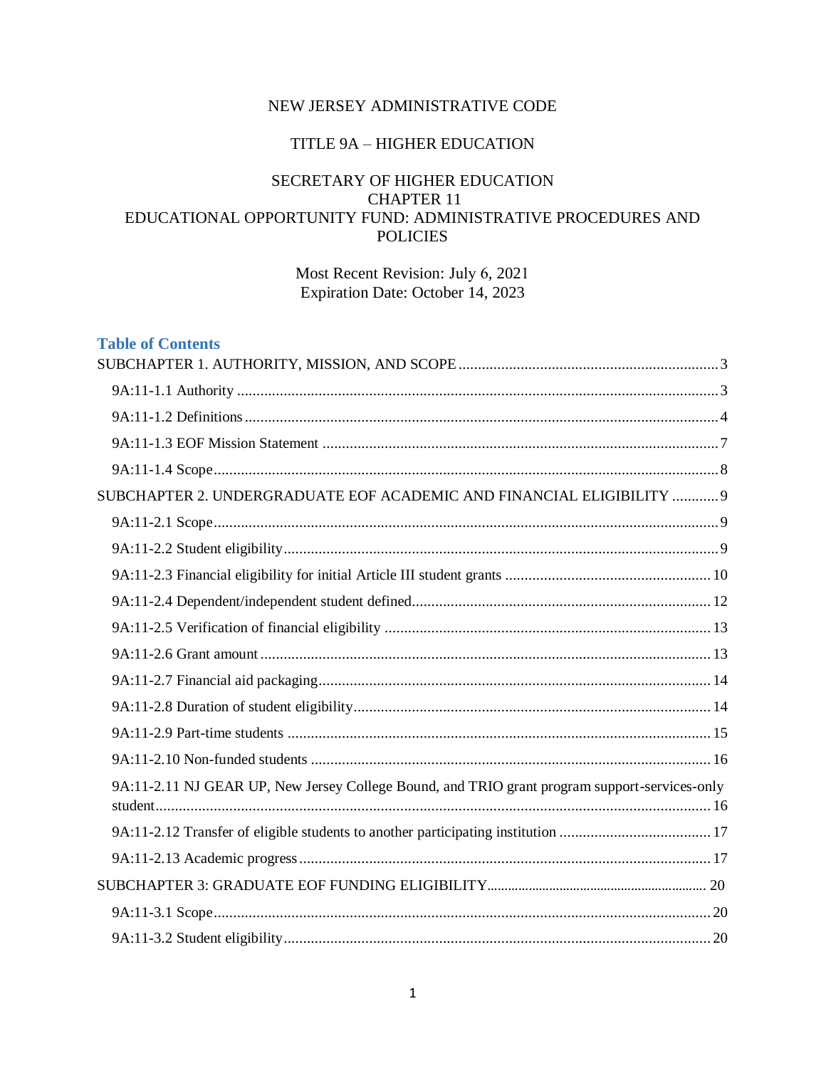NEW JERSEY ADMINISTRATIVE CODE

TITLE 9A – HIGHER EDUCATION

SECRETARY OF HIGHER EDUCATION
CHAPTER 11
EDUCATIONAL OPPORTUNITY FUND: ADMINISTRATIVE PROCEDURES AND POLICIES

Most Recent Revision: July 6, 2021
Expiration Date: October 14, 2023

## Table of Contents

SUBCHAPTER 1. AUTHORITY, MISSION, AND SCOPE ........ 3
- 9A:11-1.1 Authority ........ 3
- 9A:11-1.2 Definitions ........ 4
- 9A:11-1.3 EOF Mission Statement ........ 7
- 9A:11-1.4 Scope ........ 8

SUBCHAPTER 2. UNDERGRADUATE EOF ACADEMIC AND FINANCIAL ELIGIBILITY ........ 9
- 9A:11-2.1 Scope ........ 9
- 9A:11-2.2 Student eligibility ........ 9
- 9A:11-2.3 Financial eligibility for initial Article III student grants ........ 10
- 9A:11-2.4 Dependent/independent student defined ........ 12
- 9A:11-2.5 Verification of financial eligibility ........ 13
- 9A:11-2.6 Grant amount ........ 13
- 9A:11-2.7 Financial aid packaging ........ 14
- 9A:11-2.8 Duration of student eligibility ........ 14
- 9A:11-2.9 Part-time students ........ 15
- 9A:11-2.10 Non-funded students ........ 16
- 9A:11-2.11 NJ GEAR UP, New Jersey College Bound, and TRIO grant program support-services-only student ........ 16
- 9A:11-2.12 Transfer of eligible students to another participating institution ........ 17
- 9A:11-2.13 Academic progress ........ 17

SUBCHAPTER 3: GRADUATE EOF FUNDING ELIGIBILITY ........ 20
- 9A:11-3.1 Scope ........ 20
- 9A:11-3.2 Student eligibility ........ 20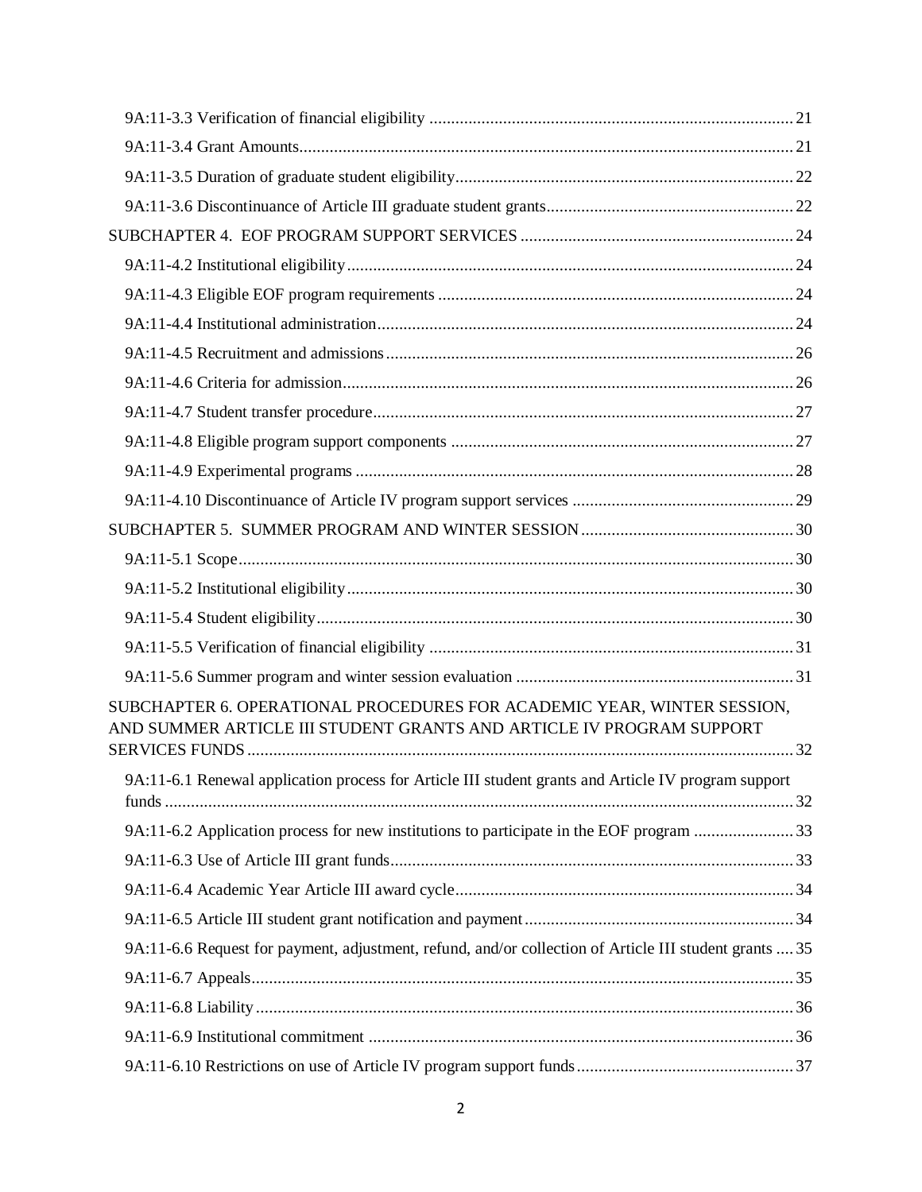9A:11-3.3 Verification of financial eligibility .......... 21

9A:11-3.4 Grant Amounts .......... 21

9A:11-3.5 Duration of graduate student eligibility .......... 22

9A:11-3.6 Discontinuance of Article III graduate student grants .......... 22

SUBCHAPTER 4. EOF PROGRAM SUPPORT SERVICES .......... 24

9A:11-4.2 Institutional eligibility .......... 24

9A:11-4.3 Eligible EOF program requirements .......... 24

9A:11-4.4 Institutional administration .......... 24

9A:11-4.5 Recruitment and admissions .......... 26

9A:11-4.6 Criteria for admission .......... 26

9A:11-4.7 Student transfer procedure .......... 27

9A:11-4.8 Eligible program support components .......... 27

9A:11-4.9 Experimental programs .......... 28

9A:11-4.10 Discontinuance of Article IV program support services .......... 29

SUBCHAPTER 5. SUMMER PROGRAM AND WINTER SESSION .......... 30

9A:11-5.1 Scope .......... 30

9A:11-5.2 Institutional eligibility .......... 30

9A:11-5.4 Student eligibility .......... 30

9A:11-5.5 Verification of financial eligibility .......... 31

9A:11-5.6 Summer program and winter session evaluation .......... 31

SUBCHAPTER 6. OPERATIONAL PROCEDURES FOR ACADEMIC YEAR, WINTER SESSION, AND SUMMER ARTICLE III STUDENT GRANTS AND ARTICLE IV PROGRAM SUPPORT SERVICES FUNDS .......... 32

9A:11-6.1 Renewal application process for Article III student grants and Article IV program support funds .......... 32

9A:11-6.2 Application process for new institutions to participate in the EOF program .......... 33

9A:11-6.3 Use of Article III grant funds .......... 33

9A:11-6.4 Academic Year Article III award cycle .......... 34

9A:11-6.5 Article III student grant notification and payment .......... 34

9A:11-6.6 Request for payment, adjustment, refund, and/or collection of Article III student grants .......... 35

9A:11-6.7 Appeals .......... 35

9A:11-6.8 Liability .......... 36

9A:11-6.9 Institutional commitment .......... 36

9A:11-6.10 Restrictions on use of Article IV program support funds .......... 37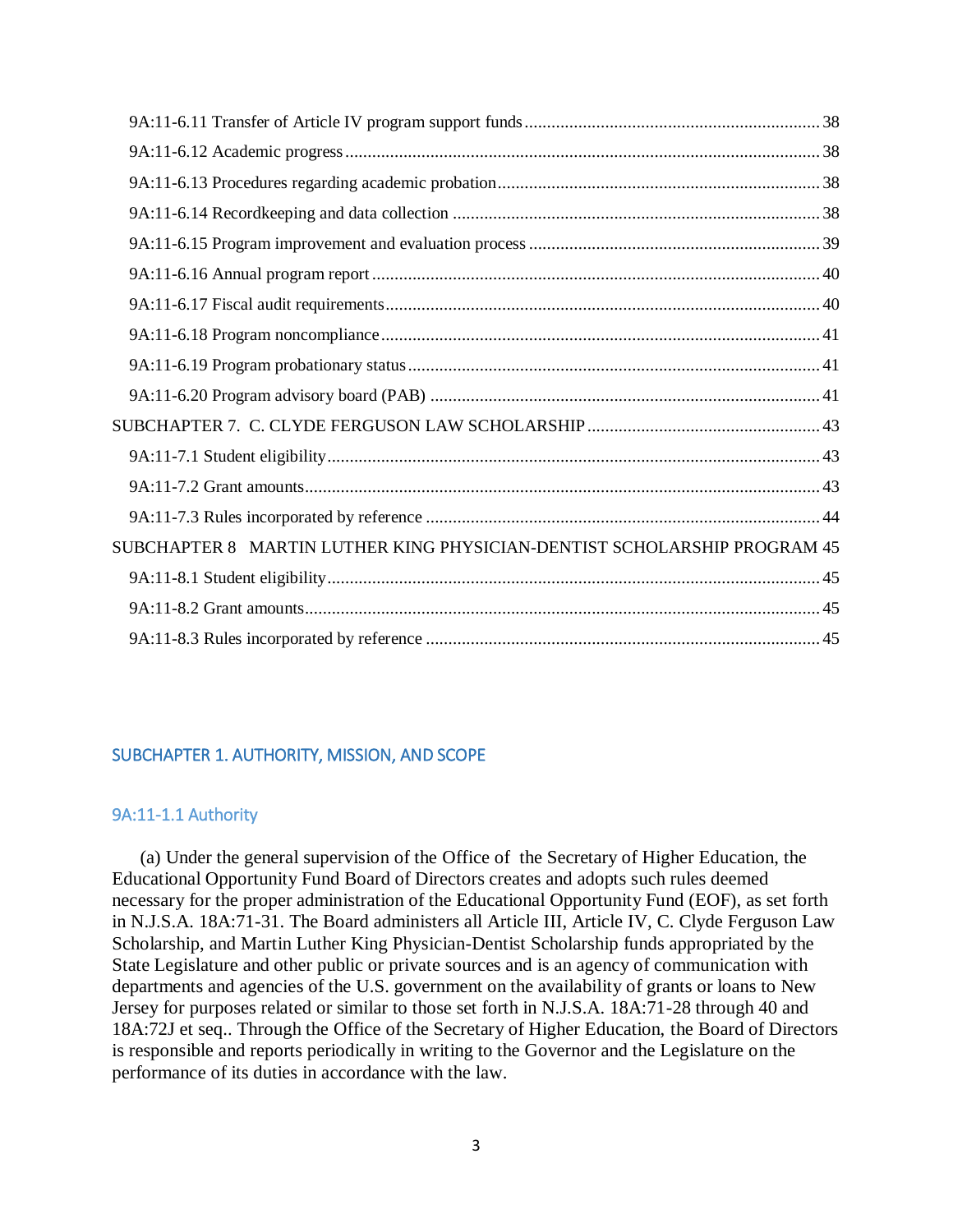- 9A:11-6.11 Transfer of Article IV program support funds ..... 38
- 9A:11-6.12 Academic progress ..... 38
- 9A:11-6.13 Procedures regarding academic probation ..... 38
- 9A:11-6.14 Recordkeeping and data collection ..... 38
- 9A:11-6.15 Program improvement and evaluation process ..... 39
- 9A:11-6.16 Annual program report ..... 40
- 9A:11-6.17 Fiscal audit requirements ..... 40
- 9A:11-6.18 Program noncompliance ..... 41
- 9A:11-6.19 Program probationary status ..... 41
- 9A:11-6.20 Program advisory board (PAB) ..... 41

SUBCHAPTER 7. C. CLYDE FERGUSON LAW SCHOLARSHIP ..... 43

- 9A:11-7.1 Student eligibility ..... 43
- 9A:11-7.2 Grant amounts ..... 43
- 9A:11-7.3 Rules incorporated by reference ..... 44

SUBCHAPTER 8 MARTIN LUTHER KING PHYSICIAN-DENTIST SCHOLARSHIP PROGRAM 45

- 9A:11-8.1 Student eligibility ..... 45
- 9A:11-8.2 Grant amounts ..... 45
- 9A:11-8.3 Rules incorporated by reference ..... 45

## SUBCHAPTER 1. AUTHORITY, MISSION, AND SCOPE

### 9A:11-1.1 Authority

(a) Under the general supervision of the Office of the Secretary of Higher Education, the Educational Opportunity Fund Board of Directors creates and adopts such rules deemed necessary for the proper administration of the Educational Opportunity Fund (EOF), as set forth in N.J.S.A. 18A:71-31. The Board administers all Article III, Article IV, C. Clyde Ferguson Law Scholarship, and Martin Luther King Physician-Dentist Scholarship funds appropriated by the State Legislature and other public or private sources and is an agency of communication with departments and agencies of the U.S. government on the availability of grants or loans to New Jersey for purposes related or similar to those set forth in N.J.S.A. 18A:71-28 through 40 and 18A:72J et seq.. Through the Office of the Secretary of Higher Education, the Board of Directors is responsible and reports periodically in writing to the Governor and the Legislature on the performance of its duties in accordance with the law.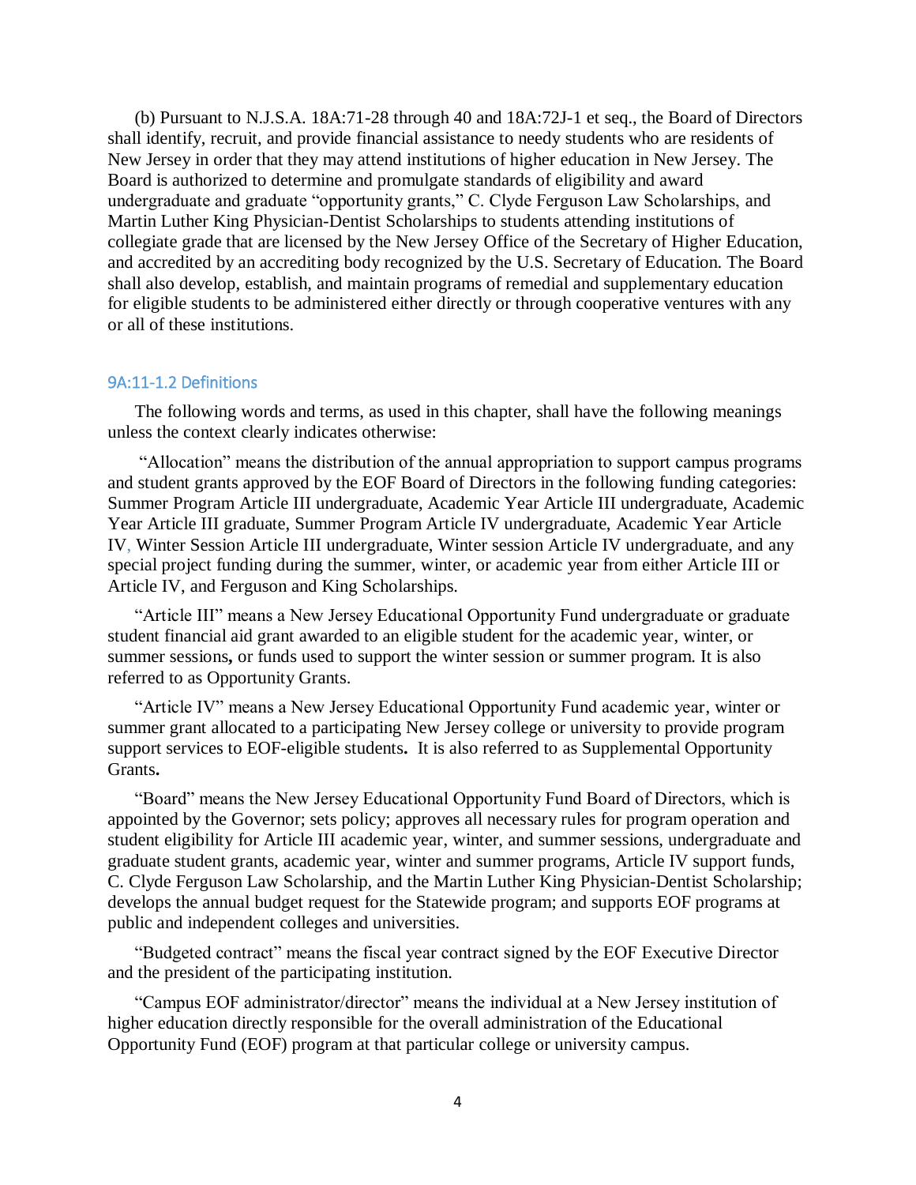(b) Pursuant to N.J.S.A. 18A:71-28 through 40 and 18A:72J-1 et seq., the Board of Directors shall identify, recruit, and provide financial assistance to needy students who are residents of New Jersey in order that they may attend institutions of higher education in New Jersey. The Board is authorized to determine and promulgate standards of eligibility and award undergraduate and graduate "opportunity grants," C. Clyde Ferguson Law Scholarships, and Martin Luther King Physician-Dentist Scholarships to students attending institutions of collegiate grade that are licensed by the New Jersey Office of the Secretary of Higher Education, and accredited by an accrediting body recognized by the U.S. Secretary of Education. The Board shall also develop, establish, and maintain programs of remedial and supplementary education for eligible students to be administered either directly or through cooperative ventures with any or all of these institutions.

### 9A:11-1.2 Definitions

The following words and terms, as used in this chapter, shall have the following meanings unless the context clearly indicates otherwise:

"Allocation" means the distribution of the annual appropriation to support campus programs and student grants approved by the EOF Board of Directors in the following funding categories: Summer Program Article III undergraduate, Academic Year Article III undergraduate, Academic Year Article III graduate, Summer Program Article IV undergraduate, Academic Year Article IV, Winter Session Article III undergraduate, Winter session Article IV undergraduate, and any special project funding during the summer, winter, or academic year from either Article III or Article IV, and Ferguson and King Scholarships.

"Article III" means a New Jersey Educational Opportunity Fund undergraduate or graduate student financial aid grant awarded to an eligible student for the academic year, winter, or summer sessions**,** or funds used to support the winter session or summer program. It is also referred to as Opportunity Grants.

"Article IV" means a New Jersey Educational Opportunity Fund academic year, winter or summer grant allocated to a participating New Jersey college or university to provide program support services to EOF-eligible students**.** It is also referred to as Supplemental Opportunity Grants**.**

"Board" means the New Jersey Educational Opportunity Fund Board of Directors, which is appointed by the Governor; sets policy; approves all necessary rules for program operation and student eligibility for Article III academic year, winter, and summer sessions, undergraduate and graduate student grants, academic year, winter and summer programs, Article IV support funds, C. Clyde Ferguson Law Scholarship, and the Martin Luther King Physician-Dentist Scholarship; develops the annual budget request for the Statewide program; and supports EOF programs at public and independent colleges and universities.

"Budgeted contract" means the fiscal year contract signed by the EOF Executive Director and the president of the participating institution.

"Campus EOF administrator/director" means the individual at a New Jersey institution of higher education directly responsible for the overall administration of the Educational Opportunity Fund (EOF) program at that particular college or university campus.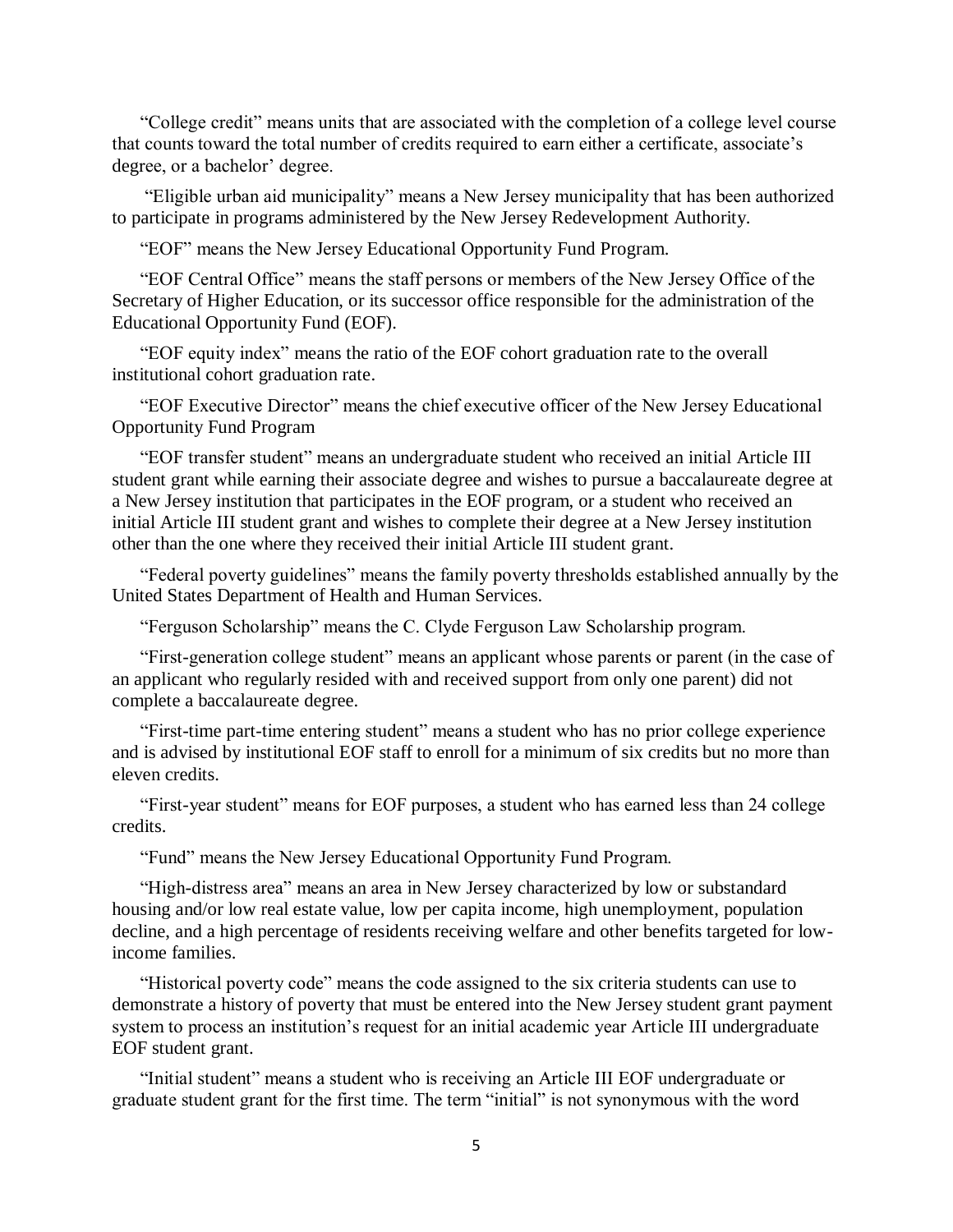“College credit” means units that are associated with the completion of a college level course that counts toward the total number of credits required to earn either a certificate, associate’s degree, or a bachelor’ degree.

“Eligible urban aid municipality” means a New Jersey municipality that has been authorized to participate in programs administered by the New Jersey Redevelopment Authority.

“EOF” means the New Jersey Educational Opportunity Fund Program.

“EOF Central Office” means the staff persons or members of the New Jersey Office of the Secretary of Higher Education, or its successor office responsible for the administration of the Educational Opportunity Fund (EOF).

“EOF equity index” means the ratio of the EOF cohort graduation rate to the overall institutional cohort graduation rate.

“EOF Executive Director” means the chief executive officer of the New Jersey Educational Opportunity Fund Program

“EOF transfer student” means an undergraduate student who received an initial Article III student grant while earning their associate degree and wishes to pursue a baccalaureate degree at a New Jersey institution that participates in the EOF program, or a student who received an initial Article III student grant and wishes to complete their degree at a New Jersey institution other than the one where they received their initial Article III student grant.

“Federal poverty guidelines” means the family poverty thresholds established annually by the United States Department of Health and Human Services.

“Ferguson Scholarship” means the C. Clyde Ferguson Law Scholarship program.

“First-generation college student” means an applicant whose parents or parent (in the case of an applicant who regularly resided with and received support from only one parent) did not complete a baccalaureate degree.

“First-time part-time entering student” means a student who has no prior college experience and is advised by institutional EOF staff to enroll for a minimum of six credits but no more than eleven credits.

“First-year student” means for EOF purposes, a student who has earned less than 24 college credits.

“Fund” means the New Jersey Educational Opportunity Fund Program.

“High-distress area” means an area in New Jersey characterized by low or substandard housing and/or low real estate value, low per capita income, high unemployment, population decline, and a high percentage of residents receiving welfare and other benefits targeted for low-income families.

“Historical poverty code” means the code assigned to the six criteria students can use to demonstrate a history of poverty that must be entered into the New Jersey student grant payment system to process an institution’s request for an initial academic year Article III undergraduate EOF student grant.

“Initial student” means a student who is receiving an Article III EOF undergraduate or graduate student grant for the first time. The term “initial” is not synonymous with the word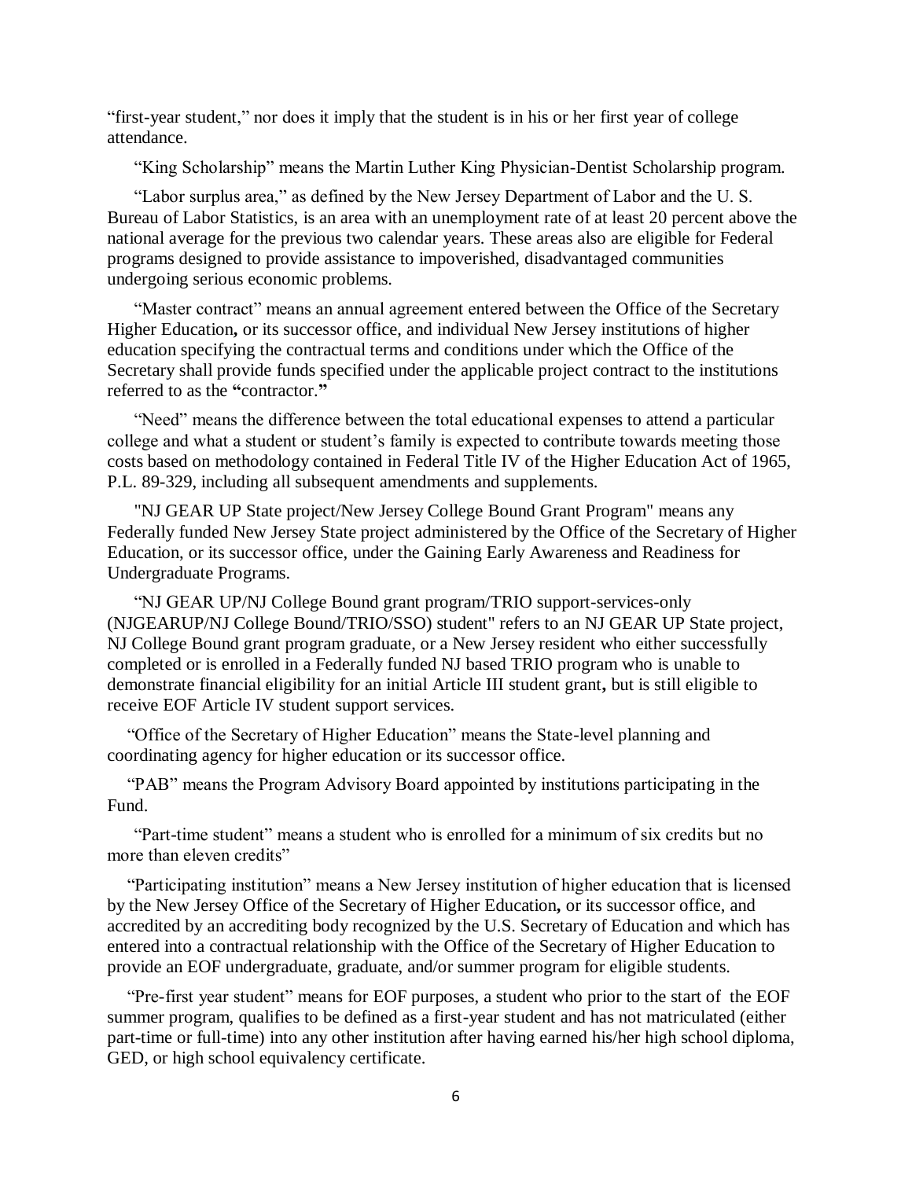"first-year student," nor does it imply that the student is in his or her first year of college attendance.

"King Scholarship" means the Martin Luther King Physician-Dentist Scholarship program.

"Labor surplus area," as defined by the New Jersey Department of Labor and the U. S. Bureau of Labor Statistics, is an area with an unemployment rate of at least 20 percent above the national average for the previous two calendar years. These areas also are eligible for Federal programs designed to provide assistance to impoverished, disadvantaged communities undergoing serious economic problems.

"Master contract" means an annual agreement entered between the Office of the Secretary Higher Education**,** or its successor office, and individual New Jersey institutions of higher education specifying the contractual terms and conditions under which the Office of the Secretary shall provide funds specified under the applicable project contract to the institutions referred to as the **"**contractor.**"**

"Need" means the difference between the total educational expenses to attend a particular college and what a student or student's family is expected to contribute towards meeting those costs based on methodology contained in Federal Title IV of the Higher Education Act of 1965, P.L. 89-329, including all subsequent amendments and supplements.

"NJ GEAR UP State project/New Jersey College Bound Grant Program" means any Federally funded New Jersey State project administered by the Office of the Secretary of Higher Education, or its successor office, under the Gaining Early Awareness and Readiness for Undergraduate Programs.

"NJ GEAR UP/NJ College Bound grant program/TRIO support-services-only (NJGEARUP/NJ College Bound/TRIO/SSO) student" refers to an NJ GEAR UP State project, NJ College Bound grant program graduate, or a New Jersey resident who either successfully completed or is enrolled in a Federally funded NJ based TRIO program who is unable to demonstrate financial eligibility for an initial Article III student grant**,** but is still eligible to receive EOF Article IV student support services.

"Office of the Secretary of Higher Education" means the State-level planning and coordinating agency for higher education or its successor office.

"PAB" means the Program Advisory Board appointed by institutions participating in the Fund.

"Part-time student" means a student who is enrolled for a minimum of six credits but no more than eleven credits"

"Participating institution" means a New Jersey institution of higher education that is licensed by the New Jersey Office of the Secretary of Higher Education**,** or its successor office, and accredited by an accrediting body recognized by the U.S. Secretary of Education and which has entered into a contractual relationship with the Office of the Secretary of Higher Education to provide an EOF undergraduate, graduate, and/or summer program for eligible students.

"Pre-first year student" means for EOF purposes, a student who prior to the start of the EOF summer program, qualifies to be defined as a first-year student and has not matriculated (either part-time or full-time) into any other institution after having earned his/her high school diploma, GED, or high school equivalency certificate.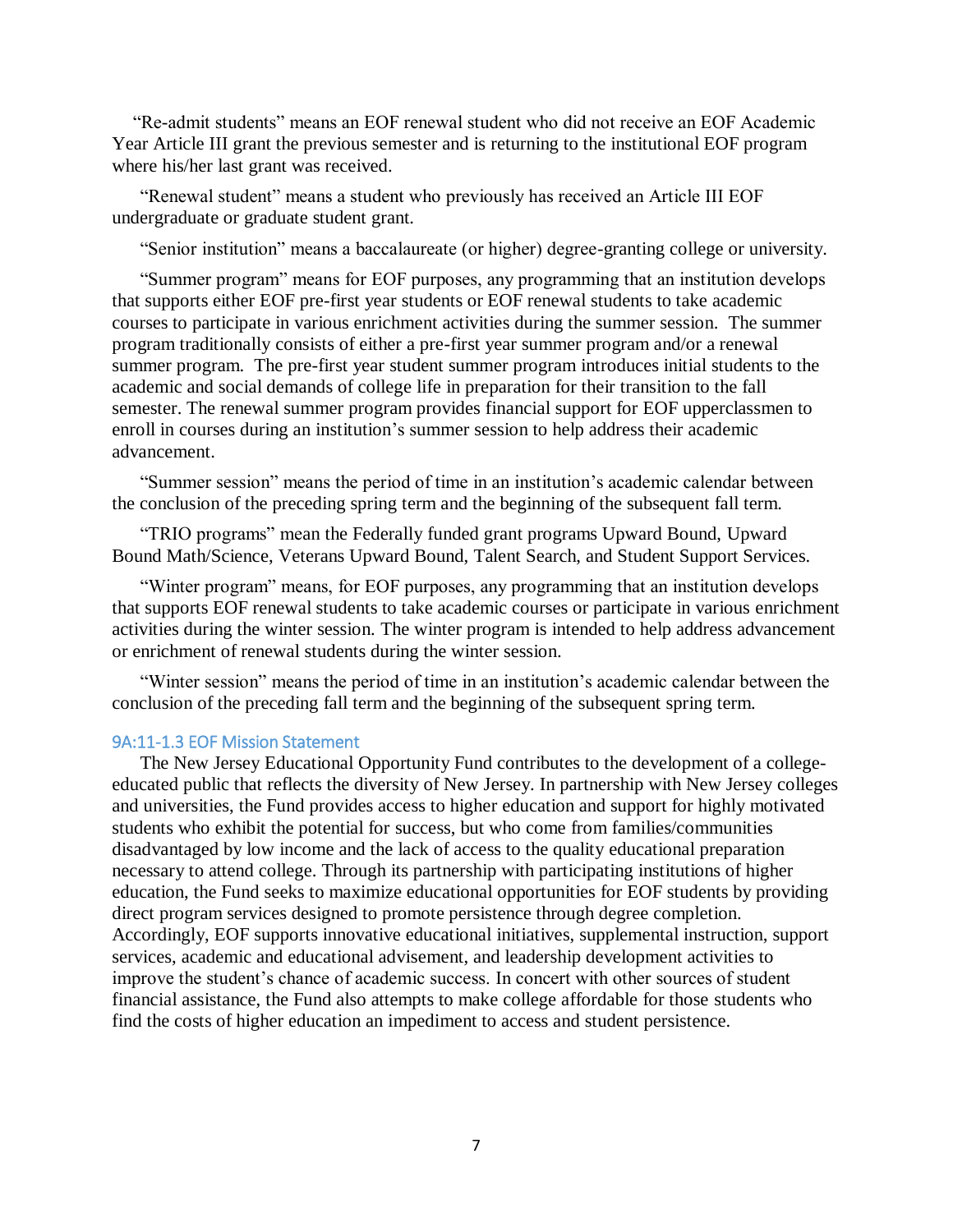"Re-admit students" means an EOF renewal student who did not receive an EOF Academic Year Article III grant the previous semester and is returning to the institutional EOF program where his/her last grant was received.

"Renewal student" means a student who previously has received an Article III EOF undergraduate or graduate student grant.

"Senior institution" means a baccalaureate (or higher) degree-granting college or university.

"Summer program" means for EOF purposes, any programming that an institution develops that supports either EOF pre-first year students or EOF renewal students to take academic courses to participate in various enrichment activities during the summer session. The summer program traditionally consists of either a pre-first year summer program and/or a renewal summer program. The pre-first year student summer program introduces initial students to the academic and social demands of college life in preparation for their transition to the fall semester. The renewal summer program provides financial support for EOF upperclassmen to enroll in courses during an institution's summer session to help address their academic advancement.

"Summer session" means the period of time in an institution's academic calendar between the conclusion of the preceding spring term and the beginning of the subsequent fall term.

"TRIO programs" mean the Federally funded grant programs Upward Bound, Upward Bound Math/Science, Veterans Upward Bound, Talent Search, and Student Support Services.

"Winter program" means, for EOF purposes, any programming that an institution develops that supports EOF renewal students to take academic courses or participate in various enrichment activities during the winter session. The winter program is intended to help address advancement or enrichment of renewal students during the winter session.

"Winter session" means the period of time in an institution's academic calendar between the conclusion of the preceding fall term and the beginning of the subsequent spring term.

### 9A:11-1.3 EOF Mission Statement

The New Jersey Educational Opportunity Fund contributes to the development of a college-educated public that reflects the diversity of New Jersey. In partnership with New Jersey colleges and universities, the Fund provides access to higher education and support for highly motivated students who exhibit the potential for success, but who come from families/communities disadvantaged by low income and the lack of access to the quality educational preparation necessary to attend college. Through its partnership with participating institutions of higher education, the Fund seeks to maximize educational opportunities for EOF students by providing direct program services designed to promote persistence through degree completion. Accordingly, EOF supports innovative educational initiatives, supplemental instruction, support services, academic and educational advisement, and leadership development activities to improve the student's chance of academic success. In concert with other sources of student financial assistance, the Fund also attempts to make college affordable for those students who find the costs of higher education an impediment to access and student persistence.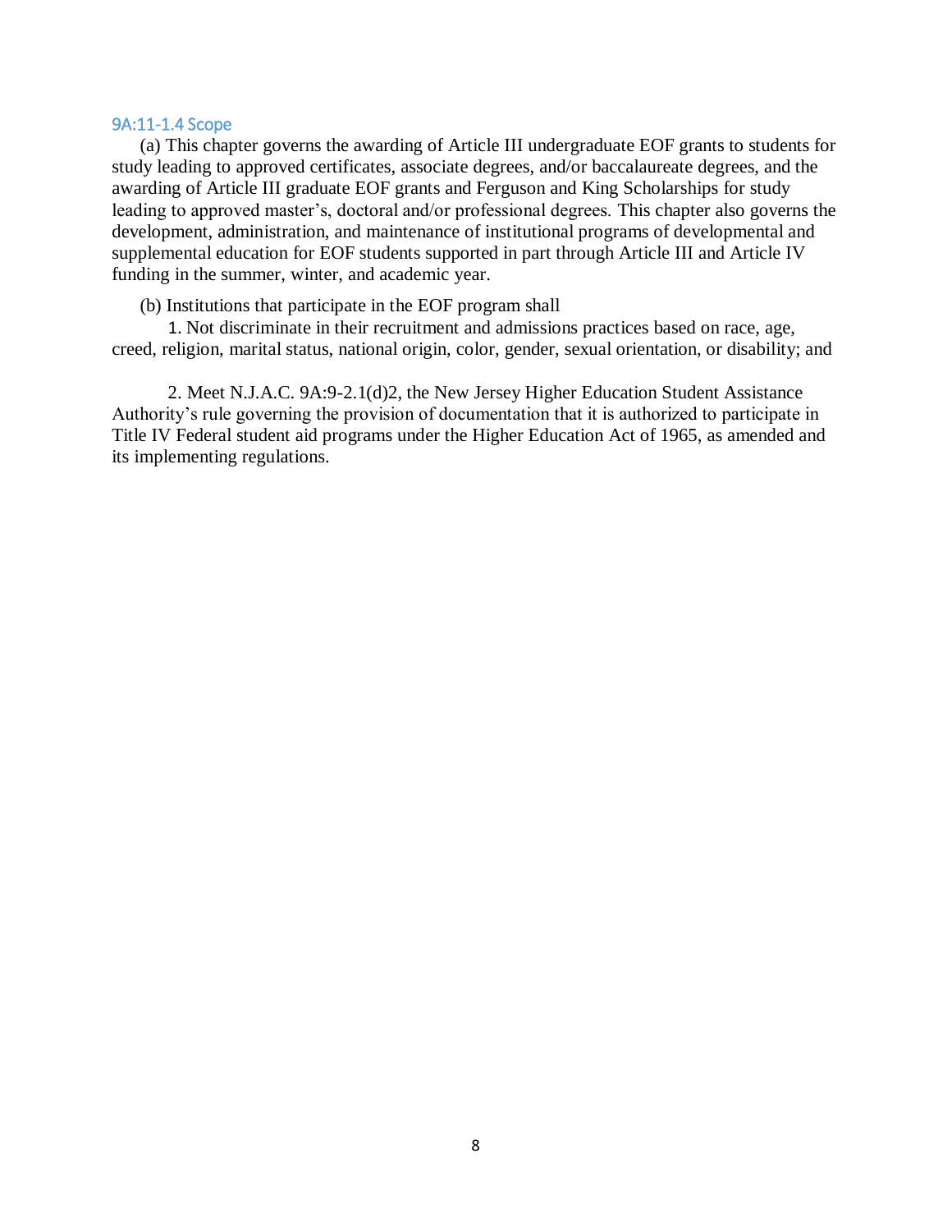### 9A:11-1.4 Scope

(a) This chapter governs the awarding of Article III undergraduate EOF grants to students for study leading to approved certificates, associate degrees, and/or baccalaureate degrees, and the awarding of Article III graduate EOF grants and Ferguson and King Scholarships for study leading to approved master's, doctoral and/or professional degrees. This chapter also governs the development, administration, and maintenance of institutional programs of developmental and supplemental education for EOF students supported in part through Article III and Article IV funding in the summer, winter, and academic year.

(b) Institutions that participate in the EOF program shall

1. Not discriminate in their recruitment and admissions practices based on race, age, creed, religion, marital status, national origin, color, gender, sexual orientation, or disability; and

2. Meet N.J.A.C. 9A:9-2.1(d)2, the New Jersey Higher Education Student Assistance Authority's rule governing the provision of documentation that it is authorized to participate in Title IV Federal student aid programs under the Higher Education Act of 1965, as amended and its implementing regulations.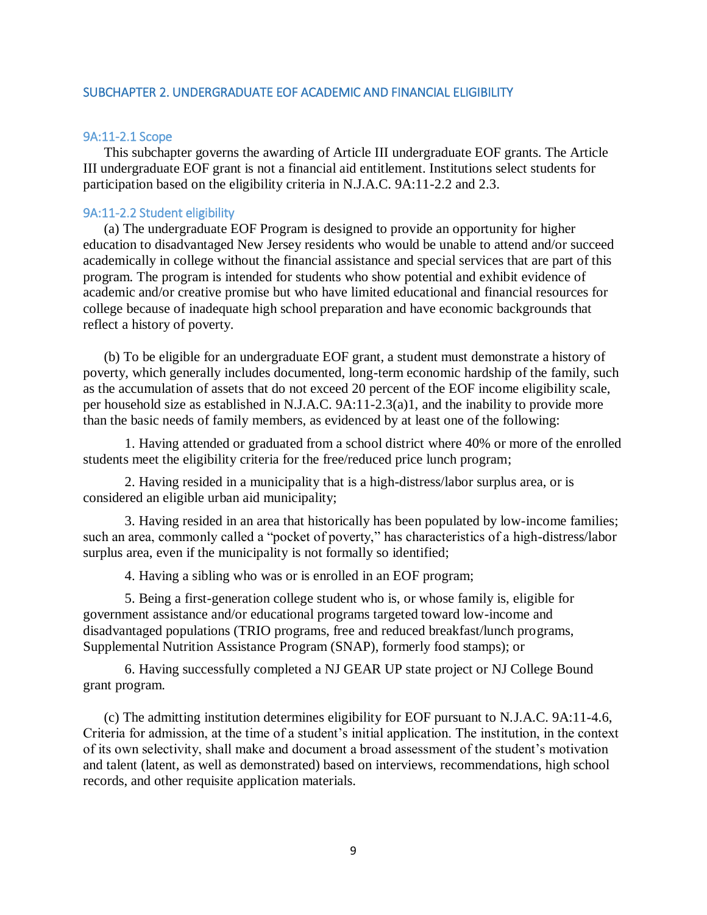## SUBCHAPTER 2. UNDERGRADUATE EOF ACADEMIC AND FINANCIAL ELIGIBILITY

### 9A:11-2.1 Scope

This subchapter governs the awarding of Article III undergraduate EOF grants. The Article III undergraduate EOF grant is not a financial aid entitlement. Institutions select students for participation based on the eligibility criteria in N.J.A.C. 9A:11-2.2 and 2.3.

### 9A:11-2.2 Student eligibility

(a) The undergraduate EOF Program is designed to provide an opportunity for higher education to disadvantaged New Jersey residents who would be unable to attend and/or succeed academically in college without the financial assistance and special services that are part of this program. The program is intended for students who show potential and exhibit evidence of academic and/or creative promise but who have limited educational and financial resources for college because of inadequate high school preparation and have economic backgrounds that reflect a history of poverty.

(b) To be eligible for an undergraduate EOF grant, a student must demonstrate a history of poverty, which generally includes documented, long-term economic hardship of the family, such as the accumulation of assets that do not exceed 20 percent of the EOF income eligibility scale, per household size as established in N.J.A.C. 9A:11-2.3(a)1, and the inability to provide more than the basic needs of family members, as evidenced by at least one of the following:

1. Having attended or graduated from a school district where 40% or more of the enrolled students meet the eligibility criteria for the free/reduced price lunch program;

2. Having resided in a municipality that is a high-distress/labor surplus area, or is considered an eligible urban aid municipality;

3. Having resided in an area that historically has been populated by low-income families; such an area, commonly called a "pocket of poverty," has characteristics of a high-distress/labor surplus area, even if the municipality is not formally so identified;

4. Having a sibling who was or is enrolled in an EOF program;

5. Being a first-generation college student who is, or whose family is, eligible for government assistance and/or educational programs targeted toward low-income and disadvantaged populations (TRIO programs, free and reduced breakfast/lunch programs, Supplemental Nutrition Assistance Program (SNAP), formerly food stamps); or

6. Having successfully completed a NJ GEAR UP state project or NJ College Bound grant program.

(c) The admitting institution determines eligibility for EOF pursuant to N.J.A.C. 9A:11-4.6, Criteria for admission, at the time of a student's initial application. The institution, in the context of its own selectivity, shall make and document a broad assessment of the student's motivation and talent (latent, as well as demonstrated) based on interviews, recommendations, high school records, and other requisite application materials.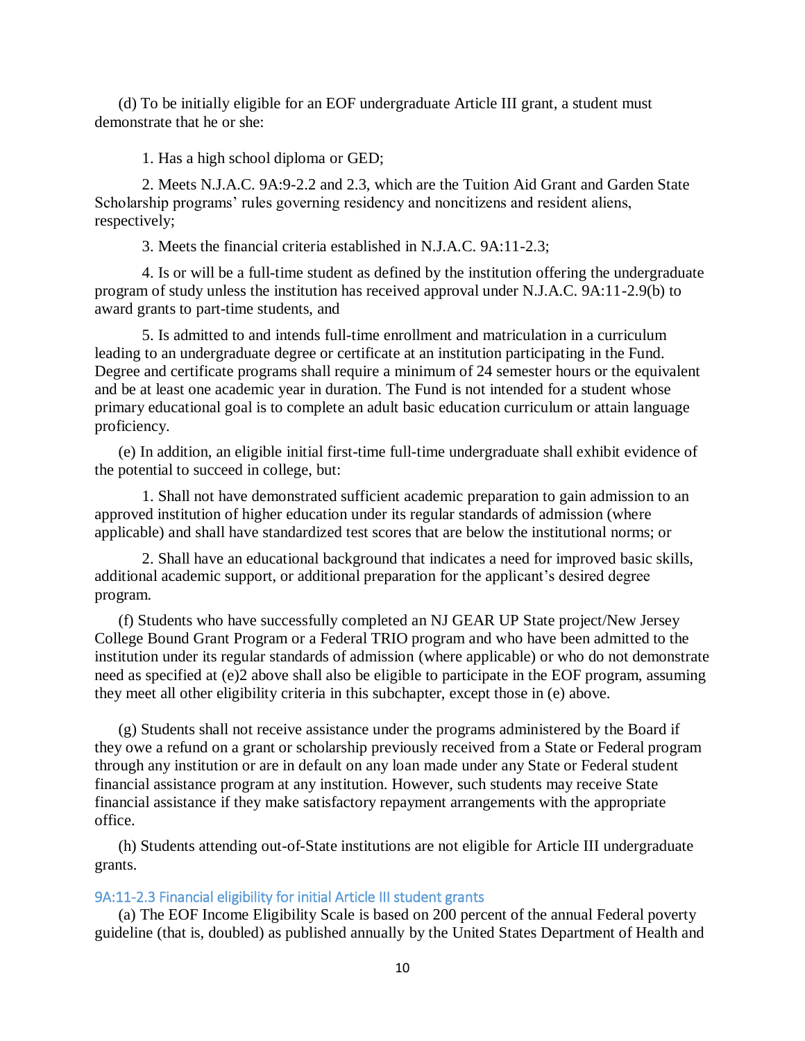(d) To be initially eligible for an EOF undergraduate Article III grant, a student must demonstrate that he or she:

1. Has a high school diploma or GED;

2. Meets N.J.A.C. 9A:9-2.2 and 2.3, which are the Tuition Aid Grant and Garden State Scholarship programs' rules governing residency and noncitizens and resident aliens, respectively;

3. Meets the financial criteria established in N.J.A.C. 9A:11-2.3;

4. Is or will be a full-time student as defined by the institution offering the undergraduate program of study unless the institution has received approval under N.J.A.C. 9A:11-2.9(b) to award grants to part-time students, and

5. Is admitted to and intends full-time enrollment and matriculation in a curriculum leading to an undergraduate degree or certificate at an institution participating in the Fund. Degree and certificate programs shall require a minimum of 24 semester hours or the equivalent and be at least one academic year in duration. The Fund is not intended for a student whose primary educational goal is to complete an adult basic education curriculum or attain language proficiency.

(e) In addition, an eligible initial first-time full-time undergraduate shall exhibit evidence of the potential to succeed in college, but:

1. Shall not have demonstrated sufficient academic preparation to gain admission to an approved institution of higher education under its regular standards of admission (where applicable) and shall have standardized test scores that are below the institutional norms; or

2. Shall have an educational background that indicates a need for improved basic skills, additional academic support, or additional preparation for the applicant's desired degree program.

(f) Students who have successfully completed an NJ GEAR UP State project/New Jersey College Bound Grant Program or a Federal TRIO program and who have been admitted to the institution under its regular standards of admission (where applicable) or who do not demonstrate need as specified at (e)2 above shall also be eligible to participate in the EOF program, assuming they meet all other eligibility criteria in this subchapter, except those in (e) above.

(g) Students shall not receive assistance under the programs administered by the Board if they owe a refund on a grant or scholarship previously received from a State or Federal program through any institution or are in default on any loan made under any State or Federal student financial assistance program at any institution. However, such students may receive State financial assistance if they make satisfactory repayment arrangements with the appropriate office.

(h) Students attending out-of-State institutions are not eligible for Article III undergraduate grants.

### 9A:11-2.3 Financial eligibility for initial Article III student grants

(a) The EOF Income Eligibility Scale is based on 200 percent of the annual Federal poverty guideline (that is, doubled) as published annually by the United States Department of Health and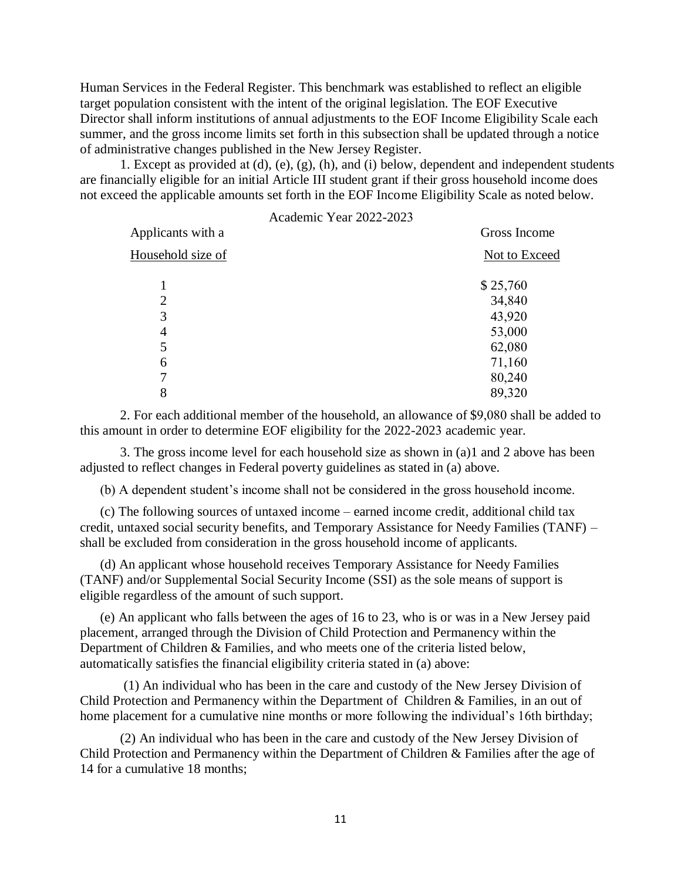Human Services in the Federal Register. This benchmark was established to reflect an eligible target population consistent with the intent of the original legislation. The EOF Executive Director shall inform institutions of annual adjustments to the EOF Income Eligibility Scale each summer, and the gross income limits set forth in this subsection shall be updated through a notice of administrative changes published in the New Jersey Register.

1. Except as provided at (d), (e), (g), (h), and (i) below, dependent and independent students are financially eligible for an initial Article III student grant if their gross household income does not exceed the applicable amounts set forth in the EOF Income Eligibility Scale as noted below.

Academic Year 2022-2023

| Applicants with a Household size of | Gross Income Not to Exceed |
|---|---|
| 1 | $ 25,760 |
| 2 | 34,840 |
| 3 | 43,920 |
| 4 | 53,000 |
| 5 | 62,080 |
| 6 | 71,160 |
| 7 | 80,240 |
| 8 | 89,320 |

2. For each additional member of the household, an allowance of $9,080 shall be added to this amount in order to determine EOF eligibility for the 2022-2023 academic year.

3. The gross income level for each household size as shown in (a)1 and 2 above has been adjusted to reflect changes in Federal poverty guidelines as stated in (a) above.

(b) A dependent student's income shall not be considered in the gross household income.

(c) The following sources of untaxed income – earned income credit, additional child tax credit, untaxed social security benefits, and Temporary Assistance for Needy Families (TANF) – shall be excluded from consideration in the gross household income of applicants.

(d) An applicant whose household receives Temporary Assistance for Needy Families (TANF) and/or Supplemental Social Security Income (SSI) as the sole means of support is eligible regardless of the amount of such support.

(e) An applicant who falls between the ages of 16 to 23, who is or was in a New Jersey paid placement, arranged through the Division of Child Protection and Permanency within the Department of Children & Families, and who meets one of the criteria listed below, automatically satisfies the financial eligibility criteria stated in (a) above:

(1) An individual who has been in the care and custody of the New Jersey Division of Child Protection and Permanency within the Department of Children & Families, in an out of home placement for a cumulative nine months or more following the individual's 16th birthday;

(2) An individual who has been in the care and custody of the New Jersey Division of Child Protection and Permanency within the Department of Children & Families after the age of 14 for a cumulative 18 months;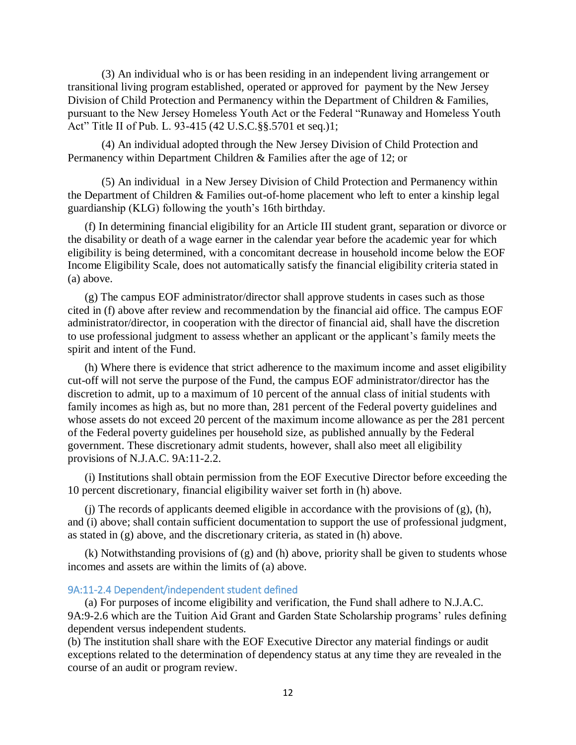(3) An individual who is or has been residing in an independent living arrangement or transitional living program established, operated or approved for payment by the New Jersey Division of Child Protection and Permanency within the Department of Children & Families, pursuant to the New Jersey Homeless Youth Act or the Federal "Runaway and Homeless Youth Act" Title II of Pub. L. 93-415 (42 U.S.C.§§.5701 et seq.)1;

(4) An individual adopted through the New Jersey Division of Child Protection and Permanency within Department Children & Families after the age of 12; or

(5) An individual in a New Jersey Division of Child Protection and Permanency within the Department of Children & Families out-of-home placement who left to enter a kinship legal guardianship (KLG) following the youth's 16th birthday.

(f) In determining financial eligibility for an Article III student grant, separation or divorce or the disability or death of a wage earner in the calendar year before the academic year for which eligibility is being determined, with a concomitant decrease in household income below the EOF Income Eligibility Scale, does not automatically satisfy the financial eligibility criteria stated in (a) above.

(g) The campus EOF administrator/director shall approve students in cases such as those cited in (f) above after review and recommendation by the financial aid office. The campus EOF administrator/director, in cooperation with the director of financial aid, shall have the discretion to use professional judgment to assess whether an applicant or the applicant's family meets the spirit and intent of the Fund.

(h) Where there is evidence that strict adherence to the maximum income and asset eligibility cut-off will not serve the purpose of the Fund, the campus EOF administrator/director has the discretion to admit, up to a maximum of 10 percent of the annual class of initial students with family incomes as high as, but no more than, 281 percent of the Federal poverty guidelines and whose assets do not exceed 20 percent of the maximum income allowance as per the 281 percent of the Federal poverty guidelines per household size, as published annually by the Federal government. These discretionary admit students, however, shall also meet all eligibility provisions of N.J.A.C. 9A:11-2.2.

(i) Institutions shall obtain permission from the EOF Executive Director before exceeding the 10 percent discretionary, financial eligibility waiver set forth in (h) above.

(j) The records of applicants deemed eligible in accordance with the provisions of (g), (h), and (i) above; shall contain sufficient documentation to support the use of professional judgment, as stated in (g) above, and the discretionary criteria, as stated in (h) above.

(k) Notwithstanding provisions of (g) and (h) above, priority shall be given to students whose incomes and assets are within the limits of (a) above.

### 9A:11-2.4 Dependent/independent student defined

(a) For purposes of income eligibility and verification, the Fund shall adhere to N.J.A.C. 9A:9-2.6 which are the Tuition Aid Grant and Garden State Scholarship programs' rules defining dependent versus independent students.

(b) The institution shall share with the EOF Executive Director any material findings or audit exceptions related to the determination of dependency status at any time they are revealed in the course of an audit or program review.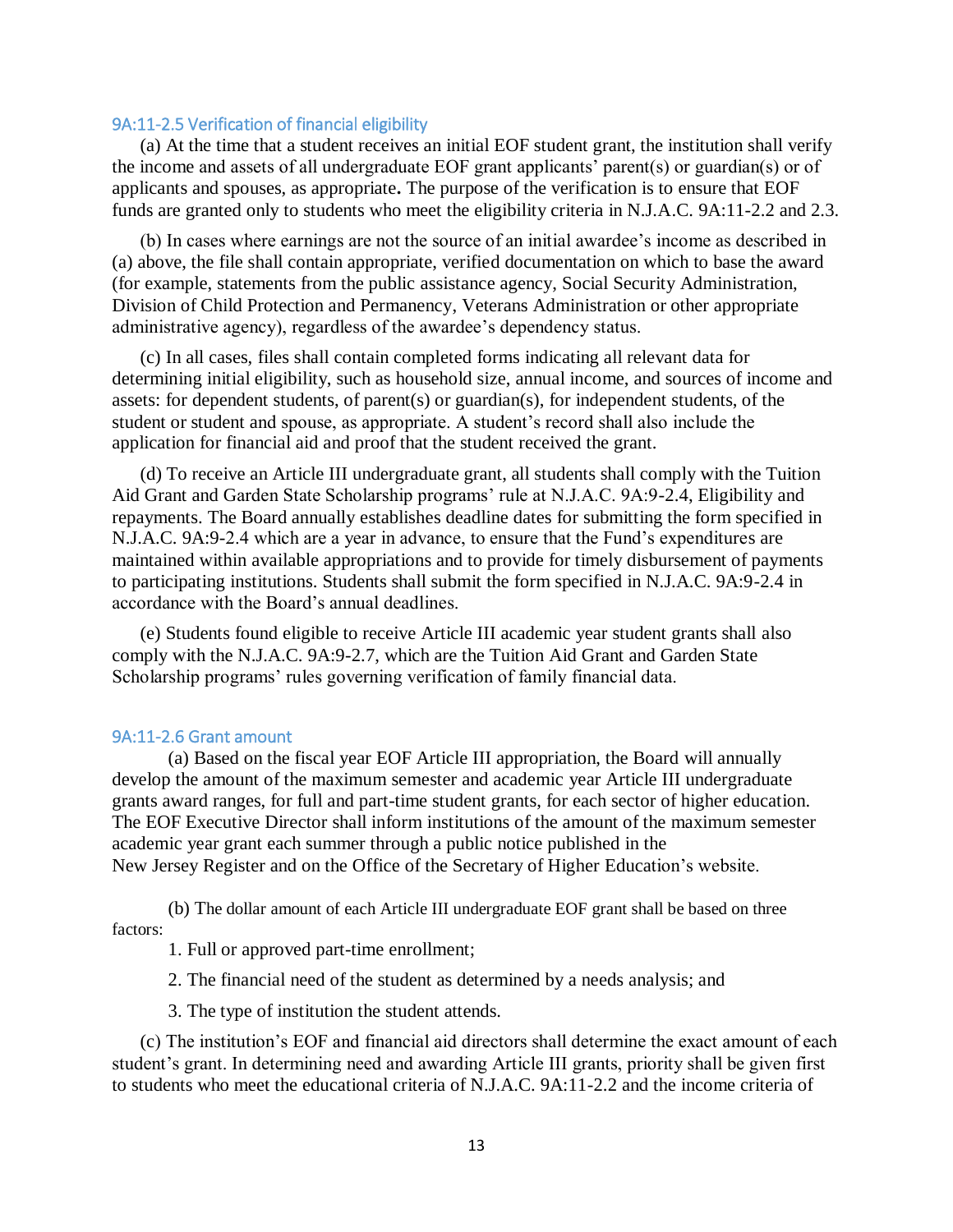### 9A:11-2.5 Verification of financial eligibility

(a) At the time that a student receives an initial EOF student grant, the institution shall verify the income and assets of all undergraduate EOF grant applicants' parent(s) or guardian(s) or of applicants and spouses, as appropriate**.** The purpose of the verification is to ensure that EOF funds are granted only to students who meet the eligibility criteria in N.J.A.C. 9A:11-2.2 and 2.3.

(b) In cases where earnings are not the source of an initial awardee's income as described in (a) above, the file shall contain appropriate, verified documentation on which to base the award (for example, statements from the public assistance agency, Social Security Administration, Division of Child Protection and Permanency, Veterans Administration or other appropriate administrative agency), regardless of the awardee's dependency status.

(c) In all cases, files shall contain completed forms indicating all relevant data for determining initial eligibility, such as household size, annual income, and sources of income and assets: for dependent students, of parent(s) or guardian(s), for independent students, of the student or student and spouse, as appropriate. A student's record shall also include the application for financial aid and proof that the student received the grant.

(d) To receive an Article III undergraduate grant, all students shall comply with the Tuition Aid Grant and Garden State Scholarship programs' rule at N.J.A.C. 9A:9-2.4, Eligibility and repayments. The Board annually establishes deadline dates for submitting the form specified in N.J.A.C. 9A:9-2.4 which are a year in advance, to ensure that the Fund's expenditures are maintained within available appropriations and to provide for timely disbursement of payments to participating institutions. Students shall submit the form specified in N.J.A.C. 9A:9-2.4 in accordance with the Board's annual deadlines.

(e) Students found eligible to receive Article III academic year student grants shall also comply with the N.J.A.C. 9A:9-2.7, which are the Tuition Aid Grant and Garden State Scholarship programs' rules governing verification of family financial data.

### 9A:11-2.6 Grant amount

(a) Based on the fiscal year EOF Article III appropriation, the Board will annually develop the amount of the maximum semester and academic year Article III undergraduate grants award ranges, for full and part-time student grants, for each sector of higher education. The EOF Executive Director shall inform institutions of the amount of the maximum semester academic year grant each summer through a public notice published in the New Jersey Register and on the Office of the Secretary of Higher Education's website.

(b) The dollar amount of each Article III undergraduate EOF grant shall be based on three factors:

1. Full or approved part-time enrollment;
2. The financial need of the student as determined by a needs analysis; and
3. The type of institution the student attends.

(c) The institution's EOF and financial aid directors shall determine the exact amount of each student's grant. In determining need and awarding Article III grants, priority shall be given first to students who meet the educational criteria of N.J.A.C. 9A:11-2.2 and the income criteria of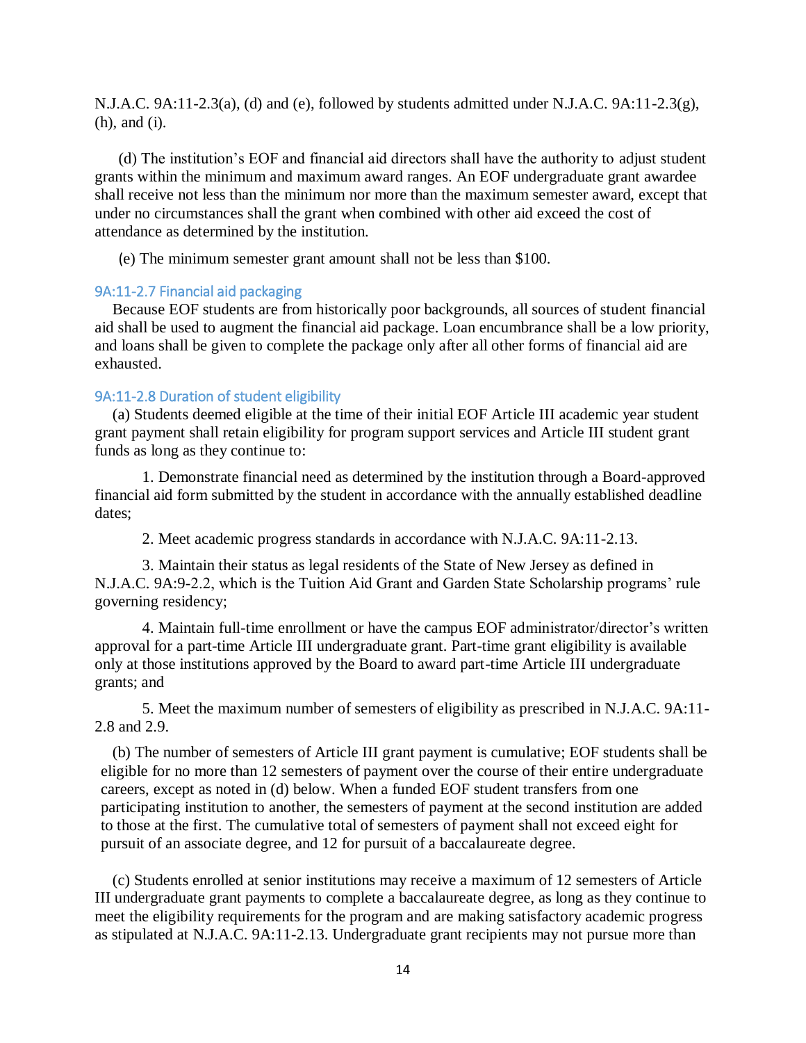N.J.A.C. 9A:11-2.3(a), (d) and (e), followed by students admitted under N.J.A.C. 9A:11-2.3(g), (h), and (i).

(d) The institution's EOF and financial aid directors shall have the authority to adjust student grants within the minimum and maximum award ranges. An EOF undergraduate grant awardee shall receive not less than the minimum nor more than the maximum semester award, except that under no circumstances shall the grant when combined with other aid exceed the cost of attendance as determined by the institution.

(e) The minimum semester grant amount shall not be less than $100.

### 9A:11-2.7 Financial aid packaging

Because EOF students are from historically poor backgrounds, all sources of student financial aid shall be used to augment the financial aid package. Loan encumbrance shall be a low priority, and loans shall be given to complete the package only after all other forms of financial aid are exhausted.

### 9A:11-2.8 Duration of student eligibility

(a) Students deemed eligible at the time of their initial EOF Article III academic year student grant payment shall retain eligibility for program support services and Article III student grant funds as long as they continue to:

1. Demonstrate financial need as determined by the institution through a Board-approved financial aid form submitted by the student in accordance with the annually established deadline dates;

2. Meet academic progress standards in accordance with N.J.A.C. 9A:11-2.13.

3. Maintain their status as legal residents of the State of New Jersey as defined in N.J.A.C. 9A:9-2.2, which is the Tuition Aid Grant and Garden State Scholarship programs' rule governing residency;

4. Maintain full-time enrollment or have the campus EOF administrator/director's written approval for a part-time Article III undergraduate grant. Part-time grant eligibility is available only at those institutions approved by the Board to award part-time Article III undergraduate grants; and

5. Meet the maximum number of semesters of eligibility as prescribed in N.J.A.C. 9A:11-2.8 and 2.9.

(b) The number of semesters of Article III grant payment is cumulative; EOF students shall be eligible for no more than 12 semesters of payment over the course of their entire undergraduate careers, except as noted in (d) below. When a funded EOF student transfers from one participating institution to another, the semesters of payment at the second institution are added to those at the first. The cumulative total of semesters of payment shall not exceed eight for pursuit of an associate degree, and 12 for pursuit of a baccalaureate degree.

(c) Students enrolled at senior institutions may receive a maximum of 12 semesters of Article III undergraduate grant payments to complete a baccalaureate degree, as long as they continue to meet the eligibility requirements for the program and are making satisfactory academic progress as stipulated at N.J.A.C. 9A:11-2.13. Undergraduate grant recipients may not pursue more than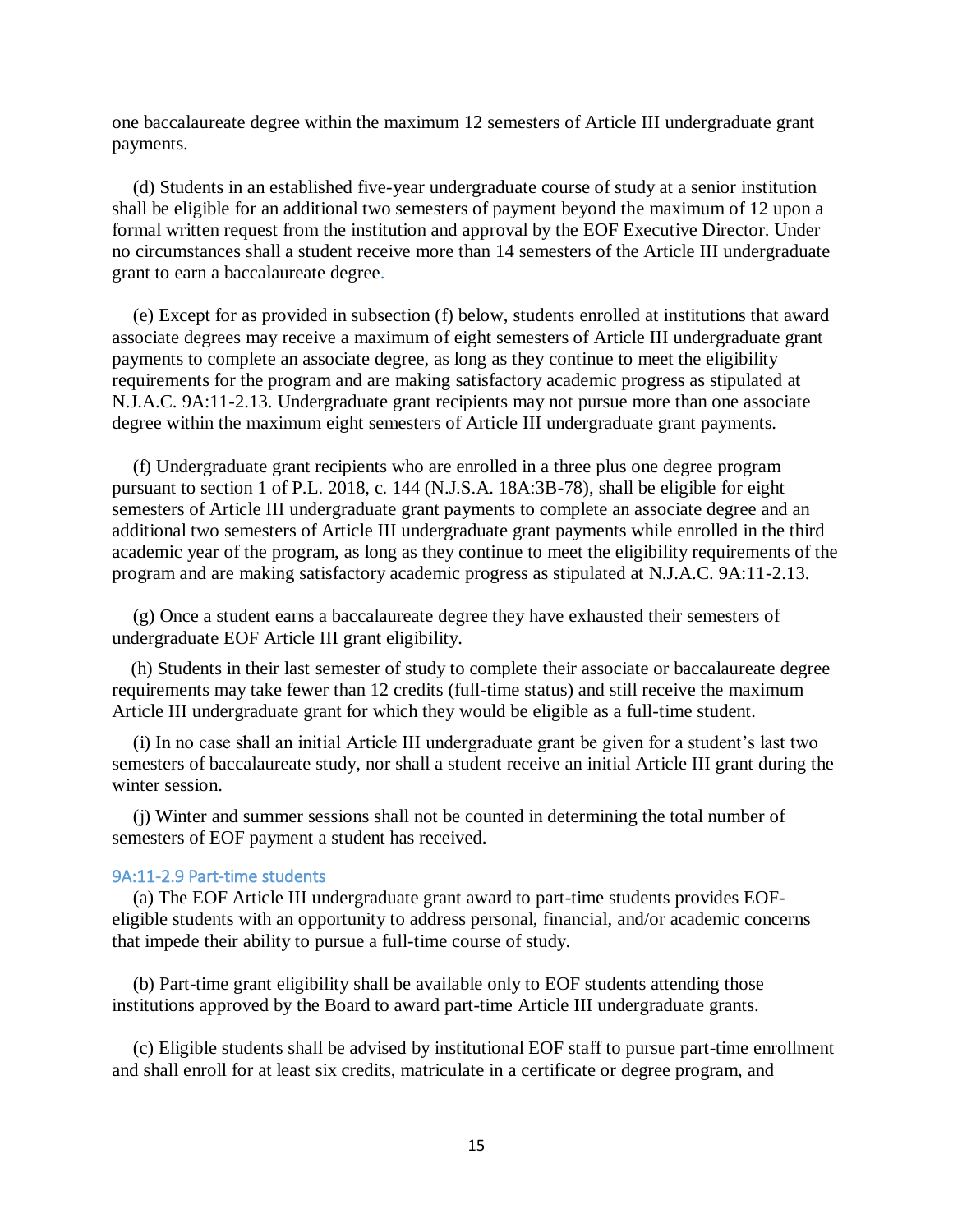one baccalaureate degree within the maximum 12 semesters of Article III undergraduate grant payments.

(d) Students in an established five-year undergraduate course of study at a senior institution shall be eligible for an additional two semesters of payment beyond the maximum of 12 upon a formal written request from the institution and approval by the EOF Executive Director. Under no circumstances shall a student receive more than 14 semesters of the Article III undergraduate grant to earn a baccalaureate degree.

(e) Except for as provided in subsection (f) below, students enrolled at institutions that award associate degrees may receive a maximum of eight semesters of Article III undergraduate grant payments to complete an associate degree, as long as they continue to meet the eligibility requirements for the program and are making satisfactory academic progress as stipulated at N.J.A.C. 9A:11-2.13. Undergraduate grant recipients may not pursue more than one associate degree within the maximum eight semesters of Article III undergraduate grant payments.

(f) Undergraduate grant recipients who are enrolled in a three plus one degree program pursuant to section 1 of P.L. 2018, c. 144 (N.J.S.A. 18A:3B-78), shall be eligible for eight semesters of Article III undergraduate grant payments to complete an associate degree and an additional two semesters of Article III undergraduate grant payments while enrolled in the third academic year of the program, as long as they continue to meet the eligibility requirements of the program and are making satisfactory academic progress as stipulated at N.J.A.C. 9A:11-2.13.

(g) Once a student earns a baccalaureate degree they have exhausted their semesters of undergraduate EOF Article III grant eligibility.

(h) Students in their last semester of study to complete their associate or baccalaureate degree requirements may take fewer than 12 credits (full-time status) and still receive the maximum Article III undergraduate grant for which they would be eligible as a full-time student.

(i) In no case shall an initial Article III undergraduate grant be given for a student's last two semesters of baccalaureate study, nor shall a student receive an initial Article III grant during the winter session.

(j) Winter and summer sessions shall not be counted in determining the total number of semesters of EOF payment a student has received.

### 9A:11-2.9 Part-time students

(a) The EOF Article III undergraduate grant award to part-time students provides EOF-eligible students with an opportunity to address personal, financial, and/or academic concerns that impede their ability to pursue a full-time course of study.

(b) Part-time grant eligibility shall be available only to EOF students attending those institutions approved by the Board to award part-time Article III undergraduate grants.

(c) Eligible students shall be advised by institutional EOF staff to pursue part-time enrollment and shall enroll for at least six credits, matriculate in a certificate or degree program, and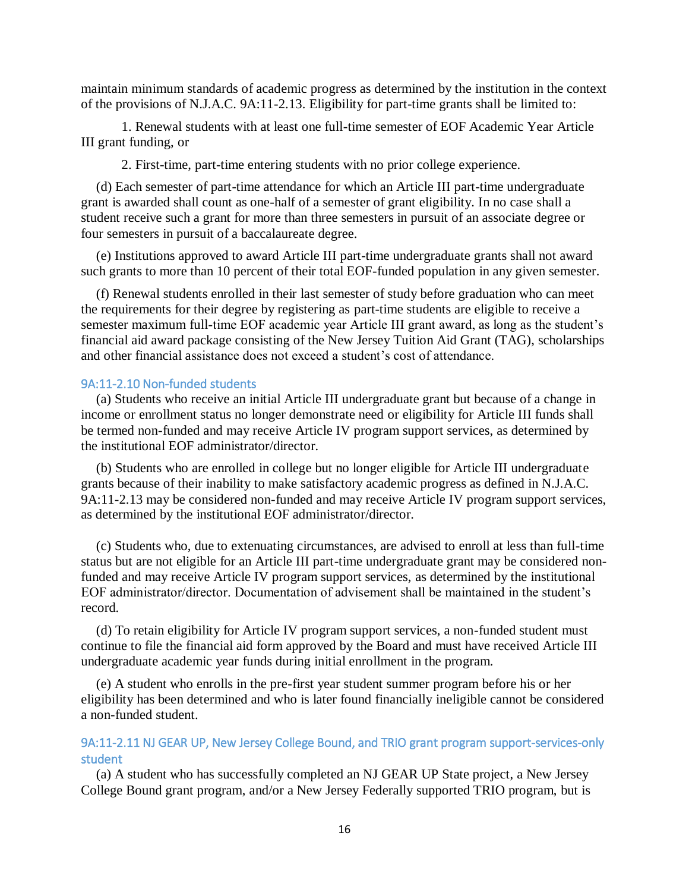maintain minimum standards of academic progress as determined by the institution in the context of the provisions of N.J.A.C. 9A:11-2.13. Eligibility for part-time grants shall be limited to:

1. Renewal students with at least one full-time semester of EOF Academic Year Article III grant funding, or

2. First-time, part-time entering students with no prior college experience.

(d) Each semester of part-time attendance for which an Article III part-time undergraduate grant is awarded shall count as one-half of a semester of grant eligibility. In no case shall a student receive such a grant for more than three semesters in pursuit of an associate degree or four semesters in pursuit of a baccalaureate degree.

(e) Institutions approved to award Article III part-time undergraduate grants shall not award such grants to more than 10 percent of their total EOF-funded population in any given semester.

(f) Renewal students enrolled in their last semester of study before graduation who can meet the requirements for their degree by registering as part-time students are eligible to receive a semester maximum full-time EOF academic year Article III grant award, as long as the student's financial aid award package consisting of the New Jersey Tuition Aid Grant (TAG), scholarships and other financial assistance does not exceed a student's cost of attendance.

### 9A:11-2.10 Non-funded students

(a) Students who receive an initial Article III undergraduate grant but because of a change in income or enrollment status no longer demonstrate need or eligibility for Article III funds shall be termed non-funded and may receive Article IV program support services, as determined by the institutional EOF administrator/director.

(b) Students who are enrolled in college but no longer eligible for Article III undergraduate grants because of their inability to make satisfactory academic progress as defined in N.J.A.C. 9A:11-2.13 may be considered non-funded and may receive Article IV program support services, as determined by the institutional EOF administrator/director.

(c) Students who, due to extenuating circumstances, are advised to enroll at less than full-time status but are not eligible for an Article III part-time undergraduate grant may be considered non-funded and may receive Article IV program support services, as determined by the institutional EOF administrator/director. Documentation of advisement shall be maintained in the student's record.

(d) To retain eligibility for Article IV program support services, a non-funded student must continue to file the financial aid form approved by the Board and must have received Article III undergraduate academic year funds during initial enrollment in the program.

(e) A student who enrolls in the pre-first year student summer program before his or her eligibility has been determined and who is later found financially ineligible cannot be considered a non-funded student.

### 9A:11-2.11 NJ GEAR UP, New Jersey College Bound, and TRIO grant program support-services-only student

(a) A student who has successfully completed an NJ GEAR UP State project, a New Jersey College Bound grant program, and/or a New Jersey Federally supported TRIO program, but is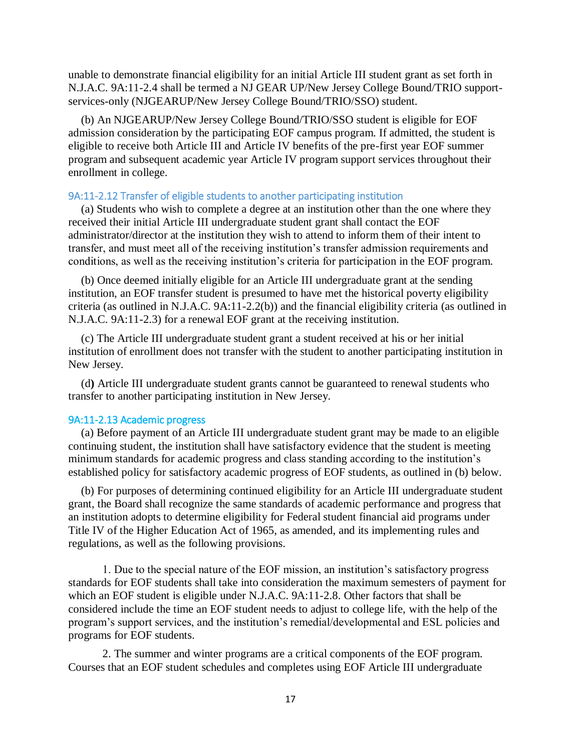unable to demonstrate financial eligibility for an initial Article III student grant as set forth in N.J.A.C. 9A:11-2.4 shall be termed a NJ GEAR UP/New Jersey College Bound/TRIO support-services-only (NJGEARUP/New Jersey College Bound/TRIO/SSO) student.

(b) An NJGEARUP/New Jersey College Bound/TRIO/SSO student is eligible for EOF admission consideration by the participating EOF campus program. If admitted, the student is eligible to receive both Article III and Article IV benefits of the pre-first year EOF summer program and subsequent academic year Article IV program support services throughout their enrollment in college.

### 9A:11-2.12 Transfer of eligible students to another participating institution

(a) Students who wish to complete a degree at an institution other than the one where they received their initial Article III undergraduate student grant shall contact the EOF administrator/director at the institution they wish to attend to inform them of their intent to transfer, and must meet all of the receiving institution's transfer admission requirements and conditions, as well as the receiving institution's criteria for participation in the EOF program.

(b) Once deemed initially eligible for an Article III undergraduate grant at the sending institution, an EOF transfer student is presumed to have met the historical poverty eligibility criteria (as outlined in N.J.A.C. 9A:11-2.2(b)) and the financial eligibility criteria (as outlined in N.J.A.C. 9A:11-2.3) for a renewal EOF grant at the receiving institution.

(c) The Article III undergraduate student grant a student received at his or her initial institution of enrollment does not transfer with the student to another participating institution in New Jersey.

(d) Article III undergraduate student grants cannot be guaranteed to renewal students who transfer to another participating institution in New Jersey.

### 9A:11-2.13 Academic progress

(a) Before payment of an Article III undergraduate student grant may be made to an eligible continuing student, the institution shall have satisfactory evidence that the student is meeting minimum standards for academic progress and class standing according to the institution's established policy for satisfactory academic progress of EOF students, as outlined in (b) below.

(b) For purposes of determining continued eligibility for an Article III undergraduate student grant, the Board shall recognize the same standards of academic performance and progress that an institution adopts to determine eligibility for Federal student financial aid programs under Title IV of the Higher Education Act of 1965, as amended, and its implementing rules and regulations, as well as the following provisions.

1. Due to the special nature of the EOF mission, an institution's satisfactory progress standards for EOF students shall take into consideration the maximum semesters of payment for which an EOF student is eligible under N.J.A.C. 9A:11-2.8. Other factors that shall be considered include the time an EOF student needs to adjust to college life, with the help of the program's support services, and the institution's remedial/developmental and ESL policies and programs for EOF students.

2. The summer and winter programs are a critical components of the EOF program. Courses that an EOF student schedules and completes using EOF Article III undergraduate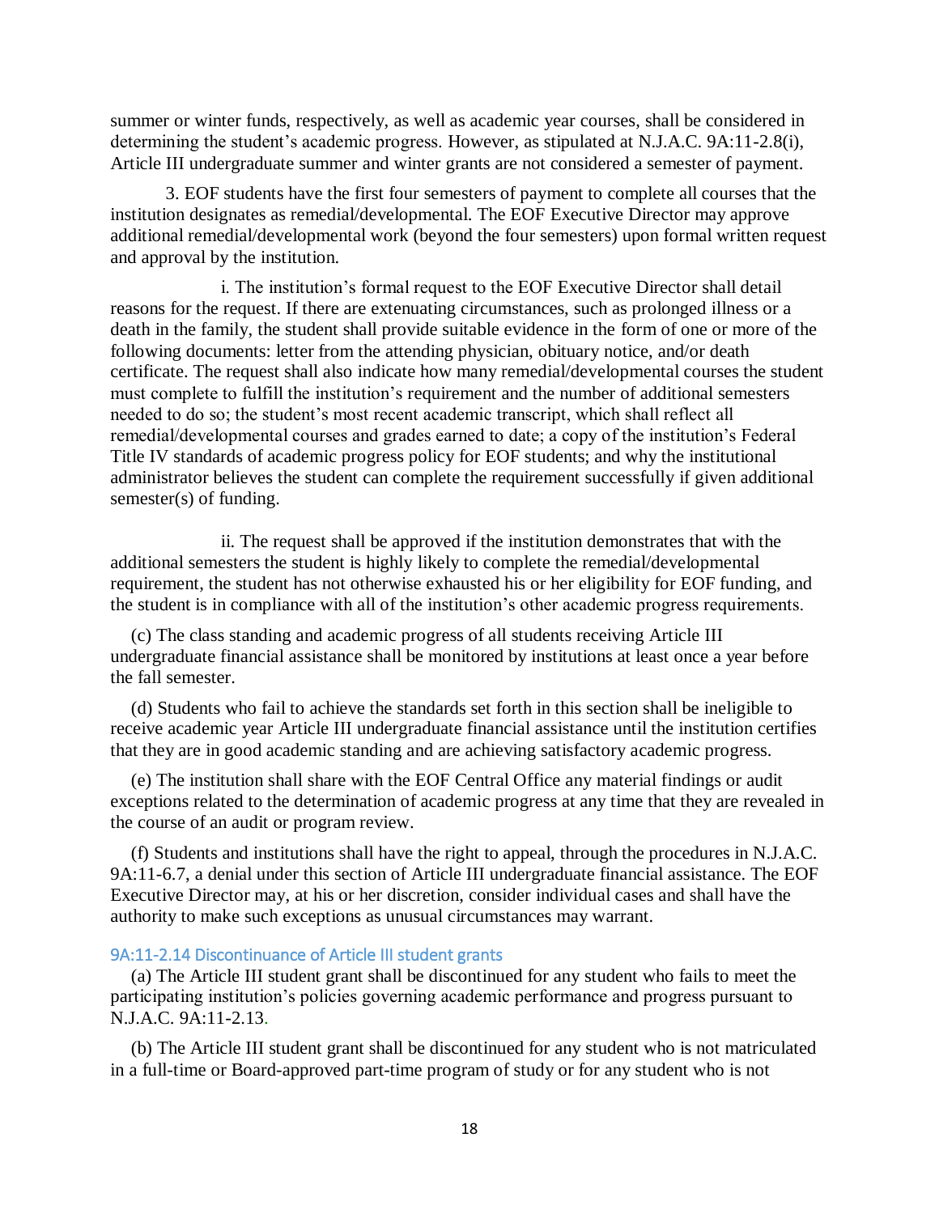summer or winter funds, respectively, as well as academic year courses, shall be considered in determining the student's academic progress. However, as stipulated at N.J.A.C. 9A:11-2.8(i), Article III undergraduate summer and winter grants are not considered a semester of payment.

3. EOF students have the first four semesters of payment to complete all courses that the institution designates as remedial/developmental. The EOF Executive Director may approve additional remedial/developmental work (beyond the four semesters) upon formal written request and approval by the institution.

i. The institution's formal request to the EOF Executive Director shall detail reasons for the request. If there are extenuating circumstances, such as prolonged illness or a death in the family, the student shall provide suitable evidence in the form of one or more of the following documents: letter from the attending physician, obituary notice, and/or death certificate. The request shall also indicate how many remedial/developmental courses the student must complete to fulfill the institution's requirement and the number of additional semesters needed to do so; the student's most recent academic transcript, which shall reflect all remedial/developmental courses and grades earned to date; a copy of the institution's Federal Title IV standards of academic progress policy for EOF students; and why the institutional administrator believes the student can complete the requirement successfully if given additional semester(s) of funding.

ii. The request shall be approved if the institution demonstrates that with the additional semesters the student is highly likely to complete the remedial/developmental requirement, the student has not otherwise exhausted his or her eligibility for EOF funding, and the student is in compliance with all of the institution's other academic progress requirements.

(c) The class standing and academic progress of all students receiving Article III undergraduate financial assistance shall be monitored by institutions at least once a year before the fall semester.

(d) Students who fail to achieve the standards set forth in this section shall be ineligible to receive academic year Article III undergraduate financial assistance until the institution certifies that they are in good academic standing and are achieving satisfactory academic progress.

(e) The institution shall share with the EOF Central Office any material findings or audit exceptions related to the determination of academic progress at any time that they are revealed in the course of an audit or program review.

(f) Students and institutions shall have the right to appeal, through the procedures in N.J.A.C. 9A:11-6.7, a denial under this section of Article III undergraduate financial assistance. The EOF Executive Director may, at his or her discretion, consider individual cases and shall have the authority to make such exceptions as unusual circumstances may warrant.

### 9A:11-2.14 Discontinuance of Article III student grants

(a) The Article III student grant shall be discontinued for any student who fails to meet the participating institution's policies governing academic performance and progress pursuant to N.J.A.C. 9A:11-2.13.

(b) The Article III student grant shall be discontinued for any student who is not matriculated in a full-time or Board-approved part-time program of study or for any student who is not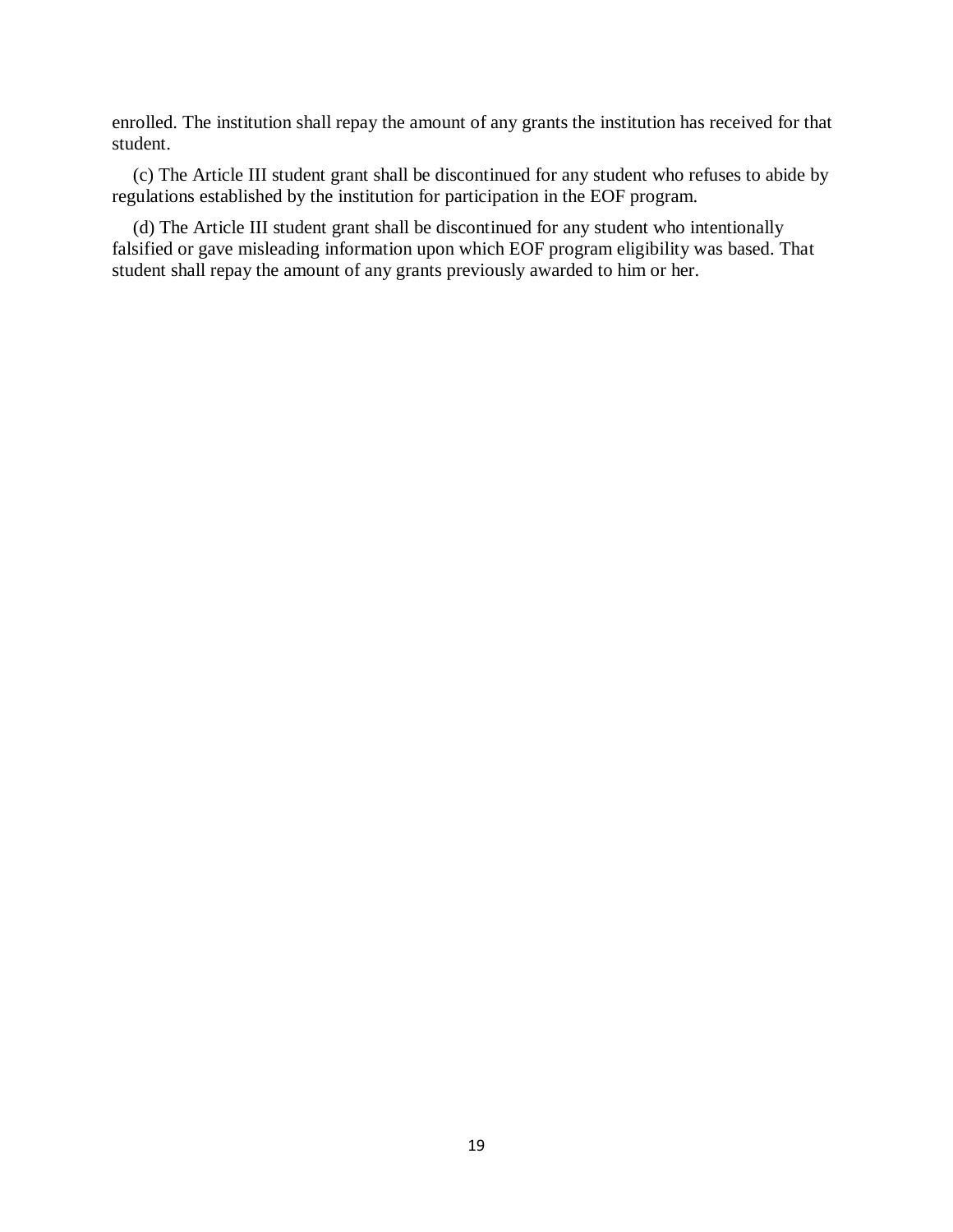enrolled. The institution shall repay the amount of any grants the institution has received for that student.

(c) The Article III student grant shall be discontinued for any student who refuses to abide by regulations established by the institution for participation in the EOF program.

(d) The Article III student grant shall be discontinued for any student who intentionally falsified or gave misleading information upon which EOF program eligibility was based. That student shall repay the amount of any grants previously awarded to him or her.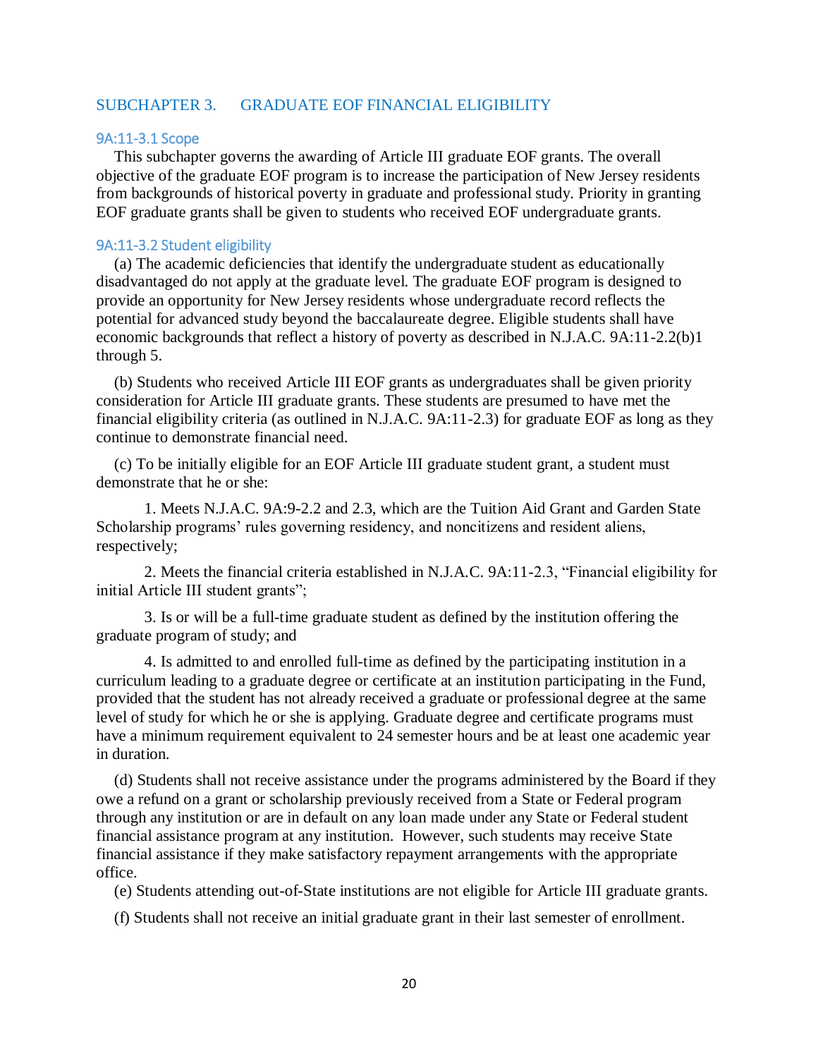## SUBCHAPTER 3. GRADUATE EOF FINANCIAL ELIGIBILITY

### 9A:11-3.1 Scope

This subchapter governs the awarding of Article III graduate EOF grants. The overall objective of the graduate EOF program is to increase the participation of New Jersey residents from backgrounds of historical poverty in graduate and professional study. Priority in granting EOF graduate grants shall be given to students who received EOF undergraduate grants.

### 9A:11-3.2 Student eligibility

(a) The academic deficiencies that identify the undergraduate student as educationally disadvantaged do not apply at the graduate level. The graduate EOF program is designed to provide an opportunity for New Jersey residents whose undergraduate record reflects the potential for advanced study beyond the baccalaureate degree. Eligible students shall have economic backgrounds that reflect a history of poverty as described in N.J.A.C. 9A:11-2.2(b)1 through 5.

(b) Students who received Article III EOF grants as undergraduates shall be given priority consideration for Article III graduate grants. These students are presumed to have met the financial eligibility criteria (as outlined in N.J.A.C. 9A:11-2.3) for graduate EOF as long as they continue to demonstrate financial need.

(c) To be initially eligible for an EOF Article III graduate student grant, a student must demonstrate that he or she:

1. Meets N.J.A.C. 9A:9-2.2 and 2.3, which are the Tuition Aid Grant and Garden State Scholarship programs' rules governing residency, and noncitizens and resident aliens, respectively;

2. Meets the financial criteria established in N.J.A.C. 9A:11-2.3, "Financial eligibility for initial Article III student grants";

3. Is or will be a full-time graduate student as defined by the institution offering the graduate program of study; and

4. Is admitted to and enrolled full-time as defined by the participating institution in a curriculum leading to a graduate degree or certificate at an institution participating in the Fund, provided that the student has not already received a graduate or professional degree at the same level of study for which he or she is applying. Graduate degree and certificate programs must have a minimum requirement equivalent to 24 semester hours and be at least one academic year in duration.

(d) Students shall not receive assistance under the programs administered by the Board if they owe a refund on a grant or scholarship previously received from a State or Federal program through any institution or are in default on any loan made under any State or Federal student financial assistance program at any institution. However, such students may receive State financial assistance if they make satisfactory repayment arrangements with the appropriate office.

(e) Students attending out-of-State institutions are not eligible for Article III graduate grants.

(f) Students shall not receive an initial graduate grant in their last semester of enrollment.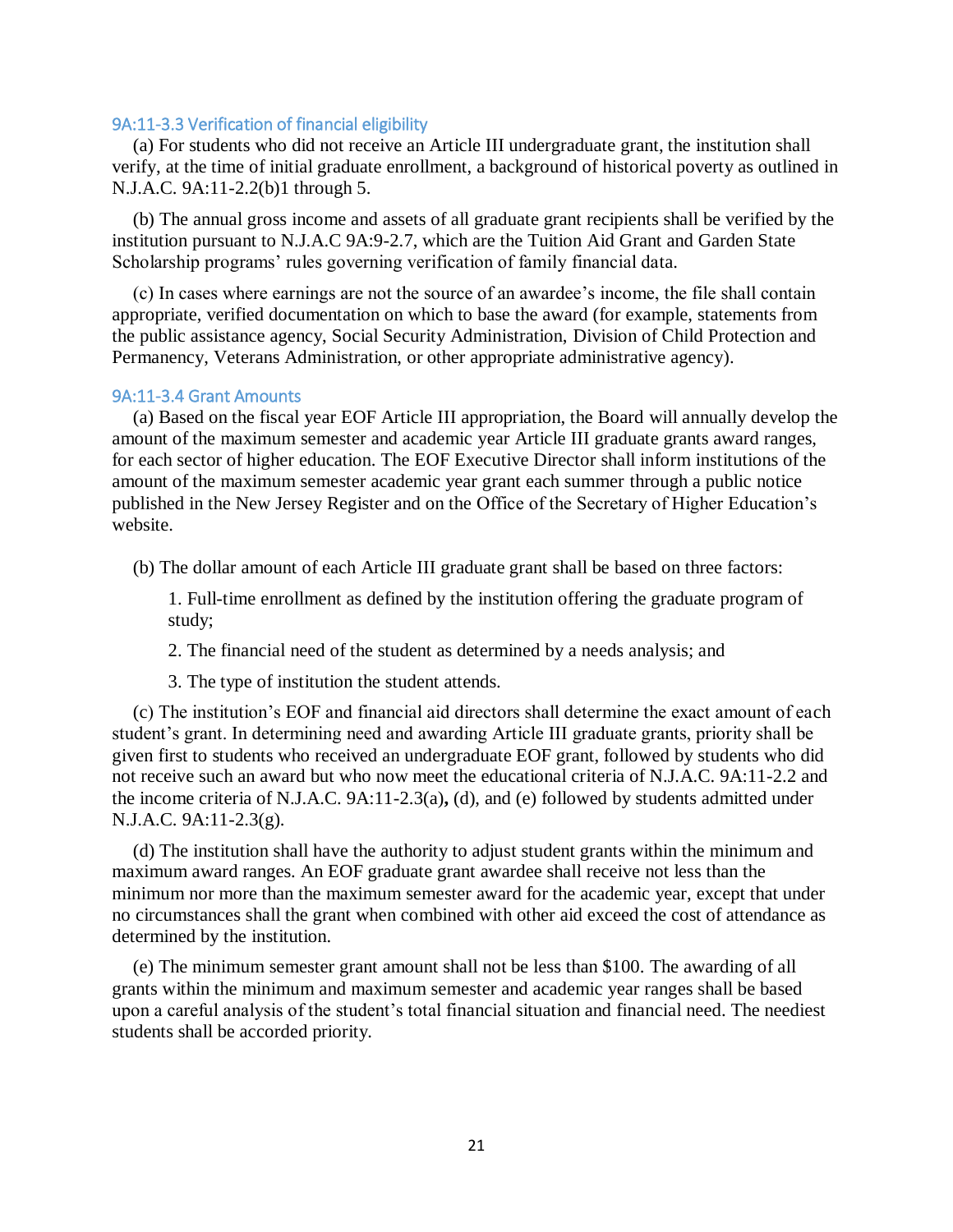### 9A:11-3.3 Verification of financial eligibility

(a) For students who did not receive an Article III undergraduate grant, the institution shall verify, at the time of initial graduate enrollment, a background of historical poverty as outlined in N.J.A.C. 9A:11-2.2(b)1 through 5.

(b) The annual gross income and assets of all graduate grant recipients shall be verified by the institution pursuant to N.J.A.C 9A:9-2.7, which are the Tuition Aid Grant and Garden State Scholarship programs' rules governing verification of family financial data.

(c) In cases where earnings are not the source of an awardee's income, the file shall contain appropriate, verified documentation on which to base the award (for example, statements from the public assistance agency, Social Security Administration, Division of Child Protection and Permanency, Veterans Administration, or other appropriate administrative agency).

### 9A:11-3.4 Grant Amounts

(a) Based on the fiscal year EOF Article III appropriation, the Board will annually develop the amount of the maximum semester and academic year Article III graduate grants award ranges, for each sector of higher education. The EOF Executive Director shall inform institutions of the amount of the maximum semester academic year grant each summer through a public notice published in the New Jersey Register and on the Office of the Secretary of Higher Education's website.

(b) The dollar amount of each Article III graduate grant shall be based on three factors:

1. Full-time enrollment as defined by the institution offering the graduate program of study;

2. The financial need of the student as determined by a needs analysis; and

3. The type of institution the student attends.

(c) The institution's EOF and financial aid directors shall determine the exact amount of each student's grant. In determining need and awarding Article III graduate grants, priority shall be given first to students who received an undergraduate EOF grant, followed by students who did not receive such an award but who now meet the educational criteria of N.J.A.C. 9A:11-2.2 and the income criteria of N.J.A.C. 9A:11-2.3(a)**,** (d), and (e) followed by students admitted under N.J.A.C. 9A:11-2.3(g).

(d) The institution shall have the authority to adjust student grants within the minimum and maximum award ranges. An EOF graduate grant awardee shall receive not less than the minimum nor more than the maximum semester award for the academic year, except that under no circumstances shall the grant when combined with other aid exceed the cost of attendance as determined by the institution.

(e) The minimum semester grant amount shall not be less than $100. The awarding of all grants within the minimum and maximum semester and academic year ranges shall be based upon a careful analysis of the student's total financial situation and financial need. The neediest students shall be accorded priority.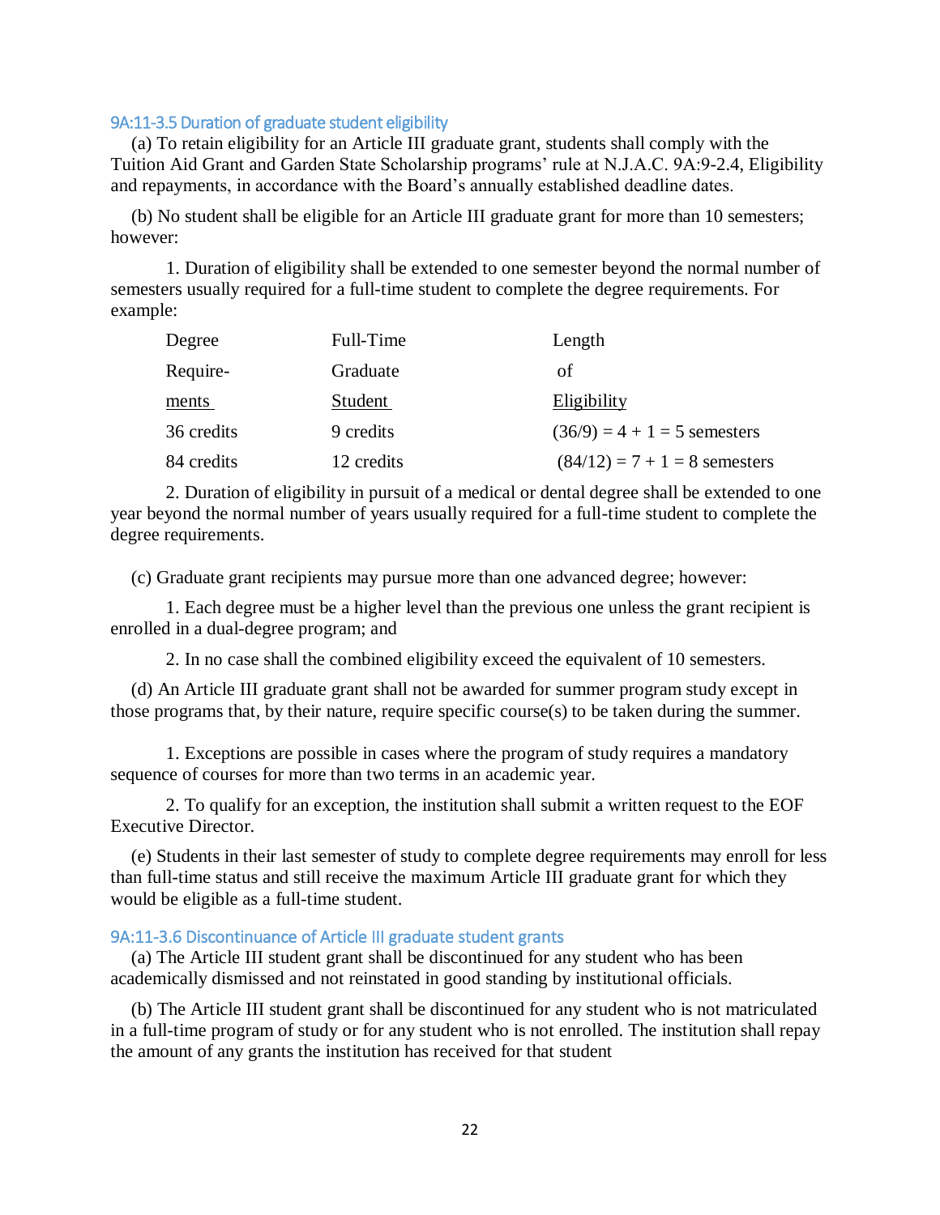### 9A:11-3.5 Duration of graduate student eligibility

(a) To retain eligibility for an Article III graduate grant, students shall comply with the Tuition Aid Grant and Garden State Scholarship programs' rule at N.J.A.C. 9A:9-2.4, Eligibility and repayments, in accordance with the Board's annually established deadline dates.

(b) No student shall be eligible for an Article III graduate grant for more than 10 semesters; however:

1. Duration of eligibility shall be extended to one semester beyond the normal number of semesters usually required for a full-time student to complete the degree requirements. For example:

| Degree Requirements | Full-Time Graduate Student | Length of Eligibility |
|---|---|---|
| 36 credits | 9 credits | (36/9) = 4 + 1 = 5 semesters |
| 84 credits | 12 credits | (84/12) = 7 + 1 = 8 semesters |

2. Duration of eligibility in pursuit of a medical or dental degree shall be extended to one year beyond the normal number of years usually required for a full-time student to complete the degree requirements.

(c) Graduate grant recipients may pursue more than one advanced degree; however:

1. Each degree must be a higher level than the previous one unless the grant recipient is enrolled in a dual-degree program; and

2. In no case shall the combined eligibility exceed the equivalent of 10 semesters.

(d) An Article III graduate grant shall not be awarded for summer program study except in those programs that, by their nature, require specific course(s) to be taken during the summer.

1. Exceptions are possible in cases where the program of study requires a mandatory sequence of courses for more than two terms in an academic year.

2. To qualify for an exception, the institution shall submit a written request to the EOF Executive Director.

(e) Students in their last semester of study to complete degree requirements may enroll for less than full-time status and still receive the maximum Article III graduate grant for which they would be eligible as a full-time student.

### 9A:11-3.6 Discontinuance of Article III graduate student grants

(a) The Article III student grant shall be discontinued for any student who has been academically dismissed and not reinstated in good standing by institutional officials.

(b) The Article III student grant shall be discontinued for any student who is not matriculated in a full-time program of study or for any student who is not enrolled. The institution shall repay the amount of any grants the institution has received for that student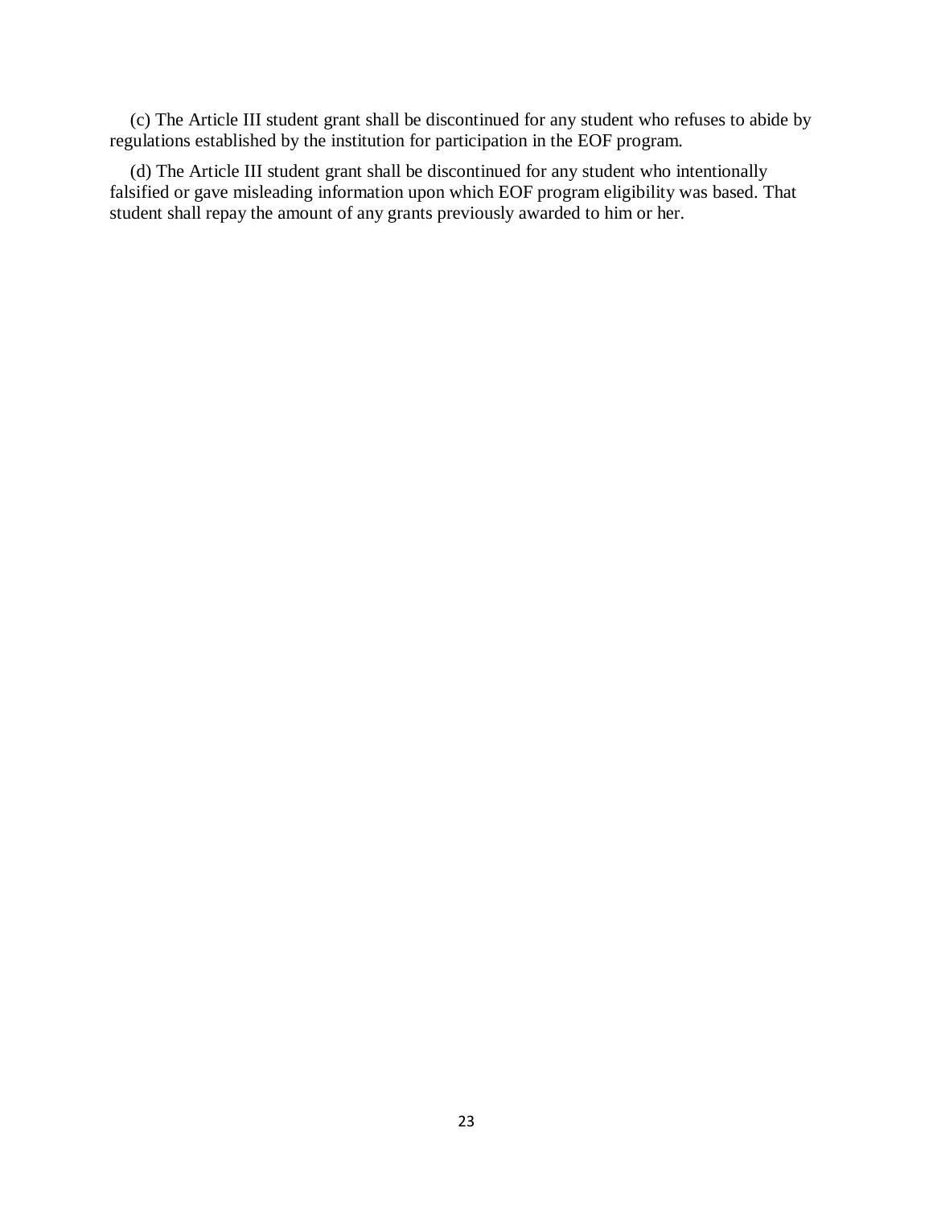(c) The Article III student grant shall be discontinued for any student who refuses to abide by regulations established by the institution for participation in the EOF program.

(d) The Article III student grant shall be discontinued for any student who intentionally falsified or gave misleading information upon which EOF program eligibility was based. That student shall repay the amount of any grants previously awarded to him or her.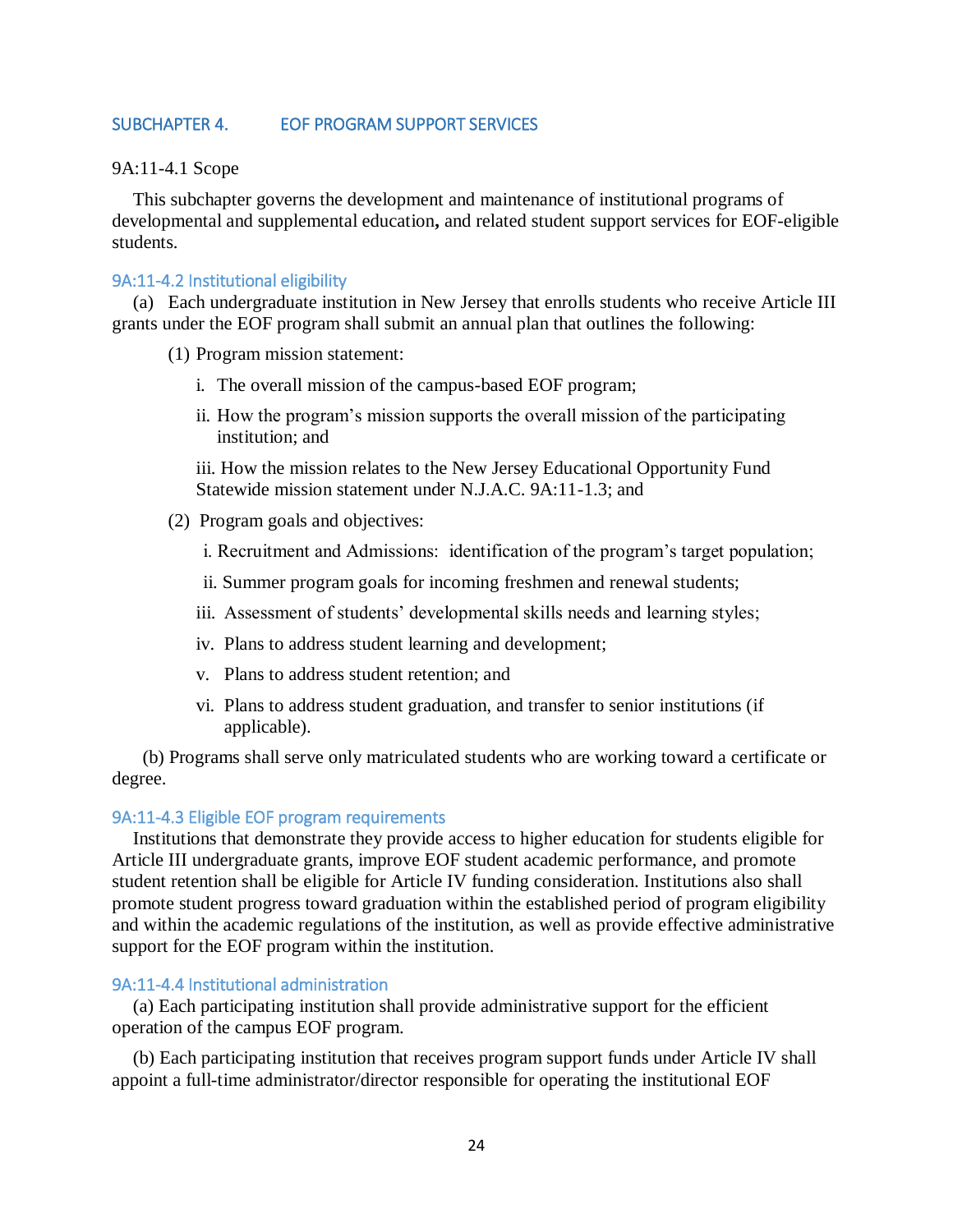## SUBCHAPTER 4. EOF PROGRAM SUPPORT SERVICES

9A:11-4.1 Scope

This subchapter governs the development and maintenance of institutional programs of developmental and supplemental education**,** and related student support services for EOF-eligible students.

### 9A:11-4.2 Institutional eligibility

(a) Each undergraduate institution in New Jersey that enrolls students who receive Article III grants under the EOF program shall submit an annual plan that outlines the following:

(1) Program mission statement:

i. The overall mission of the campus-based EOF program;

ii. How the program's mission supports the overall mission of the participating institution; and

iii. How the mission relates to the New Jersey Educational Opportunity Fund Statewide mission statement under N.J.A.C. 9A:11-1.3; and

(2) Program goals and objectives:

i. Recruitment and Admissions: identification of the program's target population;

ii. Summer program goals for incoming freshmen and renewal students;

iii. Assessment of students' developmental skills needs and learning styles;

iv. Plans to address student learning and development;

v. Plans to address student retention; and

vi. Plans to address student graduation, and transfer to senior institutions (if applicable).

(b) Programs shall serve only matriculated students who are working toward a certificate or degree.

### 9A:11-4.3 Eligible EOF program requirements

Institutions that demonstrate they provide access to higher education for students eligible for Article III undergraduate grants, improve EOF student academic performance, and promote student retention shall be eligible for Article IV funding consideration. Institutions also shall promote student progress toward graduation within the established period of program eligibility and within the academic regulations of the institution, as well as provide effective administrative support for the EOF program within the institution.

### 9A:11-4.4 Institutional administration

(a) Each participating institution shall provide administrative support for the efficient operation of the campus EOF program.

(b) Each participating institution that receives program support funds under Article IV shall appoint a full-time administrator/director responsible for operating the institutional EOF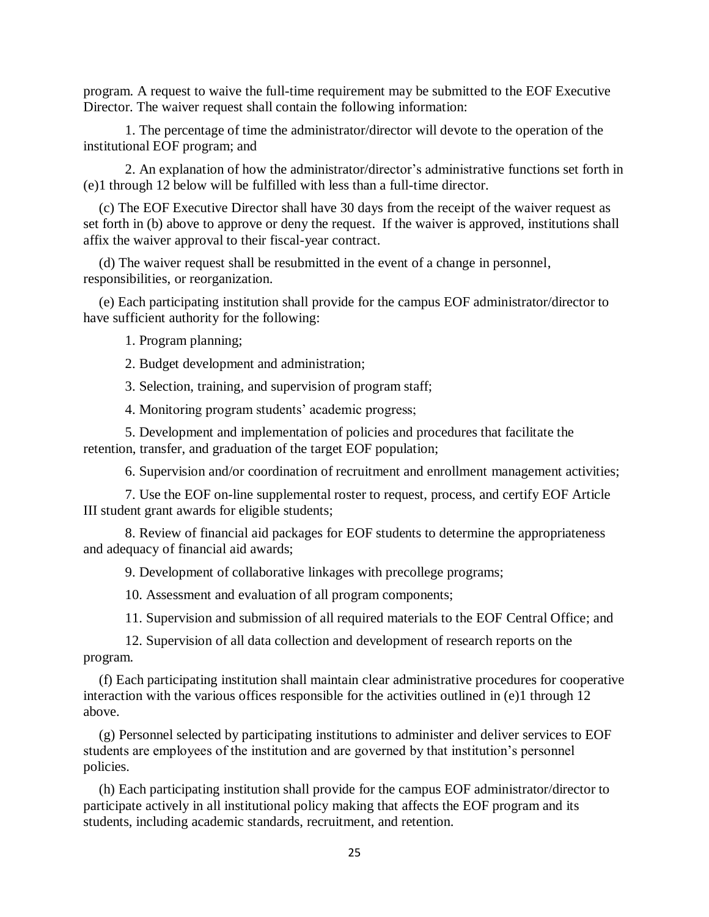program. A request to waive the full-time requirement may be submitted to the EOF Executive Director. The waiver request shall contain the following information:

1. The percentage of time the administrator/director will devote to the operation of the institutional EOF program; and

2. An explanation of how the administrator/director's administrative functions set forth in (e)1 through 12 below will be fulfilled with less than a full-time director.

(c) The EOF Executive Director shall have 30 days from the receipt of the waiver request as set forth in (b) above to approve or deny the request. If the waiver is approved, institutions shall affix the waiver approval to their fiscal-year contract.

(d) The waiver request shall be resubmitted in the event of a change in personnel, responsibilities, or reorganization.

(e) Each participating institution shall provide for the campus EOF administrator/director to have sufficient authority for the following:

1. Program planning;

2. Budget development and administration;

3. Selection, training, and supervision of program staff;

4. Monitoring program students' academic progress;

5. Development and implementation of policies and procedures that facilitate the retention, transfer, and graduation of the target EOF population;

6. Supervision and/or coordination of recruitment and enrollment management activities;

7. Use the EOF on-line supplemental roster to request, process, and certify EOF Article III student grant awards for eligible students;

8. Review of financial aid packages for EOF students to determine the appropriateness and adequacy of financial aid awards;

9. Development of collaborative linkages with precollege programs;

10. Assessment and evaluation of all program components;

11. Supervision and submission of all required materials to the EOF Central Office; and

12. Supervision of all data collection and development of research reports on the program.

(f) Each participating institution shall maintain clear administrative procedures for cooperative interaction with the various offices responsible for the activities outlined in (e)1 through 12 above.

(g) Personnel selected by participating institutions to administer and deliver services to EOF students are employees of the institution and are governed by that institution's personnel policies.

(h) Each participating institution shall provide for the campus EOF administrator/director to participate actively in all institutional policy making that affects the EOF program and its students, including academic standards, recruitment, and retention.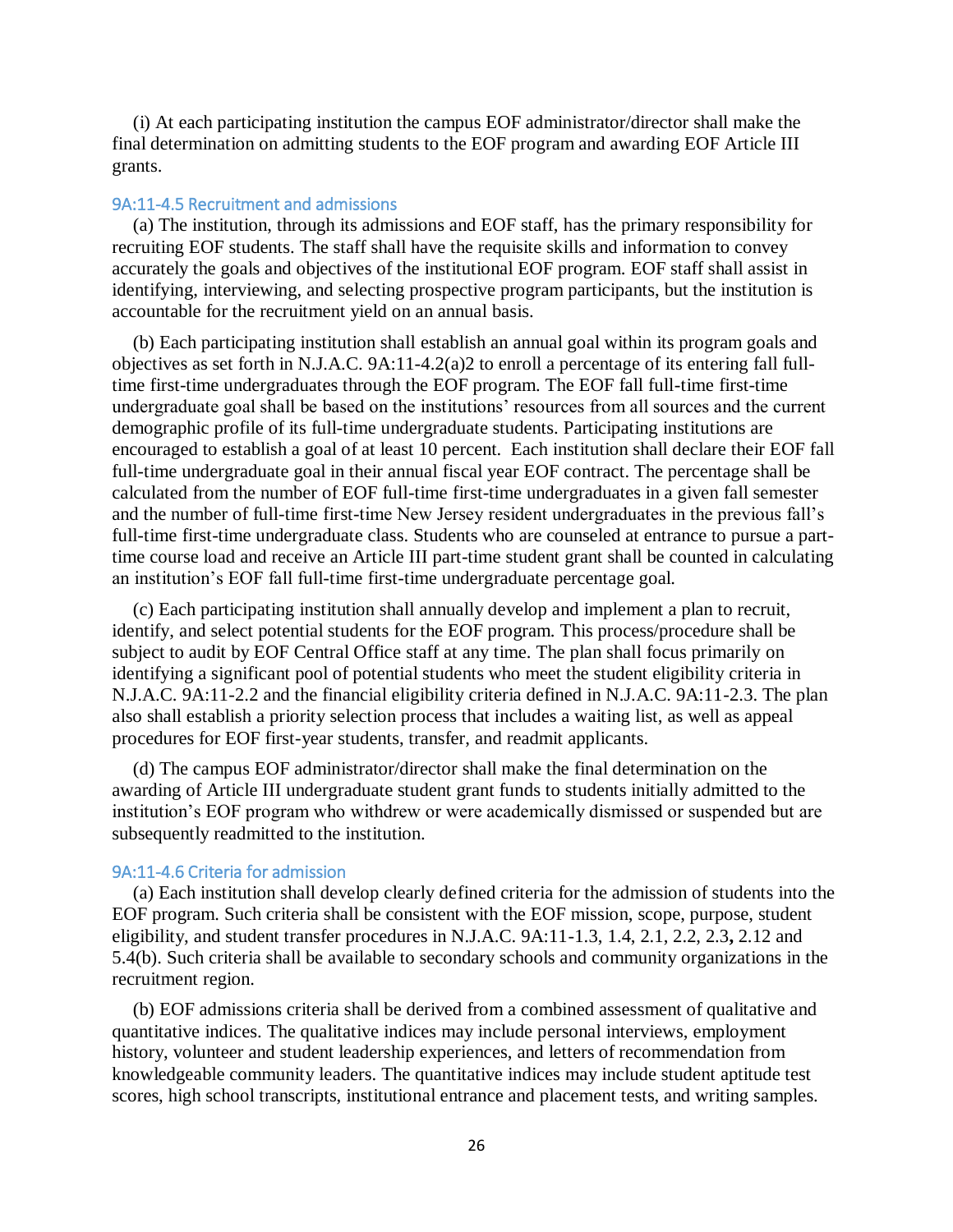(i) At each participating institution the campus EOF administrator/director shall make the final determination on admitting students to the EOF program and awarding EOF Article III grants.

### 9A:11-4.5 Recruitment and admissions

(a) The institution, through its admissions and EOF staff, has the primary responsibility for recruiting EOF students. The staff shall have the requisite skills and information to convey accurately the goals and objectives of the institutional EOF program. EOF staff shall assist in identifying, interviewing, and selecting prospective program participants, but the institution is accountable for the recruitment yield on an annual basis.

(b) Each participating institution shall establish an annual goal within its program goals and objectives as set forth in N.J.A.C. 9A:11-4.2(a)2 to enroll a percentage of its entering fall full-time first-time undergraduates through the EOF program. The EOF fall full-time first-time undergraduate goal shall be based on the institutions' resources from all sources and the current demographic profile of its full-time undergraduate students. Participating institutions are encouraged to establish a goal of at least 10 percent. Each institution shall declare their EOF fall full-time undergraduate goal in their annual fiscal year EOF contract. The percentage shall be calculated from the number of EOF full-time first-time undergraduates in a given fall semester and the number of full-time first-time New Jersey resident undergraduates in the previous fall's full-time first-time undergraduate class. Students who are counseled at entrance to pursue a part-time course load and receive an Article III part-time student grant shall be counted in calculating an institution's EOF fall full-time first-time undergraduate percentage goal.

(c) Each participating institution shall annually develop and implement a plan to recruit, identify, and select potential students for the EOF program. This process/procedure shall be subject to audit by EOF Central Office staff at any time. The plan shall focus primarily on identifying a significant pool of potential students who meet the student eligibility criteria in N.J.A.C. 9A:11-2.2 and the financial eligibility criteria defined in N.J.A.C. 9A:11-2.3. The plan also shall establish a priority selection process that includes a waiting list, as well as appeal procedures for EOF first-year students, transfer, and readmit applicants.

(d) The campus EOF administrator/director shall make the final determination on the awarding of Article III undergraduate student grant funds to students initially admitted to the institution's EOF program who withdrew or were academically dismissed or suspended but are subsequently readmitted to the institution.

### 9A:11-4.6 Criteria for admission

(a) Each institution shall develop clearly defined criteria for the admission of students into the EOF program. Such criteria shall be consistent with the EOF mission, scope, purpose, student eligibility, and student transfer procedures in N.J.A.C. 9A:11-1.3, 1.4, 2.1, 2.2, 2.3**,** 2.12 and 5.4(b). Such criteria shall be available to secondary schools and community organizations in the recruitment region.

(b) EOF admissions criteria shall be derived from a combined assessment of qualitative and quantitative indices. The qualitative indices may include personal interviews, employment history, volunteer and student leadership experiences, and letters of recommendation from knowledgeable community leaders. The quantitative indices may include student aptitude test scores, high school transcripts, institutional entrance and placement tests, and writing samples.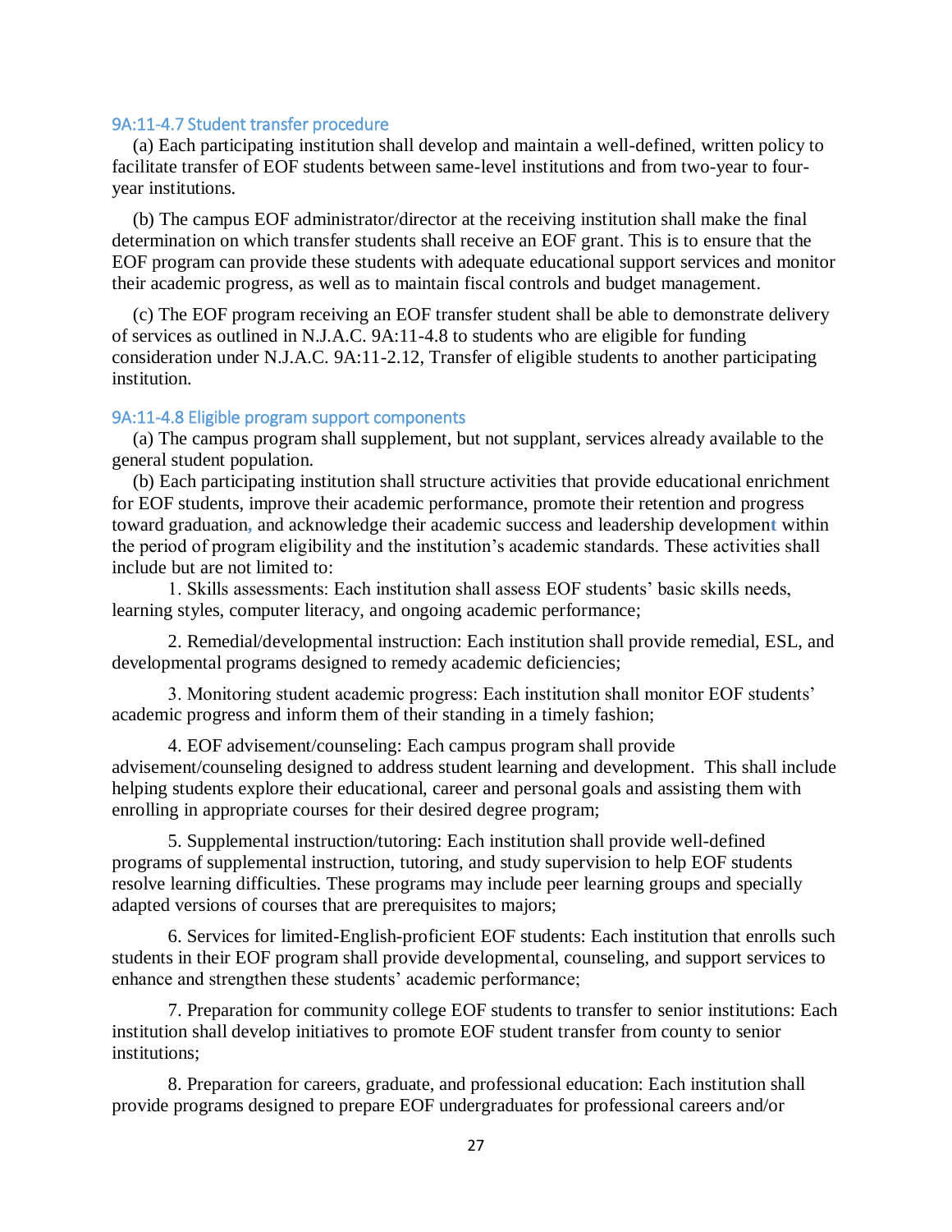### 9A:11-4.7 Student transfer procedure

(a) Each participating institution shall develop and maintain a well-defined, written policy to facilitate transfer of EOF students between same-level institutions and from two-year to four-year institutions.

(b) The campus EOF administrator/director at the receiving institution shall make the final determination on which transfer students shall receive an EOF grant. This is to ensure that the EOF program can provide these students with adequate educational support services and monitor their academic progress, as well as to maintain fiscal controls and budget management.

(c) The EOF program receiving an EOF transfer student shall be able to demonstrate delivery of services as outlined in N.J.A.C. 9A:11-4.8 to students who are eligible for funding consideration under N.J.A.C. 9A:11-2.12, Transfer of eligible students to another participating institution.

### 9A:11-4.8 Eligible program support components

(a) The campus program shall supplement, but not supplant, services already available to the general student population.

(b) Each participating institution shall structure activities that provide educational enrichment for EOF students, improve their academic performance, promote their retention and progress toward graduation, and acknowledge their academic success and leadership development within the period of program eligibility and the institution's academic standards. These activities shall include but are not limited to:

1. Skills assessments: Each institution shall assess EOF students' basic skills needs, learning styles, computer literacy, and ongoing academic performance;

2. Remedial/developmental instruction: Each institution shall provide remedial, ESL, and developmental programs designed to remedy academic deficiencies;

3. Monitoring student academic progress: Each institution shall monitor EOF students' academic progress and inform them of their standing in a timely fashion;

4. EOF advisement/counseling: Each campus program shall provide advisement/counseling designed to address student learning and development. This shall include helping students explore their educational, career and personal goals and assisting them with enrolling in appropriate courses for their desired degree program;

5. Supplemental instruction/tutoring: Each institution shall provide well-defined programs of supplemental instruction, tutoring, and study supervision to help EOF students resolve learning difficulties. These programs may include peer learning groups and specially adapted versions of courses that are prerequisites to majors;

6. Services for limited-English-proficient EOF students: Each institution that enrolls such students in their EOF program shall provide developmental, counseling, and support services to enhance and strengthen these students' academic performance;

7. Preparation for community college EOF students to transfer to senior institutions: Each institution shall develop initiatives to promote EOF student transfer from county to senior institutions;

8. Preparation for careers, graduate, and professional education: Each institution shall provide programs designed to prepare EOF undergraduates for professional careers and/or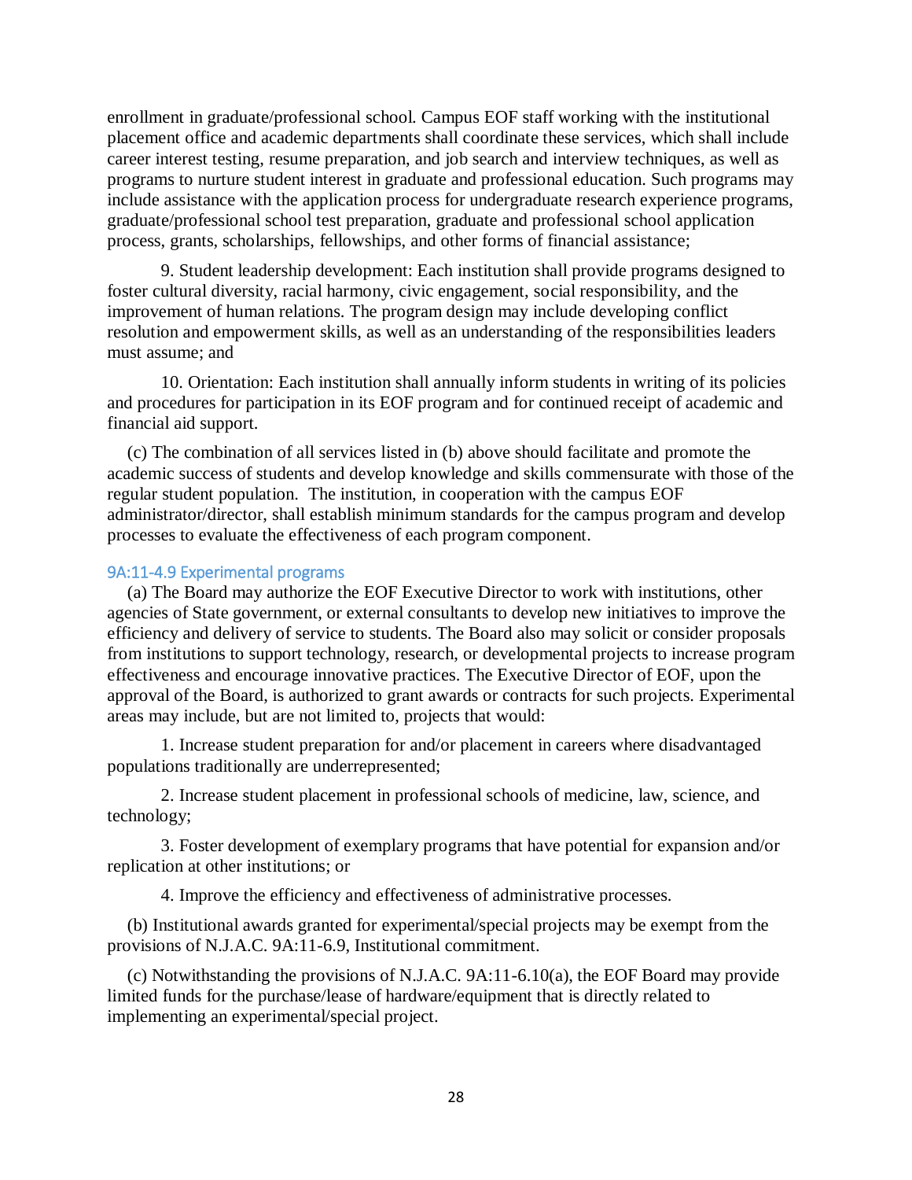enrollment in graduate/professional school. Campus EOF staff working with the institutional placement office and academic departments shall coordinate these services, which shall include career interest testing, resume preparation, and job search and interview techniques, as well as programs to nurture student interest in graduate and professional education. Such programs may include assistance with the application process for undergraduate research experience programs, graduate/professional school test preparation, graduate and professional school application process, grants, scholarships, fellowships, and other forms of financial assistance;

9. Student leadership development: Each institution shall provide programs designed to foster cultural diversity, racial harmony, civic engagement, social responsibility, and the improvement of human relations. The program design may include developing conflict resolution and empowerment skills, as well as an understanding of the responsibilities leaders must assume; and

10. Orientation: Each institution shall annually inform students in writing of its policies and procedures for participation in its EOF program and for continued receipt of academic and financial aid support.

(c) The combination of all services listed in (b) above should facilitate and promote the academic success of students and develop knowledge and skills commensurate with those of the regular student population. The institution, in cooperation with the campus EOF administrator/director, shall establish minimum standards for the campus program and develop processes to evaluate the effectiveness of each program component.

### 9A:11-4.9 Experimental programs

(a) The Board may authorize the EOF Executive Director to work with institutions, other agencies of State government, or external consultants to develop new initiatives to improve the efficiency and delivery of service to students. The Board also may solicit or consider proposals from institutions to support technology, research, or developmental projects to increase program effectiveness and encourage innovative practices. The Executive Director of EOF, upon the approval of the Board, is authorized to grant awards or contracts for such projects. Experimental areas may include, but are not limited to, projects that would:

1. Increase student preparation for and/or placement in careers where disadvantaged populations traditionally are underrepresented;

2. Increase student placement in professional schools of medicine, law, science, and technology;

3. Foster development of exemplary programs that have potential for expansion and/or replication at other institutions; or

4. Improve the efficiency and effectiveness of administrative processes.

(b) Institutional awards granted for experimental/special projects may be exempt from the provisions of N.J.A.C. 9A:11-6.9, Institutional commitment.

(c) Notwithstanding the provisions of N.J.A.C. 9A:11-6.10(a), the EOF Board may provide limited funds for the purchase/lease of hardware/equipment that is directly related to implementing an experimental/special project.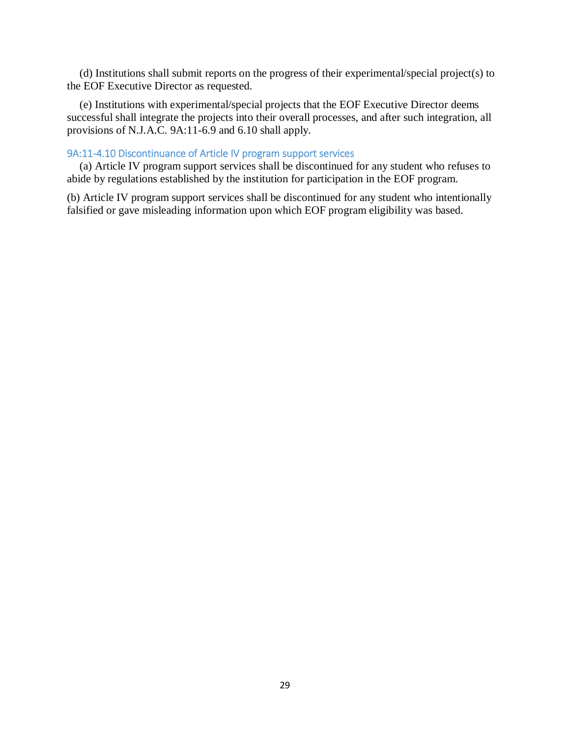(d) Institutions shall submit reports on the progress of their experimental/special project(s) to the EOF Executive Director as requested.

(e) Institutions with experimental/special projects that the EOF Executive Director deems successful shall integrate the projects into their overall processes, and after such integration, all provisions of N.J.A.C. 9A:11-6.9 and 6.10 shall apply.

### 9A:11-4.10 Discontinuance of Article IV program support services

(a) Article IV program support services shall be discontinued for any student who refuses to abide by regulations established by the institution for participation in the EOF program.

(b) Article IV program support services shall be discontinued for any student who intentionally falsified or gave misleading information upon which EOF program eligibility was based.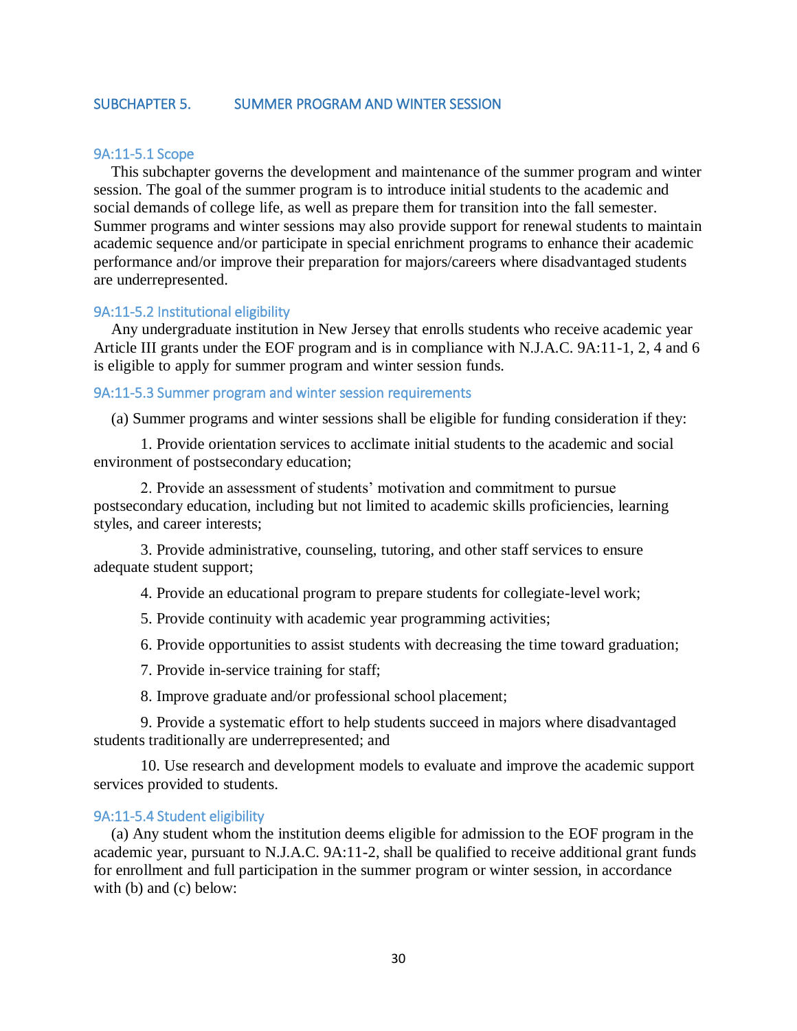## SUBCHAPTER 5. SUMMER PROGRAM AND WINTER SESSION

### 9A:11-5.1 Scope

This subchapter governs the development and maintenance of the summer program and winter session. The goal of the summer program is to introduce initial students to the academic and social demands of college life, as well as prepare them for transition into the fall semester. Summer programs and winter sessions may also provide support for renewal students to maintain academic sequence and/or participate in special enrichment programs to enhance their academic performance and/or improve their preparation for majors/careers where disadvantaged students are underrepresented.

### 9A:11-5.2 Institutional eligibility

Any undergraduate institution in New Jersey that enrolls students who receive academic year Article III grants under the EOF program and is in compliance with N.J.A.C. 9A:11-1, 2, 4 and 6 is eligible to apply for summer program and winter session funds.

### 9A:11-5.3 Summer program and winter session requirements

(a) Summer programs and winter sessions shall be eligible for funding consideration if they:

1. Provide orientation services to acclimate initial students to the academic and social environment of postsecondary education;
2. Provide an assessment of students' motivation and commitment to pursue postsecondary education, including but not limited to academic skills proficiencies, learning styles, and career interests;
3. Provide administrative, counseling, tutoring, and other staff services to ensure adequate student support;
4. Provide an educational program to prepare students for collegiate-level work;
5. Provide continuity with academic year programming activities;
6. Provide opportunities to assist students with decreasing the time toward graduation;
7. Provide in-service training for staff;
8. Improve graduate and/or professional school placement;
9. Provide a systematic effort to help students succeed in majors where disadvantaged students traditionally are underrepresented; and
10. Use research and development models to evaluate and improve the academic support services provided to students.

### 9A:11-5.4 Student eligibility

(a) Any student whom the institution deems eligible for admission to the EOF program in the academic year, pursuant to N.J.A.C. 9A:11-2, shall be qualified to receive additional grant funds for enrollment and full participation in the summer program or winter session, in accordance with (b) and (c) below: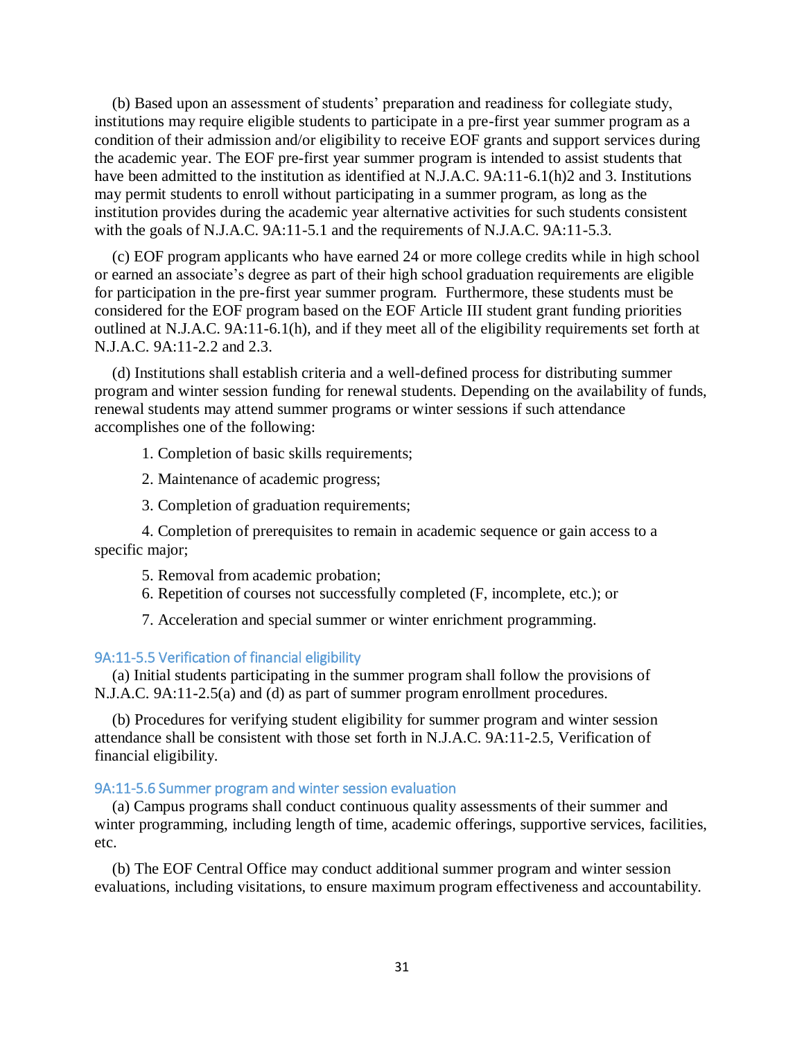(b) Based upon an assessment of students' preparation and readiness for collegiate study, institutions may require eligible students to participate in a pre-first year summer program as a condition of their admission and/or eligibility to receive EOF grants and support services during the academic year. The EOF pre-first year summer program is intended to assist students that have been admitted to the institution as identified at N.J.A.C. 9A:11-6.1(h)2 and 3. Institutions may permit students to enroll without participating in a summer program, as long as the institution provides during the academic year alternative activities for such students consistent with the goals of N.J.A.C. 9A:11-5.1 and the requirements of N.J.A.C. 9A:11-5.3.

(c) EOF program applicants who have earned 24 or more college credits while in high school or earned an associate's degree as part of their high school graduation requirements are eligible for participation in the pre-first year summer program. Furthermore, these students must be considered for the EOF program based on the EOF Article III student grant funding priorities outlined at N.J.A.C. 9A:11-6.1(h), and if they meet all of the eligibility requirements set forth at N.J.A.C. 9A:11-2.2 and 2.3.

(d) Institutions shall establish criteria and a well-defined process for distributing summer program and winter session funding for renewal students. Depending on the availability of funds, renewal students may attend summer programs or winter sessions if such attendance accomplishes one of the following:

1. Completion of basic skills requirements;
2. Maintenance of academic progress;
3. Completion of graduation requirements;
4. Completion of prerequisites to remain in academic sequence or gain access to a specific major;
5. Removal from academic probation;
6. Repetition of courses not successfully completed (F, incomplete, etc.); or
7. Acceleration and special summer or winter enrichment programming.

### 9A:11-5.5 Verification of financial eligibility

(a) Initial students participating in the summer program shall follow the provisions of N.J.A.C. 9A:11-2.5(a) and (d) as part of summer program enrollment procedures.

(b) Procedures for verifying student eligibility for summer program and winter session attendance shall be consistent with those set forth in N.J.A.C. 9A:11-2.5, Verification of financial eligibility.

### 9A:11-5.6 Summer program and winter session evaluation

(a) Campus programs shall conduct continuous quality assessments of their summer and winter programming, including length of time, academic offerings, supportive services, facilities, etc.

(b) The EOF Central Office may conduct additional summer program and winter session evaluations, including visitations, to ensure maximum program effectiveness and accountability.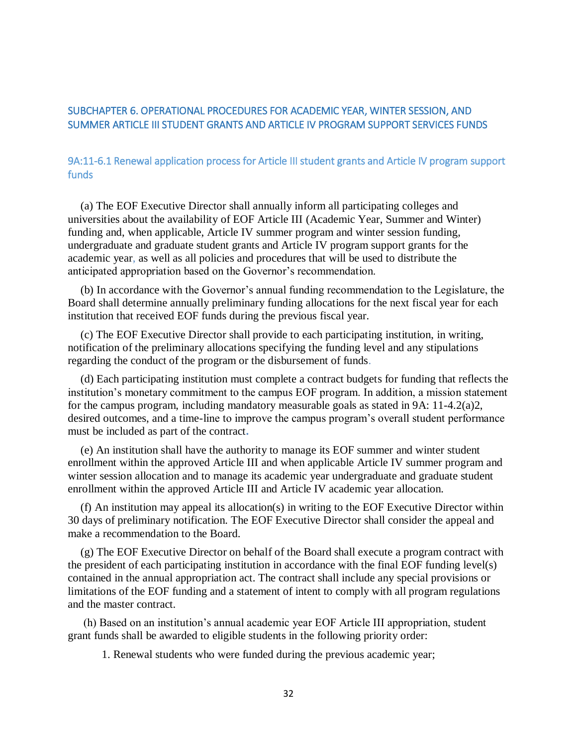## SUBCHAPTER 6. OPERATIONAL PROCEDURES FOR ACADEMIC YEAR, WINTER SESSION, AND SUMMER ARTICLE III STUDENT GRANTS AND ARTICLE IV PROGRAM SUPPORT SERVICES FUNDS

### 9A:11-6.1 Renewal application process for Article III student grants and Article IV program support funds

(a) The EOF Executive Director shall annually inform all participating colleges and universities about the availability of EOF Article III (Academic Year, Summer and Winter) funding and, when applicable, Article IV summer program and winter session funding, undergraduate and graduate student grants and Article IV program support grants for the academic year, as well as all policies and procedures that will be used to distribute the anticipated appropriation based on the Governor's recommendation.

(b) In accordance with the Governor's annual funding recommendation to the Legislature, the Board shall determine annually preliminary funding allocations for the next fiscal year for each institution that received EOF funds during the previous fiscal year.

(c) The EOF Executive Director shall provide to each participating institution, in writing, notification of the preliminary allocations specifying the funding level and any stipulations regarding the conduct of the program or the disbursement of funds.

(d) Each participating institution must complete a contract budgets for funding that reflects the institution's monetary commitment to the campus EOF program. In addition, a mission statement for the campus program, including mandatory measurable goals as stated in 9A: 11-4.2(a)2, desired outcomes, and a time-line to improve the campus program's overall student performance must be included as part of the contract.

(e) An institution shall have the authority to manage its EOF summer and winter student enrollment within the approved Article III and when applicable Article IV summer program and winter session allocation and to manage its academic year undergraduate and graduate student enrollment within the approved Article III and Article IV academic year allocation.

(f) An institution may appeal its allocation(s) in writing to the EOF Executive Director within 30 days of preliminary notification. The EOF Executive Director shall consider the appeal and make a recommendation to the Board.

(g) The EOF Executive Director on behalf of the Board shall execute a program contract with the president of each participating institution in accordance with the final EOF funding level(s) contained in the annual appropriation act. The contract shall include any special provisions or limitations of the EOF funding and a statement of intent to comply with all program regulations and the master contract.

(h) Based on an institution's annual academic year EOF Article III appropriation, student grant funds shall be awarded to eligible students in the following priority order:

1. Renewal students who were funded during the previous academic year;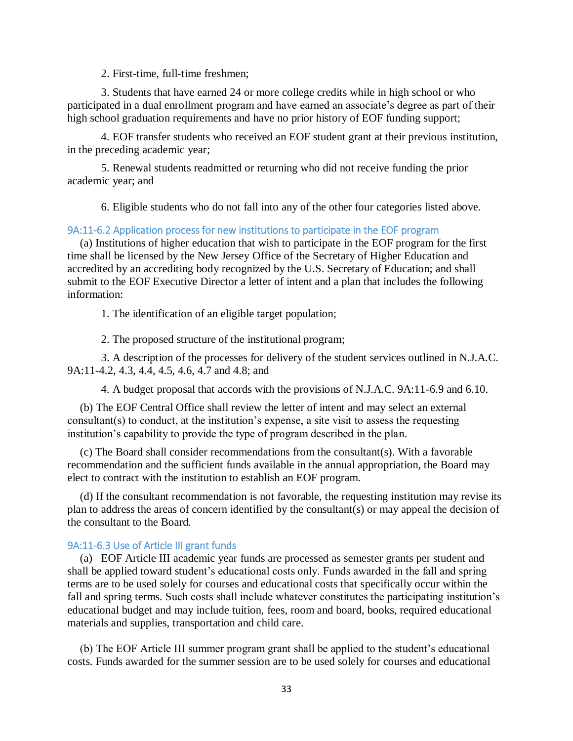2. First-time, full-time freshmen;

3. Students that have earned 24 or more college credits while in high school or who participated in a dual enrollment program and have earned an associate's degree as part of their high school graduation requirements and have no prior history of EOF funding support;

4. EOF transfer students who received an EOF student grant at their previous institution, in the preceding academic year;

5. Renewal students readmitted or returning who did not receive funding the prior academic year; and

6. Eligible students who do not fall into any of the other four categories listed above.

### 9A:11-6.2 Application process for new institutions to participate in the EOF program

(a) Institutions of higher education that wish to participate in the EOF program for the first time shall be licensed by the New Jersey Office of the Secretary of Higher Education and accredited by an accrediting body recognized by the U.S. Secretary of Education; and shall submit to the EOF Executive Director a letter of intent and a plan that includes the following information:

1. The identification of an eligible target population;

2. The proposed structure of the institutional program;

3. A description of the processes for delivery of the student services outlined in N.J.A.C. 9A:11-4.2, 4.3, 4.4, 4.5, 4.6, 4.7 and 4.8; and

4. A budget proposal that accords with the provisions of N.J.A.C. 9A:11-6.9 and 6.10.

(b) The EOF Central Office shall review the letter of intent and may select an external consultant(s) to conduct, at the institution's expense, a site visit to assess the requesting institution's capability to provide the type of program described in the plan.

(c) The Board shall consider recommendations from the consultant(s). With a favorable recommendation and the sufficient funds available in the annual appropriation, the Board may elect to contract with the institution to establish an EOF program.

(d) If the consultant recommendation is not favorable, the requesting institution may revise its plan to address the areas of concern identified by the consultant(s) or may appeal the decision of the consultant to the Board.

### 9A:11-6.3 Use of Article III grant funds

(a) EOF Article III academic year funds are processed as semester grants per student and shall be applied toward student's educational costs only. Funds awarded in the fall and spring terms are to be used solely for courses and educational costs that specifically occur within the fall and spring terms. Such costs shall include whatever constitutes the participating institution's educational budget and may include tuition, fees, room and board, books, required educational materials and supplies, transportation and child care.

(b) The EOF Article III summer program grant shall be applied to the student's educational costs. Funds awarded for the summer session are to be used solely for courses and educational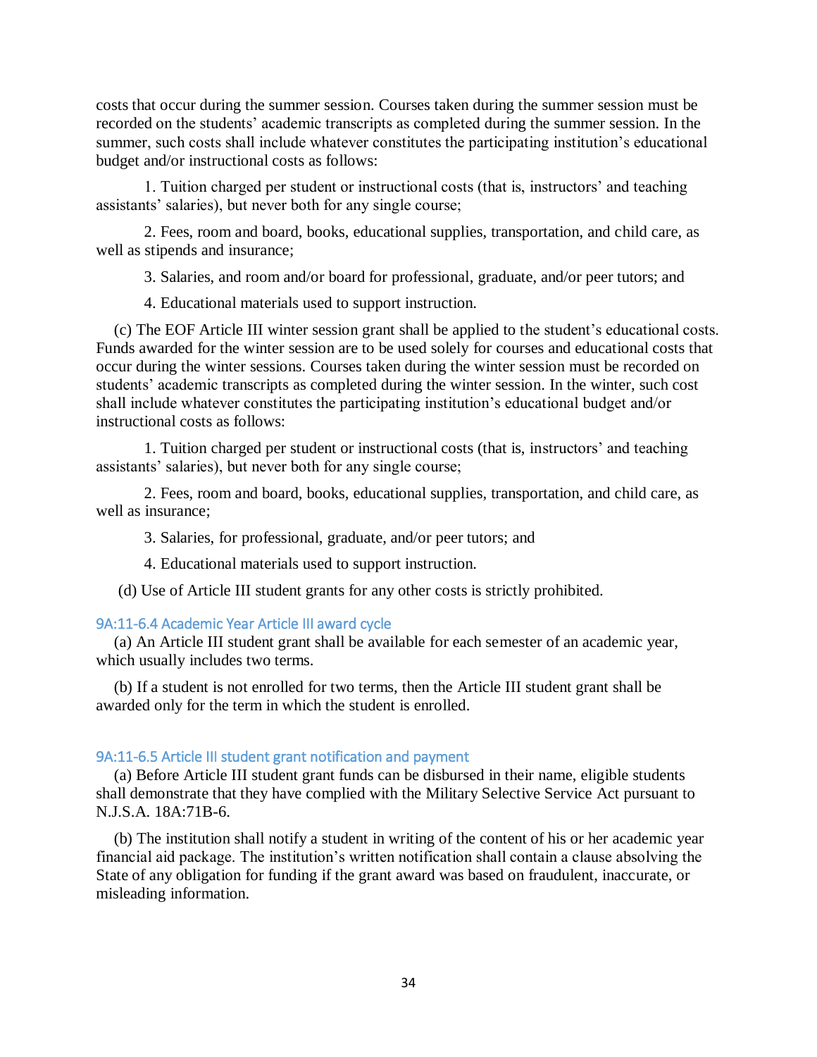costs that occur during the summer session. Courses taken during the summer session must be recorded on the students' academic transcripts as completed during the summer session. In the summer, such costs shall include whatever constitutes the participating institution's educational budget and/or instructional costs as follows:

1. Tuition charged per student or instructional costs (that is, instructors' and teaching assistants' salaries), but never both for any single course;

2. Fees, room and board, books, educational supplies, transportation, and child care, as well as stipends and insurance;

3. Salaries, and room and/or board for professional, graduate, and/or peer tutors; and

4. Educational materials used to support instruction.

(c) The EOF Article III winter session grant shall be applied to the student's educational costs. Funds awarded for the winter session are to be used solely for courses and educational costs that occur during the winter sessions. Courses taken during the winter session must be recorded on students' academic transcripts as completed during the winter session. In the winter, such cost shall include whatever constitutes the participating institution's educational budget and/or instructional costs as follows:

1. Tuition charged per student or instructional costs (that is, instructors' and teaching assistants' salaries), but never both for any single course;

2. Fees, room and board, books, educational supplies, transportation, and child care, as well as insurance;

3. Salaries, for professional, graduate, and/or peer tutors; and

4. Educational materials used to support instruction.

(d) Use of Article III student grants for any other costs is strictly prohibited.

### 9A:11-6.4 Academic Year Article III award cycle

(a) An Article III student grant shall be available for each semester of an academic year, which usually includes two terms.

(b) If a student is not enrolled for two terms, then the Article III student grant shall be awarded only for the term in which the student is enrolled.

### 9A:11-6.5 Article III student grant notification and payment

(a) Before Article III student grant funds can be disbursed in their name, eligible students shall demonstrate that they have complied with the Military Selective Service Act pursuant to N.J.S.A. 18A:71B-6.

(b) The institution shall notify a student in writing of the content of his or her academic year financial aid package. The institution's written notification shall contain a clause absolving the State of any obligation for funding if the grant award was based on fraudulent, inaccurate, or misleading information.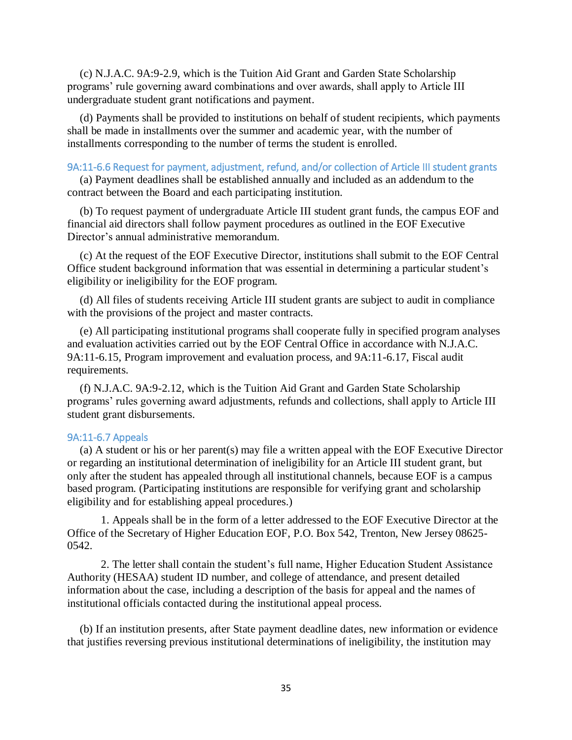(c) N.J.A.C. 9A:9-2.9, which is the Tuition Aid Grant and Garden State Scholarship programs' rule governing award combinations and over awards, shall apply to Article III undergraduate student grant notifications and payment.

(d) Payments shall be provided to institutions on behalf of student recipients, which payments shall be made in installments over the summer and academic year, with the number of installments corresponding to the number of terms the student is enrolled.

### 9A:11-6.6 Request for payment, adjustment, refund, and/or collection of Article III student grants

(a) Payment deadlines shall be established annually and included as an addendum to the contract between the Board and each participating institution.

(b) To request payment of undergraduate Article III student grant funds, the campus EOF and financial aid directors shall follow payment procedures as outlined in the EOF Executive Director's annual administrative memorandum.

(c) At the request of the EOF Executive Director, institutions shall submit to the EOF Central Office student background information that was essential in determining a particular student's eligibility or ineligibility for the EOF program.

(d) All files of students receiving Article III student grants are subject to audit in compliance with the provisions of the project and master contracts.

(e) All participating institutional programs shall cooperate fully in specified program analyses and evaluation activities carried out by the EOF Central Office in accordance with N.J.A.C. 9A:11-6.15, Program improvement and evaluation process, and 9A:11-6.17, Fiscal audit requirements.

(f) N.J.A.C. 9A:9-2.12, which is the Tuition Aid Grant and Garden State Scholarship programs' rules governing award adjustments, refunds and collections, shall apply to Article III student grant disbursements.

### 9A:11-6.7 Appeals

(a) A student or his or her parent(s) may file a written appeal with the EOF Executive Director or regarding an institutional determination of ineligibility for an Article III student grant, but only after the student has appealed through all institutional channels, because EOF is a campus based program. (Participating institutions are responsible for verifying grant and scholarship eligibility and for establishing appeal procedures.)

1. Appeals shall be in the form of a letter addressed to the EOF Executive Director at the Office of the Secretary of Higher Education EOF, P.O. Box 542, Trenton, New Jersey 08625-0542.

2. The letter shall contain the student's full name, Higher Education Student Assistance Authority (HESAA) student ID number, and college of attendance, and present detailed information about the case, including a description of the basis for appeal and the names of institutional officials contacted during the institutional appeal process.

(b) If an institution presents, after State payment deadline dates, new information or evidence that justifies reversing previous institutional determinations of ineligibility, the institution may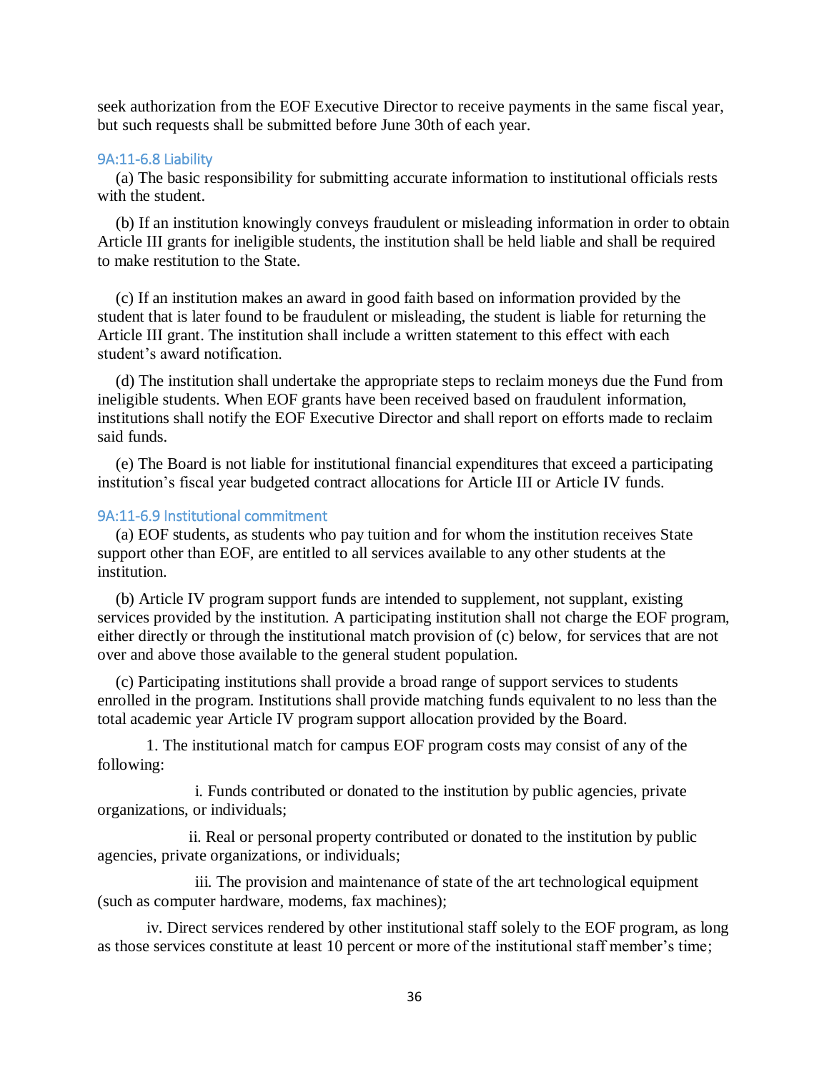seek authorization from the EOF Executive Director to receive payments in the same fiscal year, but such requests shall be submitted before June 30th of each year.

### 9A:11-6.8 Liability

(a) The basic responsibility for submitting accurate information to institutional officials rests with the student.

(b) If an institution knowingly conveys fraudulent or misleading information in order to obtain Article III grants for ineligible students, the institution shall be held liable and shall be required to make restitution to the State.

(c) If an institution makes an award in good faith based on information provided by the student that is later found to be fraudulent or misleading, the student is liable for returning the Article III grant. The institution shall include a written statement to this effect with each student's award notification.

(d) The institution shall undertake the appropriate steps to reclaim moneys due the Fund from ineligible students. When EOF grants have been received based on fraudulent information, institutions shall notify the EOF Executive Director and shall report on efforts made to reclaim said funds.

(e) The Board is not liable for institutional financial expenditures that exceed a participating institution's fiscal year budgeted contract allocations for Article III or Article IV funds.

### 9A:11-6.9 Institutional commitment

(a) EOF students, as students who pay tuition and for whom the institution receives State support other than EOF, are entitled to all services available to any other students at the institution.

(b) Article IV program support funds are intended to supplement, not supplant, existing services provided by the institution. A participating institution shall not charge the EOF program, either directly or through the institutional match provision of (c) below, for services that are not over and above those available to the general student population.

(c) Participating institutions shall provide a broad range of support services to students enrolled in the program. Institutions shall provide matching funds equivalent to no less than the total academic year Article IV program support allocation provided by the Board.

1. The institutional match for campus EOF program costs may consist of any of the following:

i. Funds contributed or donated to the institution by public agencies, private organizations, or individuals;

ii. Real or personal property contributed or donated to the institution by public agencies, private organizations, or individuals;

iii. The provision and maintenance of state of the art technological equipment (such as computer hardware, modems, fax machines);

iv. Direct services rendered by other institutional staff solely to the EOF program, as long as those services constitute at least 10 percent or more of the institutional staff member's time;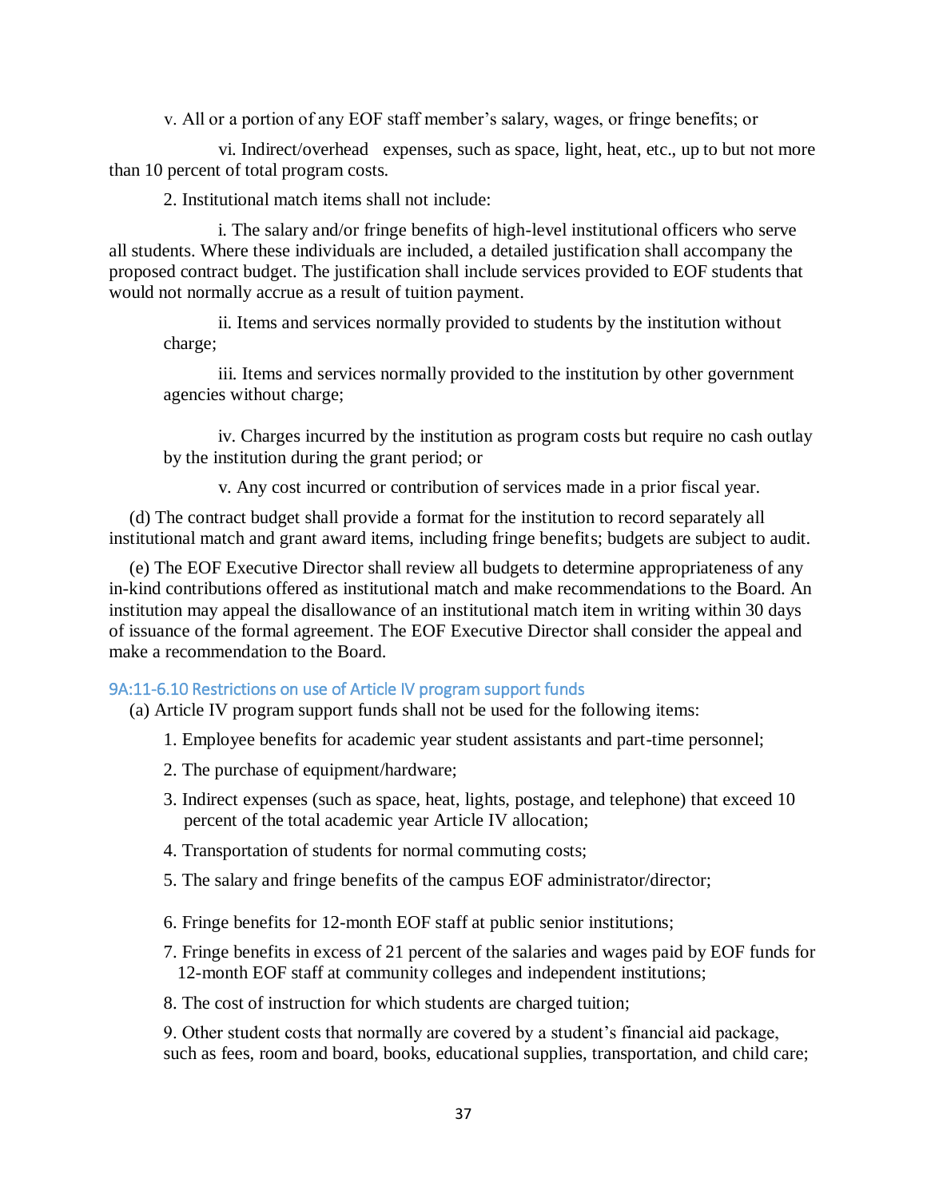v. All or a portion of any EOF staff member's salary, wages, or fringe benefits; or

vi. Indirect/overhead expenses, such as space, light, heat, etc., up to but not more than 10 percent of total program costs.

2. Institutional match items shall not include:

i. The salary and/or fringe benefits of high-level institutional officers who serve all students. Where these individuals are included, a detailed justification shall accompany the proposed contract budget. The justification shall include services provided to EOF students that would not normally accrue as a result of tuition payment.

ii. Items and services normally provided to students by the institution without charge;

iii. Items and services normally provided to the institution by other government agencies without charge;

iv. Charges incurred by the institution as program costs but require no cash outlay by the institution during the grant period; or

v. Any cost incurred or contribution of services made in a prior fiscal year.

(d) The contract budget shall provide a format for the institution to record separately all institutional match and grant award items, including fringe benefits; budgets are subject to audit.

(e) The EOF Executive Director shall review all budgets to determine appropriateness of any in-kind contributions offered as institutional match and make recommendations to the Board. An institution may appeal the disallowance of an institutional match item in writing within 30 days of issuance of the formal agreement. The EOF Executive Director shall consider the appeal and make a recommendation to the Board.

### 9A:11-6.10 Restrictions on use of Article IV program support funds

(a) Article IV program support funds shall not be used for the following items:

1. Employee benefits for academic year student assistants and part-time personnel;

2. The purchase of equipment/hardware;

3. Indirect expenses (such as space, heat, lights, postage, and telephone) that exceed 10 percent of the total academic year Article IV allocation;

4. Transportation of students for normal commuting costs;

5. The salary and fringe benefits of the campus EOF administrator/director;

6. Fringe benefits for 12-month EOF staff at public senior institutions;

7. Fringe benefits in excess of 21 percent of the salaries and wages paid by EOF funds for 12-month EOF staff at community colleges and independent institutions;

8. The cost of instruction for which students are charged tuition;

9. Other student costs that normally are covered by a student's financial aid package, such as fees, room and board, books, educational supplies, transportation, and child care;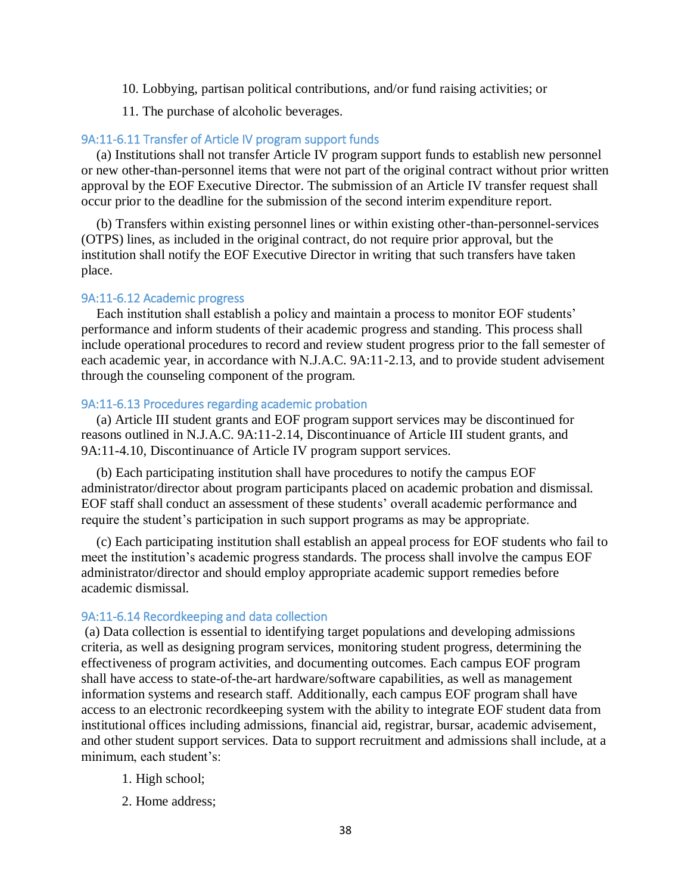10. Lobbying, partisan political contributions, and/or fund raising activities; or

11. The purchase of alcoholic beverages.

### 9A:11-6.11 Transfer of Article IV program support funds

(a) Institutions shall not transfer Article IV program support funds to establish new personnel or new other-than-personnel items that were not part of the original contract without prior written approval by the EOF Executive Director. The submission of an Article IV transfer request shall occur prior to the deadline for the submission of the second interim expenditure report.

(b) Transfers within existing personnel lines or within existing other-than-personnel-services (OTPS) lines, as included in the original contract, do not require prior approval, but the institution shall notify the EOF Executive Director in writing that such transfers have taken place.

### 9A:11-6.12 Academic progress

Each institution shall establish a policy and maintain a process to monitor EOF students' performance and inform students of their academic progress and standing. This process shall include operational procedures to record and review student progress prior to the fall semester of each academic year, in accordance with N.J.A.C. 9A:11-2.13, and to provide student advisement through the counseling component of the program.

### 9A:11-6.13 Procedures regarding academic probation

(a) Article III student grants and EOF program support services may be discontinued for reasons outlined in N.J.A.C. 9A:11-2.14, Discontinuance of Article III student grants, and 9A:11-4.10, Discontinuance of Article IV program support services.

(b) Each participating institution shall have procedures to notify the campus EOF administrator/director about program participants placed on academic probation and dismissal. EOF staff shall conduct an assessment of these students' overall academic performance and require the student's participation in such support programs as may be appropriate.

(c) Each participating institution shall establish an appeal process for EOF students who fail to meet the institution's academic progress standards. The process shall involve the campus EOF administrator/director and should employ appropriate academic support remedies before academic dismissal.

### 9A:11-6.14 Recordkeeping and data collection

(a) Data collection is essential to identifying target populations and developing admissions criteria, as well as designing program services, monitoring student progress, determining the effectiveness of program activities, and documenting outcomes. Each campus EOF program shall have access to state-of-the-art hardware/software capabilities, as well as management information systems and research staff. Additionally, each campus EOF program shall have access to an electronic recordkeeping system with the ability to integrate EOF student data from institutional offices including admissions, financial aid, registrar, bursar, academic advisement, and other student support services. Data to support recruitment and admissions shall include, at a minimum, each student's:

1. High school;

2. Home address;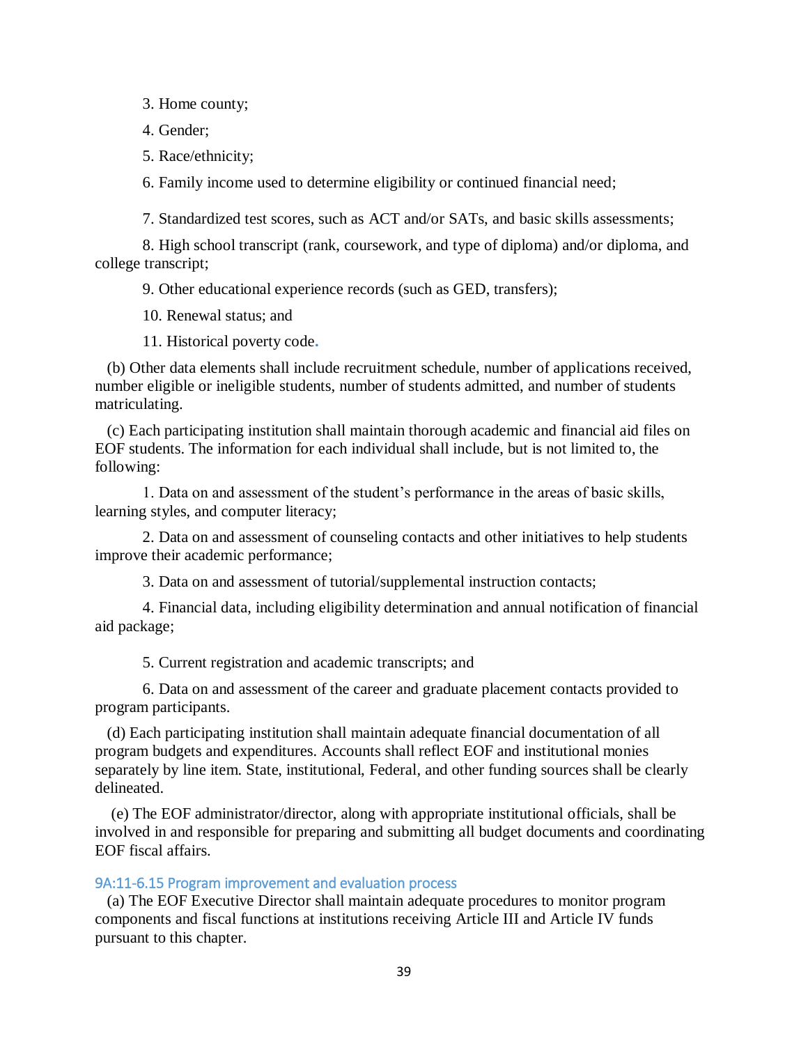3. Home county;

4. Gender;

5. Race/ethnicity;

6. Family income used to determine eligibility or continued financial need;

7. Standardized test scores, such as ACT and/or SATs, and basic skills assessments;

8. High school transcript (rank, coursework, and type of diploma) and/or diploma, and college transcript;

9. Other educational experience records (such as GED, transfers);

10. Renewal status; and

11. Historical poverty code.

(b) Other data elements shall include recruitment schedule, number of applications received, number eligible or ineligible students, number of students admitted, and number of students matriculating.

(c) Each participating institution shall maintain thorough academic and financial aid files on EOF students. The information for each individual shall include, but is not limited to, the following:

1. Data on and assessment of the student's performance in the areas of basic skills, learning styles, and computer literacy;

2. Data on and assessment of counseling contacts and other initiatives to help students improve their academic performance;

3. Data on and assessment of tutorial/supplemental instruction contacts;

4. Financial data, including eligibility determination and annual notification of financial aid package;

5. Current registration and academic transcripts; and

6. Data on and assessment of the career and graduate placement contacts provided to program participants.

(d) Each participating institution shall maintain adequate financial documentation of all program budgets and expenditures. Accounts shall reflect EOF and institutional monies separately by line item. State, institutional, Federal, and other funding sources shall be clearly delineated.

(e) The EOF administrator/director, along with appropriate institutional officials, shall be involved in and responsible for preparing and submitting all budget documents and coordinating EOF fiscal affairs.

### 9A:11-6.15 Program improvement and evaluation process

(a) The EOF Executive Director shall maintain adequate procedures to monitor program components and fiscal functions at institutions receiving Article III and Article IV funds pursuant to this chapter.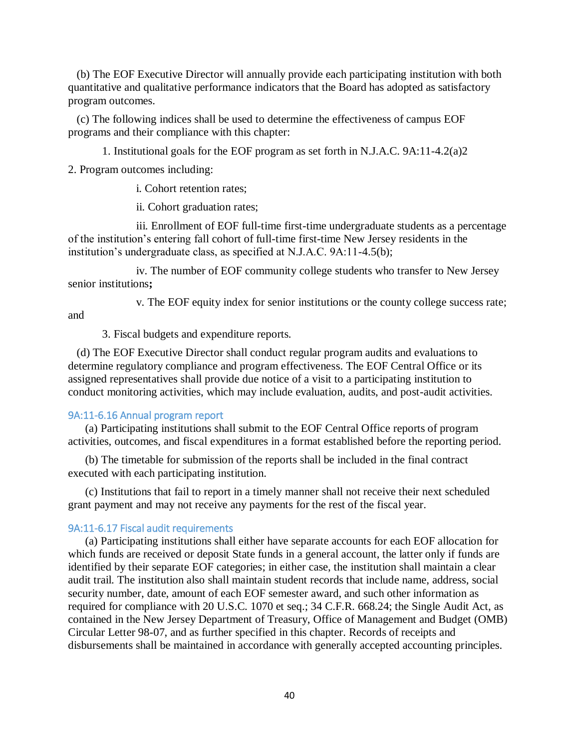(b) The EOF Executive Director will annually provide each participating institution with both quantitative and qualitative performance indicators that the Board has adopted as satisfactory program outcomes.

(c) The following indices shall be used to determine the effectiveness of campus EOF programs and their compliance with this chapter:

1. Institutional goals for the EOF program as set forth in N.J.A.C. 9A:11-4.2(a)2

2. Program outcomes including:

i. Cohort retention rates;

ii. Cohort graduation rates;

iii. Enrollment of EOF full-time first-time undergraduate students as a percentage of the institution's entering fall cohort of full-time first-time New Jersey residents in the institution's undergraduate class, as specified at N.J.A.C. 9A:11-4.5(b);

iv. The number of EOF community college students who transfer to New Jersey senior institutions**;**

v. The EOF equity index for senior institutions or the county college success rate; and

3. Fiscal budgets and expenditure reports.

(d) The EOF Executive Director shall conduct regular program audits and evaluations to determine regulatory compliance and program effectiveness. The EOF Central Office or its assigned representatives shall provide due notice of a visit to a participating institution to conduct monitoring activities, which may include evaluation, audits, and post-audit activities.

### 9A:11-6.16 Annual program report

(a) Participating institutions shall submit to the EOF Central Office reports of program activities, outcomes, and fiscal expenditures in a format established before the reporting period.

(b) The timetable for submission of the reports shall be included in the final contract executed with each participating institution.

(c) Institutions that fail to report in a timely manner shall not receive their next scheduled grant payment and may not receive any payments for the rest of the fiscal year.

### 9A:11-6.17 Fiscal audit requirements

(a) Participating institutions shall either have separate accounts for each EOF allocation for which funds are received or deposit State funds in a general account, the latter only if funds are identified by their separate EOF categories; in either case, the institution shall maintain a clear audit trail. The institution also shall maintain student records that include name, address, social security number, date, amount of each EOF semester award, and such other information as required for compliance with 20 U.S.C. 1070 et seq.; 34 C.F.R. 668.24; the Single Audit Act, as contained in the New Jersey Department of Treasury, Office of Management and Budget (OMB) Circular Letter 98-07, and as further specified in this chapter. Records of receipts and disbursements shall be maintained in accordance with generally accepted accounting principles.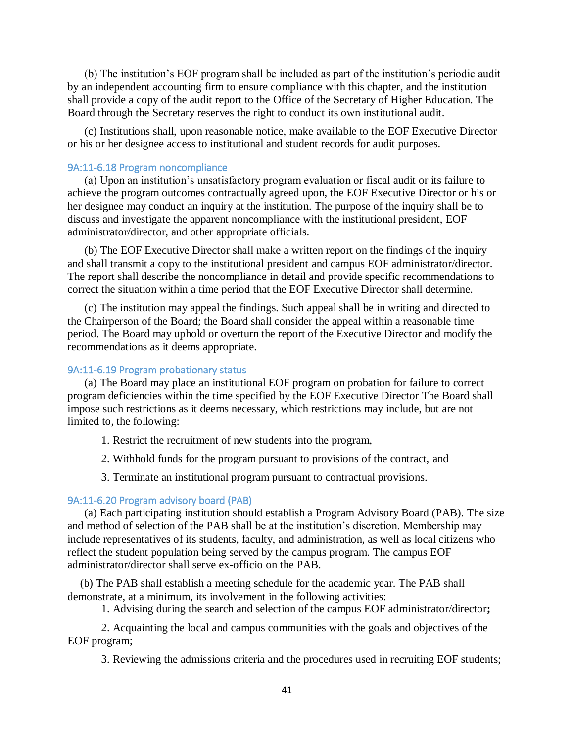(b) The institution's EOF program shall be included as part of the institution's periodic audit by an independent accounting firm to ensure compliance with this chapter, and the institution shall provide a copy of the audit report to the Office of the Secretary of Higher Education. The Board through the Secretary reserves the right to conduct its own institutional audit.

(c) Institutions shall, upon reasonable notice, make available to the EOF Executive Director or his or her designee access to institutional and student records for audit purposes.

### 9A:11-6.18 Program noncompliance

(a) Upon an institution's unsatisfactory program evaluation or fiscal audit or its failure to achieve the program outcomes contractually agreed upon, the EOF Executive Director or his or her designee may conduct an inquiry at the institution. The purpose of the inquiry shall be to discuss and investigate the apparent noncompliance with the institutional president, EOF administrator/director, and other appropriate officials.

(b) The EOF Executive Director shall make a written report on the findings of the inquiry and shall transmit a copy to the institutional president and campus EOF administrator/director. The report shall describe the noncompliance in detail and provide specific recommendations to correct the situation within a time period that the EOF Executive Director shall determine.

(c) The institution may appeal the findings. Such appeal shall be in writing and directed to the Chairperson of the Board; the Board shall consider the appeal within a reasonable time period. The Board may uphold or overturn the report of the Executive Director and modify the recommendations as it deems appropriate.

### 9A:11-6.19 Program probationary status

(a) The Board may place an institutional EOF program on probation for failure to correct program deficiencies within the time specified by the EOF Executive Director The Board shall impose such restrictions as it deems necessary, which restrictions may include, but are not limited to, the following:

1. Restrict the recruitment of new students into the program,
2. Withhold funds for the program pursuant to provisions of the contract, and
3. Terminate an institutional program pursuant to contractual provisions.

### 9A:11-6.20 Program advisory board (PAB)

(a) Each participating institution should establish a Program Advisory Board (PAB). The size and method of selection of the PAB shall be at the institution's discretion. Membership may include representatives of its students, faculty, and administration, as well as local citizens who reflect the student population being served by the campus program. The campus EOF administrator/director shall serve ex-officio on the PAB.

(b) The PAB shall establish a meeting schedule for the academic year. The PAB shall demonstrate, at a minimum, its involvement in the following activities:

1. Advising during the search and selection of the campus EOF administrator/director**;**
2. Acquainting the local and campus communities with the goals and objectives of the EOF program;
3. Reviewing the admissions criteria and the procedures used in recruiting EOF students;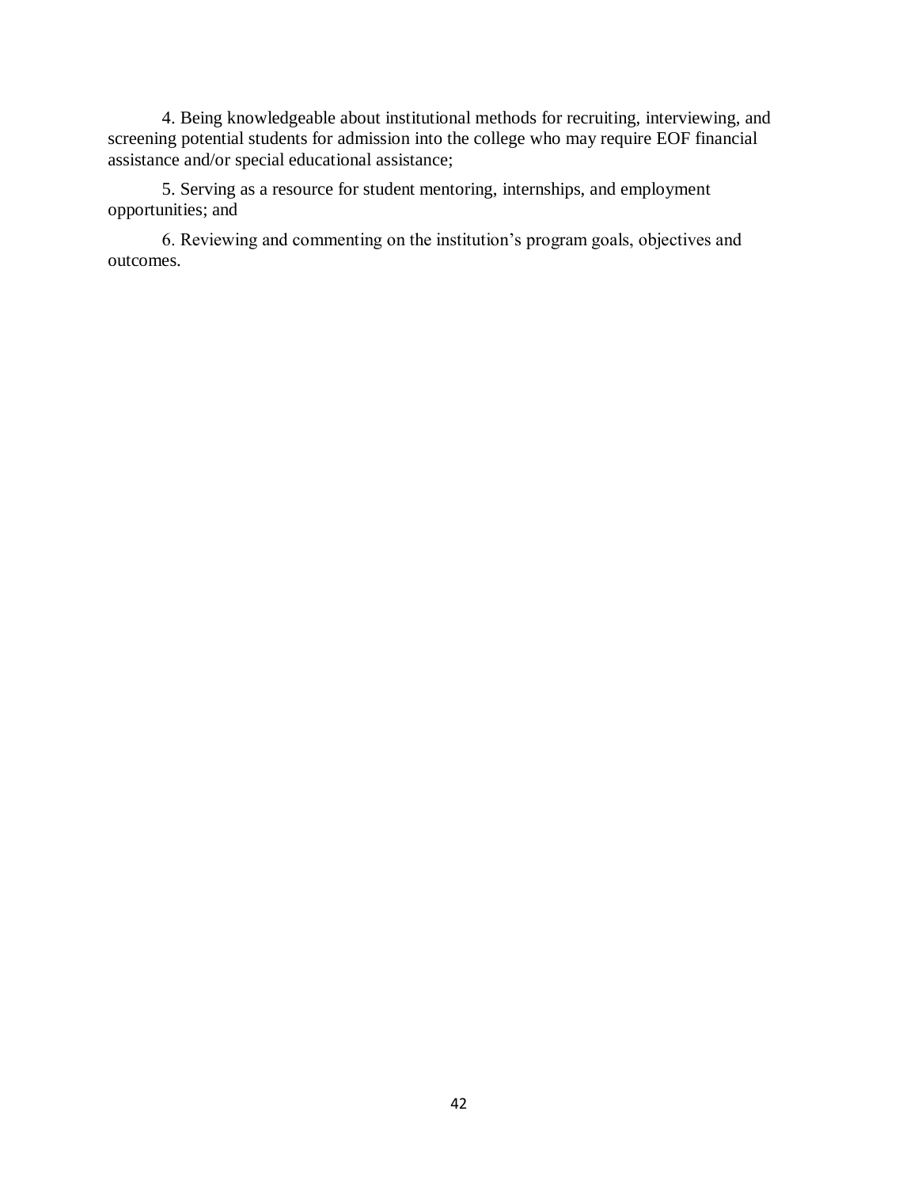4. Being knowledgeable about institutional methods for recruiting, interviewing, and screening potential students for admission into the college who may require EOF financial assistance and/or special educational assistance;

5. Serving as a resource for student mentoring, internships, and employment opportunities; and

6. Reviewing and commenting on the institution's program goals, objectives and outcomes.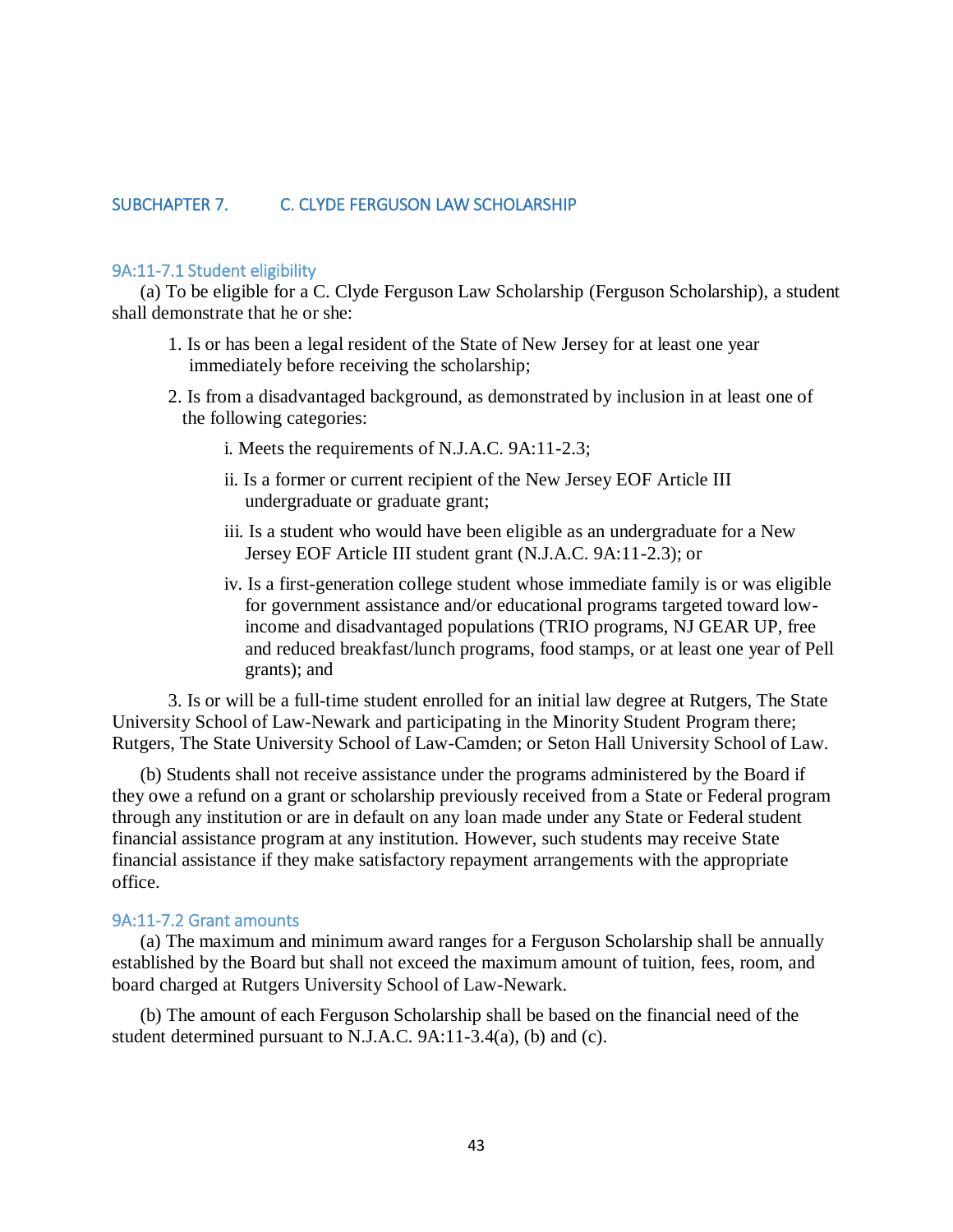## SUBCHAPTER 7. C. CLYDE FERGUSON LAW SCHOLARSHIP

### 9A:11-7.1 Student eligibility

(a) To be eligible for a C. Clyde Ferguson Law Scholarship (Ferguson Scholarship), a student shall demonstrate that he or she:

1. Is or has been a legal resident of the State of New Jersey for at least one year immediately before receiving the scholarship;
2. Is from a disadvantaged background, as demonstrated by inclusion in at least one of the following categories:
   - i. Meets the requirements of N.J.A.C. 9A:11-2.3;
   - ii. Is a former or current recipient of the New Jersey EOF Article III undergraduate or graduate grant;
   - iii. Is a student who would have been eligible as an undergraduate for a New Jersey EOF Article III student grant (N.J.A.C. 9A:11-2.3); or
   - iv. Is a first-generation college student whose immediate family is or was eligible for government assistance and/or educational programs targeted toward low-income and disadvantaged populations (TRIO programs, NJ GEAR UP, free and reduced breakfast/lunch programs, food stamps, or at least one year of Pell grants); and
3. Is or will be a full-time student enrolled for an initial law degree at Rutgers, The State University School of Law-Newark and participating in the Minority Student Program there; Rutgers, The State University School of Law-Camden; or Seton Hall University School of Law.

(b) Students shall not receive assistance under the programs administered by the Board if they owe a refund on a grant or scholarship previously received from a State or Federal program through any institution or are in default on any loan made under any State or Federal student financial assistance program at any institution. However, such students may receive State financial assistance if they make satisfactory repayment arrangements with the appropriate office.

### 9A:11-7.2 Grant amounts

(a) The maximum and minimum award ranges for a Ferguson Scholarship shall be annually established by the Board but shall not exceed the maximum amount of tuition, fees, room, and board charged at Rutgers University School of Law-Newark.

(b) The amount of each Ferguson Scholarship shall be based on the financial need of the student determined pursuant to N.J.A.C. 9A:11-3.4(a), (b) and (c).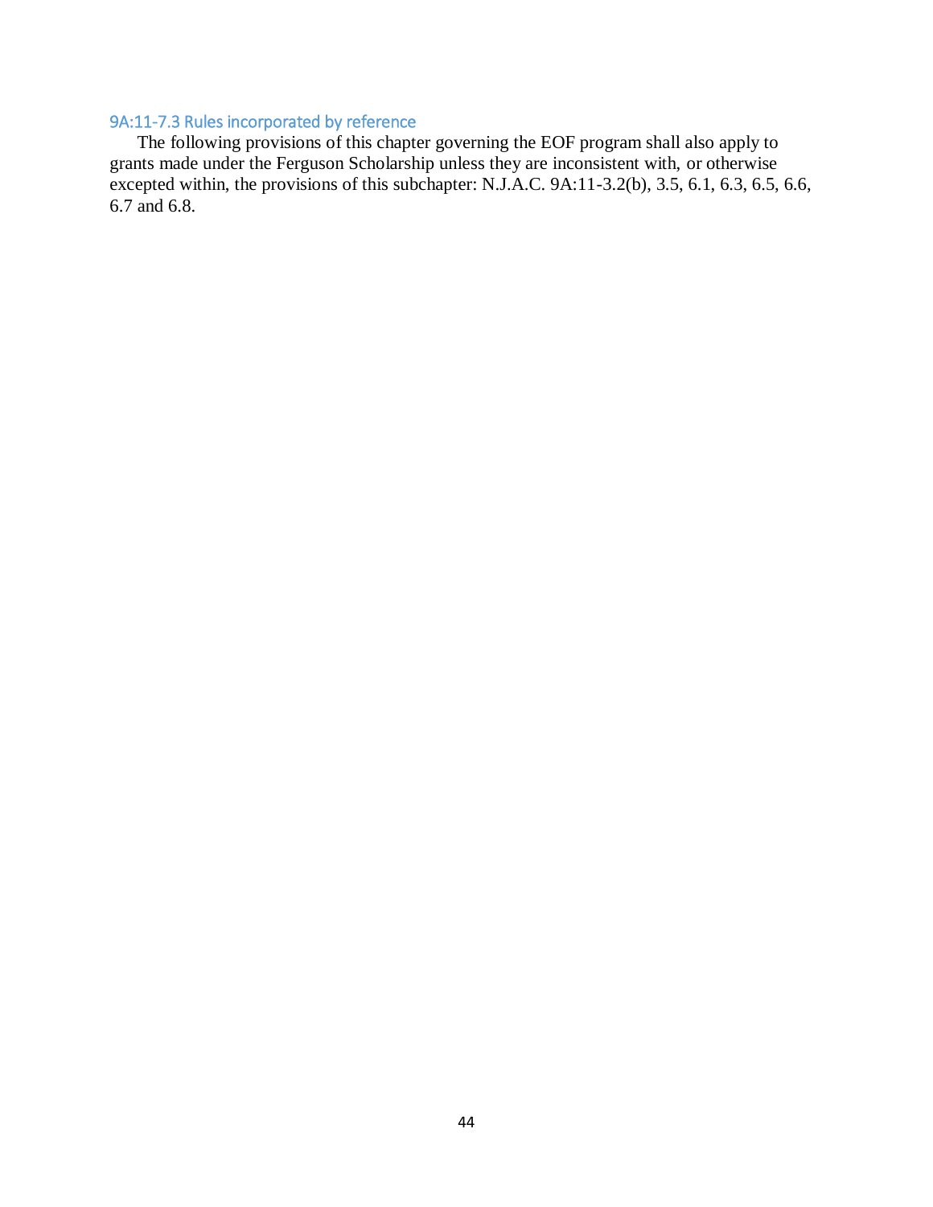### 9A:11-7.3 Rules incorporated by reference

The following provisions of this chapter governing the EOF program shall also apply to grants made under the Ferguson Scholarship unless they are inconsistent with, or otherwise excepted within, the provisions of this subchapter: N.J.A.C. 9A:11-3.2(b), 3.5, 6.1, 6.3, 6.5, 6.6, 6.7 and 6.8.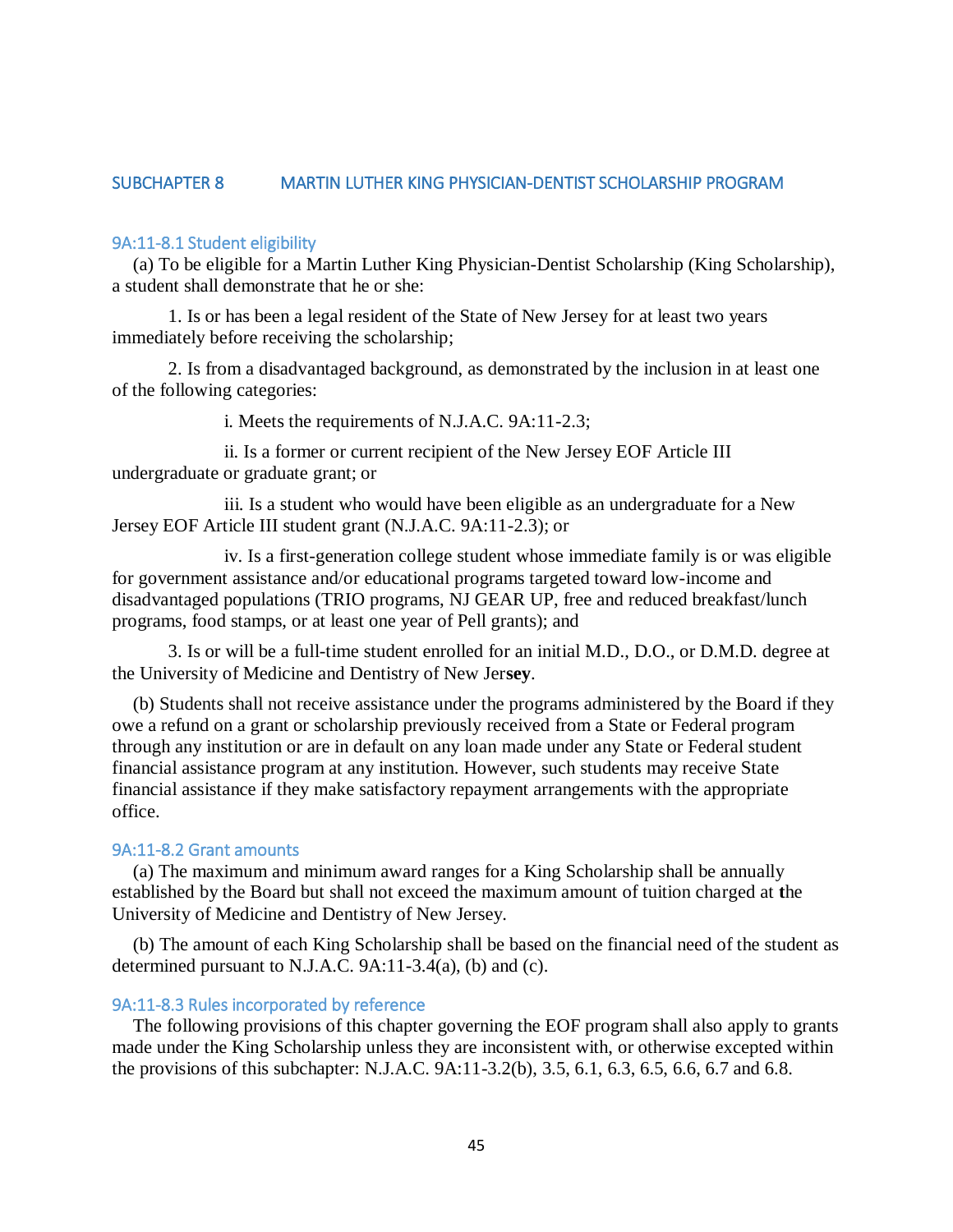## SUBCHAPTER 8 MARTIN LUTHER KING PHYSICIAN-DENTIST SCHOLARSHIP PROGRAM

### 9A:11-8.1 Student eligibility

(a) To be eligible for a Martin Luther King Physician-Dentist Scholarship (King Scholarship), a student shall demonstrate that he or she:

1. Is or has been a legal resident of the State of New Jersey for at least two years immediately before receiving the scholarship;

2. Is from a disadvantaged background, as demonstrated by the inclusion in at least one of the following categories:

   i. Meets the requirements of N.J.A.C. 9A:11-2.3;

   ii. Is a former or current recipient of the New Jersey EOF Article III undergraduate or graduate grant; or

   iii. Is a student who would have been eligible as an undergraduate for a New Jersey EOF Article III student grant (N.J.A.C. 9A:11-2.3); or

   iv. Is a first-generation college student whose immediate family is or was eligible for government assistance and/or educational programs targeted toward low-income and disadvantaged populations (TRIO programs, NJ GEAR UP, free and reduced breakfast/lunch programs, food stamps, or at least one year of Pell grants); and

3. Is or will be a full-time student enrolled for an initial M.D., D.O., or D.M.D. degree at the University of Medicine and Dentistry of New Jersey.

(b) Students shall not receive assistance under the programs administered by the Board if they owe a refund on a grant or scholarship previously received from a State or Federal program through any institution or are in default on any loan made under any State or Federal student financial assistance program at any institution. However, such students may receive State financial assistance if they make satisfactory repayment arrangements with the appropriate office.

### 9A:11-8.2 Grant amounts

(a) The maximum and minimum award ranges for a King Scholarship shall be annually established by the Board but shall not exceed the maximum amount of tuition charged at the University of Medicine and Dentistry of New Jersey.

(b) The amount of each King Scholarship shall be based on the financial need of the student as determined pursuant to N.J.A.C. 9A:11-3.4(a), (b) and (c).

### 9A:11-8.3 Rules incorporated by reference

The following provisions of this chapter governing the EOF program shall also apply to grants made under the King Scholarship unless they are inconsistent with, or otherwise excepted within the provisions of this subchapter: N.J.A.C. 9A:11-3.2(b), 3.5, 6.1, 6.3, 6.5, 6.6, 6.7 and 6.8.